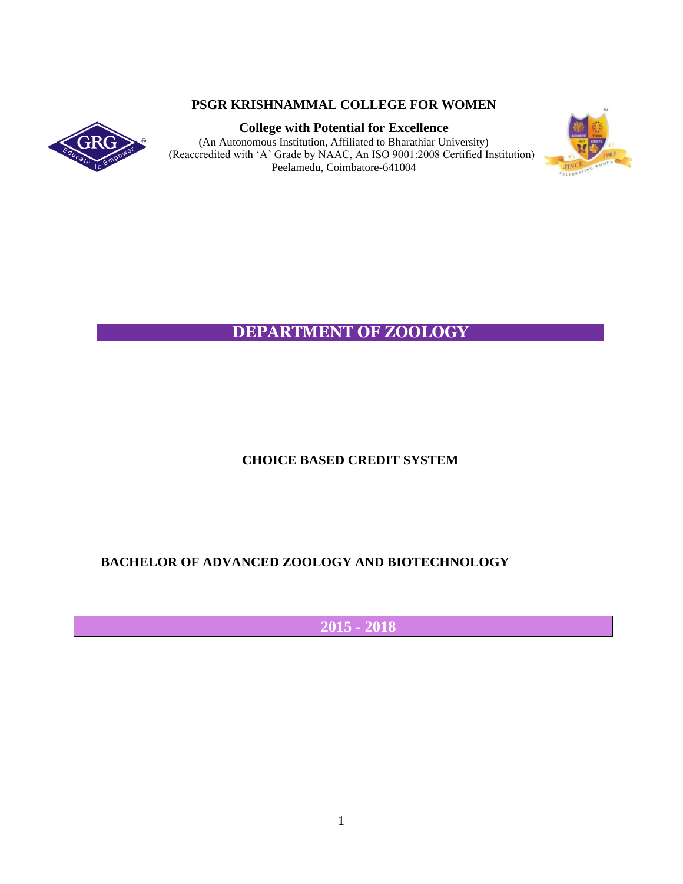**PSGR KRISHNAMMAL COLLEGE FOR WOMEN**

**College with Potential for Excellence**

(An Autonomous Institution, Affiliated to Bharathiar University)
(Reaccredited with 'A' Grade by NAAC, An ISO 9001:2008 Certified Institution)
Peelamedu, Coimbatore-641004

# DEPARTMENT OF ZOOLOGY

## CHOICE BASED CREDIT SYSTEM

## BACHELOR OF ADVANCED ZOOLOGY AND BIOTECHNOLOGY

## 2015 - 2018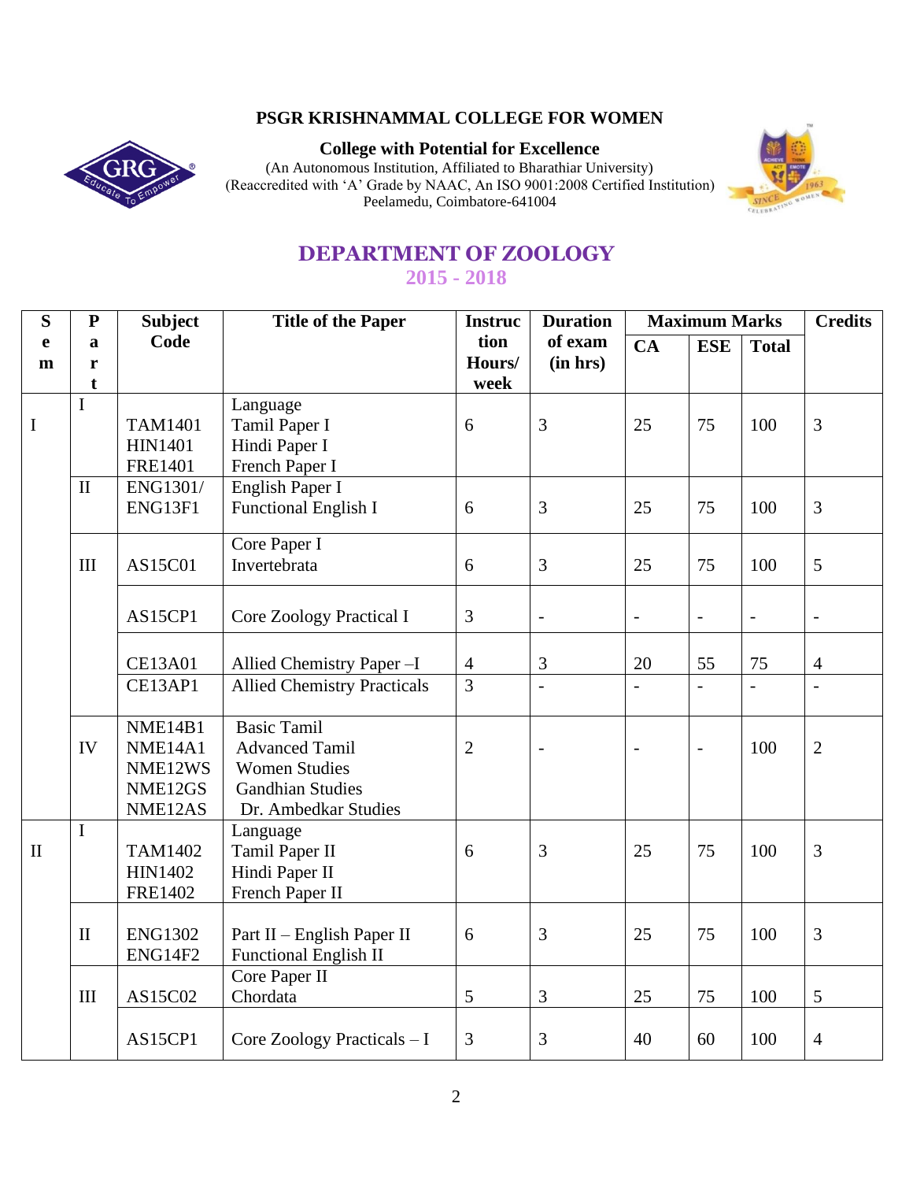**PSGR KRISHNAMMAL COLLEGE FOR WOMEN**

**College with Potential for Excellence**

(An Autonomous Institution, Affiliated to Bharathiar University)
(Reaccredited with 'A' Grade by NAAC, An ISO 9001:2008 Certified Institution)
Peelamedu, Coimbatore-641004

# DEPARTMENT OF ZOOLOGY

## 2015 - 2018

| Sem | Part | Subject Code | Title of the Paper | Instruction Hours/ week | Duration of exam (in hrs) | Maximum Marks | | | Credits |
|---|---|---|---|---|---|---|---|---|---|
| | | | | | | CA | ESE | Total | |
| I | I | TAM1401<br>HIN1401<br>FRE1401 | Language<br>Tamil Paper I<br>Hindi Paper I<br>French Paper I | 6 | 3 | 25 | 75 | 100 | 3 |
| | II | ENG1301/<br>ENG13F1 | English Paper I<br>Functional English I | 6 | 3 | 25 | 75 | 100 | 3 |
| | III | AS15C01 | Core Paper I<br>Invertebrata | 6 | 3 | 25 | 75 | 100 | 5 |
| | | AS15CP1 | Core Zoology Practical I | 3 | - | - | - | - | - |
| | | CE13A01 | Allied Chemistry Paper –I | 4 | 3 | 20 | 55 | 75 | 4 |
| | | CE13AP1 | Allied Chemistry Practicals | 3 | - | - | - | - | - |
| | IV | NME14B1<br>NME14A1<br>NME12WS<br>NME12GS<br>NME12AS | Basic Tamil<br>Advanced Tamil<br>Women Studies<br>Gandhian Studies<br>Dr. Ambedkar Studies | 2 | - | - | - | 100 | 2 |
| II | I | TAM1402<br>HIN1402<br>FRE1402 | Language<br>Tamil Paper II<br>Hindi Paper II<br>French Paper II | 6 | 3 | 25 | 75 | 100 | 3 |
| | II | ENG1302<br>ENG14F2 | Part II – English Paper II<br>Functional English II | 6 | 3 | 25 | 75 | 100 | 3 |
| | III | AS15C02 | Core Paper II<br>Chordata | 5 | 3 | 25 | 75 | 100 | 5 |
| | | AS15CP1 | Core Zoology Practicals – I | 3 | 3 | 40 | 60 | 100 | 4 |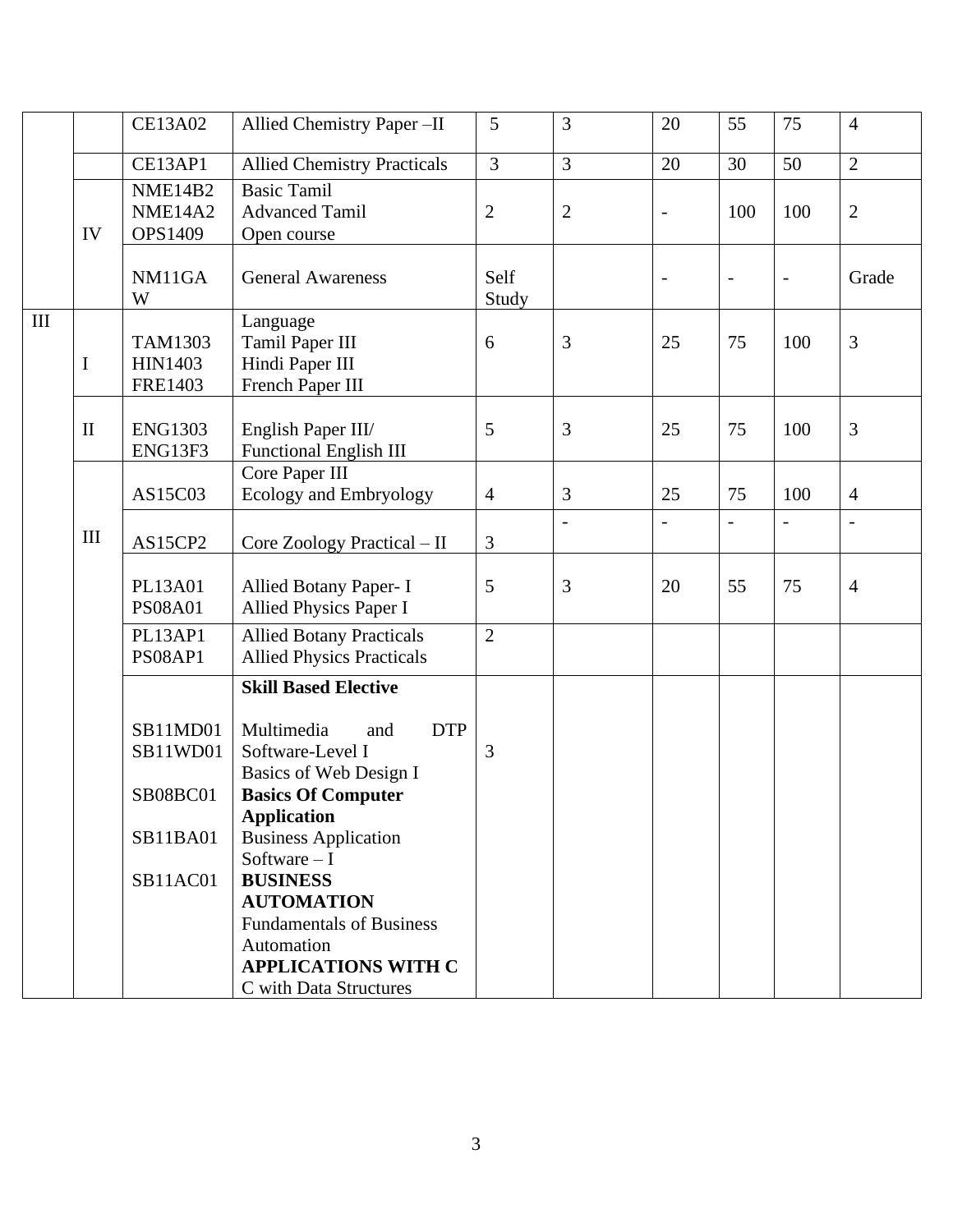|  |  |  |  |  |  |  |  |  |  |
|---|---|---|---|---|---|---|---|---|---|
|  |  | CE13A02 | Allied Chemistry Paper –II | 5 | 3 | 20 | 55 | 75 | 4 |
|  |  | CE13AP1 | Allied Chemistry Practicals | 3 | 3 | 20 | 30 | 50 | 2 |
|  | IV | NME14B2<br>NME14A2<br>OPS1409 | Basic Tamil<br>Advanced Tamil<br>Open course | 2 | 2 | - | 100 | 100 | 2 |
|  |  | NM11GAW | General Awareness | Self Study |  | - | - | - | Grade |
| III | I | TAM1303<br>HIN1403<br>FRE1403 | Language<br>Tamil Paper III<br>Hindi Paper III<br>French Paper III | 6 | 3 | 25 | 75 | 100 | 3 |
|  | II | ENG1303<br>ENG13F3 | English Paper III/<br>Functional English III | 5 | 3 | 25 | 75 | 100 | 3 |
|  | III | AS15C03 | Core Paper III<br>Ecology and Embryology | 4 | 3 | 25 | 75 | 100 | 4 |
|  |  | AS15CP2 | Core Zoology Practical – II | 3 | - | - | - | - | - |
|  |  | PL13A01<br>PS08A01 | Allied Botany Paper- I<br>Allied Physics Paper I | 5 | 3 | 20 | 55 | 75 | 4 |
|  |  | PL13AP1<br>PS08AP1 | Allied Botany Practicals<br>Allied Physics Practicals | 2 |  |  |  |  |  |
|  |  | SB11MD01<br>SB11WD01<br>SB08BC01<br>SB11BA01<br>SB11AC01 | **Skill Based Elective**<br>Multimedia and DTP Software-Level I<br>Basics of Web Design I<br>**Basics Of Computer Application**<br>Business Application Software – I<br>**BUSINESS AUTOMATION**<br>Fundamentals of Business Automation<br>**APPLICATIONS WITH C**<br>C with Data Structures | 3 |  |  |  |  |  |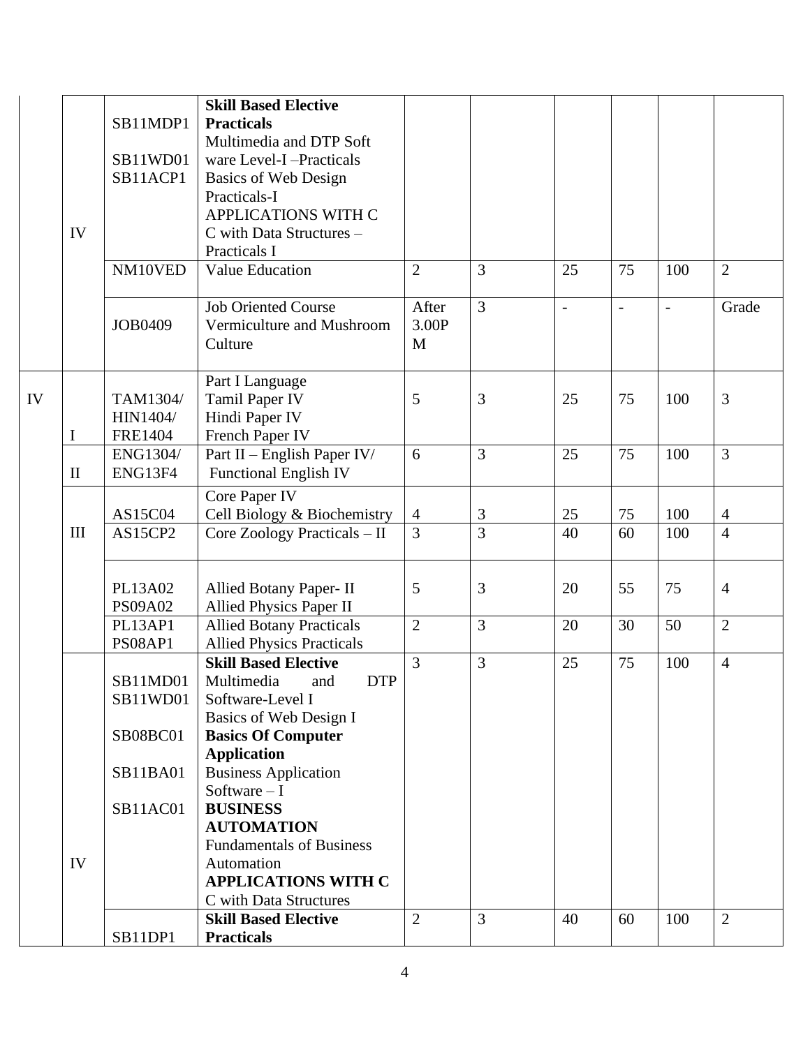| | | | | | | | | | |
|---|---|---|---|---|---|---|---|---|---|
| | IV | SB11MDP1<br><br>SB11WD01<br>SB11ACP1 | **Skill Based Elective Practicals**<br>Multimedia and DTP Soft ware Level-I –Practicals<br>Basics of Web Design Practicals-I<br>APPLICATIONS WITH C<br>C with Data Structures – Practicals I | | | | | | |
| | | NM10VED | Value Education | 2 | 3 | 25 | 75 | 100 | 2 |
| | | JOB0409 | Job Oriented Course<br>Vermiculture and Mushroom Culture | After 3.00P M | 3 | - | - | - | Grade |
| IV | I | TAM1304/<br>HIN1404/<br>FRE1404 | Part I Language<br>Tamil Paper IV<br>Hindi Paper IV<br>French Paper IV | 5 | 3 | 25 | 75 | 100 | 3 |
| | II | ENG1304/<br>ENG13F4 | Part II – English Paper IV/<br>Functional English IV | 6 | 3 | 25 | 75 | 100 | 3 |
| | III | AS15C04 | Core Paper IV<br>Cell Biology & Biochemistry | 4 | 3 | 25 | 75 | 100 | 4 |
| | | AS15CP2 | Core Zoology Practicals – II | 3 | 3 | 40 | 60 | 100 | 4 |
| | | PL13A02<br>PS09A02 | Allied Botany Paper- II<br>Allied Physics Paper II | 5 | 3 | 20 | 55 | 75 | 4 |
| | | PL13AP1<br>PS08AP1 | Allied Botany Practicals<br>Allied Physics Practicals | 2 | 3 | 20 | 30 | 50 | 2 |
| | IV | SB11MD01<br>SB11WD01<br><br>SB08BC01<br><br>SB11BA01<br><br>SB11AC01 | **Skill Based Elective**<br>Multimedia and DTP Software-Level I<br>Basics of Web Design I<br>**Basics Of Computer Application**<br>Business Application Software – I<br>**BUSINESS AUTOMATION**<br>Fundamentals of Business Automation<br>**APPLICATIONS WITH C**<br>C with Data Structures | 3 | 3 | 25 | 75 | 100 | 4 |
| | | SB11DP1 | **Skill Based Elective Practicals** | 2 | 3 | 40 | 60 | 100 | 2 |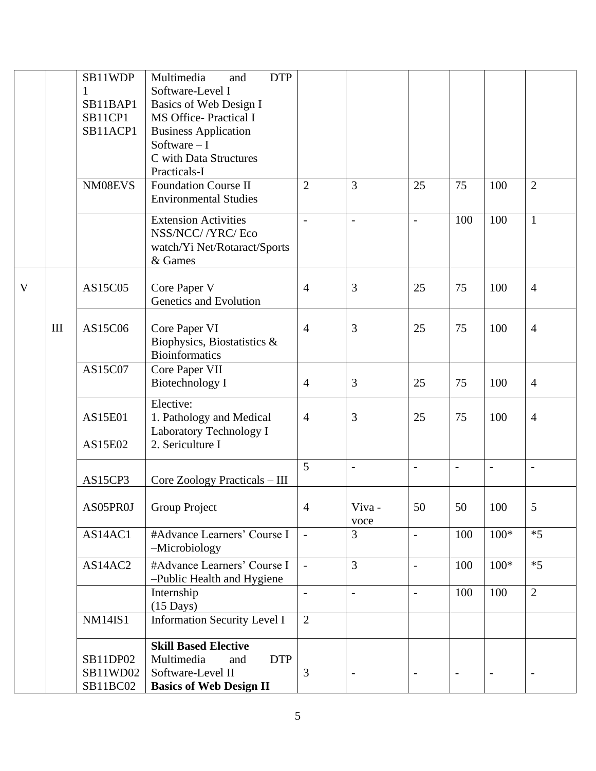| | | SB11WDP1<br>SB11BAP1<br>SB11CP1<br>SB11ACP1 | Multimedia and DTP Software-Level I<br>Basics of Web Design I<br>MS Office- Practical I<br>Business Application Software – I<br>C with Data Structures Practicals-I | | | | | | |
|---|---|---|---|---|---|---|---|---|---|
| | | NM08EVS | Foundation Course II Environmental Studies | 2 | 3 | 25 | 75 | 100 | 2 |
| | | | Extension Activities NSS/NCC/ /YRC/ Eco watch/Yi Net/Rotaract/Sports & Games | - | - | - | 100 | 100 | 1 |
| V | | AS15C05 | Core Paper V<br>Genetics and Evolution | 4 | 3 | 25 | 75 | 100 | 4 |
| | III | AS15C06 | Core Paper VI<br>Biophysics, Biostatistics & Bioinformatics | 4 | 3 | 25 | 75 | 100 | 4 |
| | | AS15C07 | Core Paper VII<br>Biotechnology I | 4 | 3 | 25 | 75 | 100 | 4 |
| | | AS15E01<br><br>AS15E02 | Elective:<br>1. Pathology and Medical Laboratory Technology I<br>2. Sericulture I | 4 | 3 | 25 | 75 | 100 | 4 |
| | | AS15CP3 | Core Zoology Practicals – III | 5 | - | - | - | - | - |
| | | AS05PR0J | Group Project | 4 | Viva - voce | 50 | 50 | 100 | 5 |
| | | AS14AC1 | #Advance Learners' Course I –Microbiology | - | 3 | - | 100 | 100* | *5 |
| | | AS14AC2 | #Advance Learners' Course I –Public Health and Hygiene | - | 3 | - | 100 | 100* | *5 |
| | | | Internship<br>(15 Days) | - | - | - | 100 | 100 | 2 |
| | | NM14IS1 | Information Security Level I | 2 | | | | | |
| | | SB11DP02<br>SB11WD02<br>SB11BC02 | **Skill Based Elective**<br>Multimedia and DTP Software-Level II<br>**Basics of Web Design II** | 3 | - | - | - | - | - |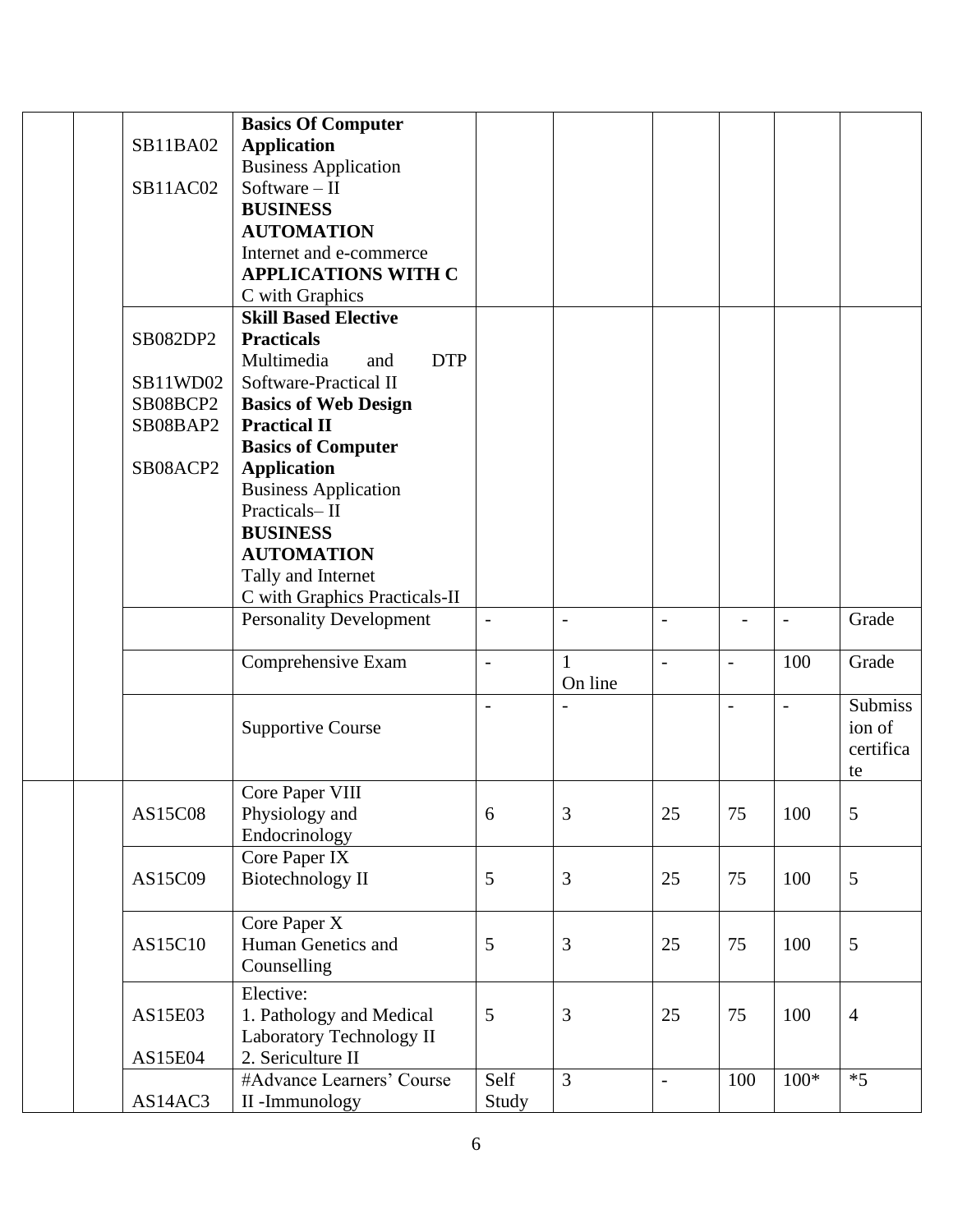| | | | | | | | | | |
|---|---|---|---|---|---|---|---|---|---|
| | | SB11BA02<br><br>SB11AC02 | **Basics Of Computer Application**<br>Business Application Software – II<br>**BUSINESS AUTOMATION**<br>Internet and e-commerce<br>**APPLICATIONS WITH C**<br>C with Graphics | | | | | | |
| | | SB082DP2<br><br>SB11WD02<br>SB08BCP2<br>SB08BAP2<br><br>SB08ACP2 | **Skill Based Elective Practicals**<br>Multimedia and DTP Software-Practical II<br>**Basics of Web Design Practical II**<br>**Basics of Computer Application**<br>Business Application Practicals– II<br>**BUSINESS AUTOMATION**<br>Tally and Internet<br>C with Graphics Practicals-II | | | | | | |
| | | | Personality Development | - | - | - | - | - | Grade |
| | | | Comprehensive Exam | - | 1<br>On line | - | - | 100 | Grade |
| | | | Supportive Course | - | - | | - | - | Submission of certificate |
| | | AS15C08 | Core Paper VIII<br>Physiology and Endocrinology | 6 | 3 | 25 | 75 | 100 | 5 |
| | | AS15C09 | Core Paper IX<br>Biotechnology II | 5 | 3 | 25 | 75 | 100 | 5 |
| | | AS15C10 | Core Paper X<br>Human Genetics and Counselling | 5 | 3 | 25 | 75 | 100 | 5 |
| | | AS15E03<br><br>AS15E04 | Elective:<br>1. Pathology and Medical Laboratory Technology II<br>2. Sericulture II | 5 | 3 | 25 | 75 | 100 | 4 |
| | | AS14AC3 | #Advance Learners' Course II -Immunology | Self Study | 3 | - | 100 | 100* | *5 |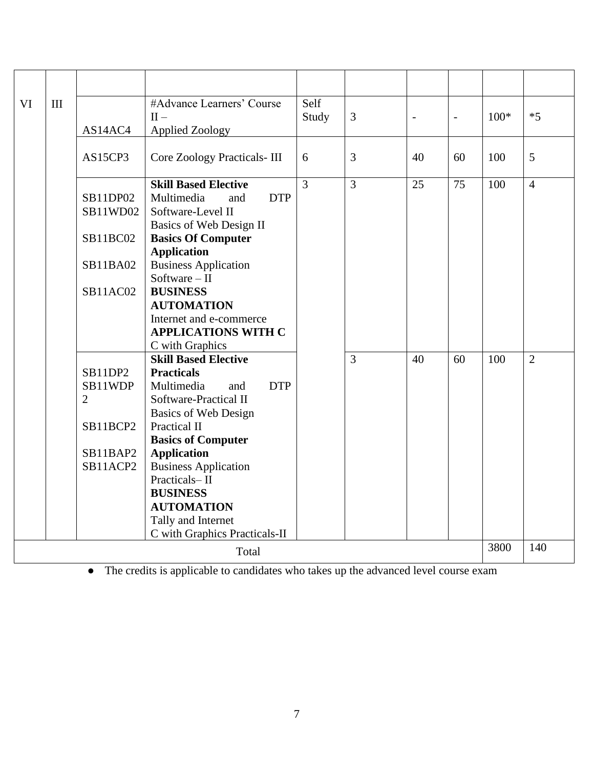| | | | | | | | | | |
|---|---|---|---|---|---|---|---|---|---|
| | | | | | | | | | |
| VI | III | AS14AC4 | #Advance Learners' Course II – Applied Zoology | Self Study | 3 | - | - | 100* | *5 |
| | | AS15CP3 | Core Zoology Practicals- III | 6 | 3 | 40 | 60 | 100 | 5 |
| | | SB11DP02<br>SB11WD02<br>SB11BC02<br>SB11BA02<br>SB11AC02 | **Skill Based Elective**<br>Multimedia and DTP Software-Level II<br>Basics of Web Design II<br>**Basics Of Computer Application**<br>Business Application Software – II<br>**BUSINESS AUTOMATION**<br>Internet and e-commerce<br>**APPLICATIONS WITH C**<br>C with Graphics | 3 | 3 | 25 | 75 | 100 | 4 |
| | | SB11DP2<br>SB11WDP 2<br>SB11BCP2<br>SB11BAP2<br>SB11ACP2 | **Skill Based Elective Practicals**<br>Multimedia and DTP Software-Practical II<br>Basics of Web Design Practical II<br>**Basics of Computer Application**<br>Business Application Practicals– II<br>**BUSINESS AUTOMATION**<br>Tally and Internet<br>C with Graphics Practicals-II | | 3 | 40 | 60 | 100 | 2 |
| Total | | | | | | | | 3800 | 140 |

- The credits is applicable to candidates who takes up the advanced level course exam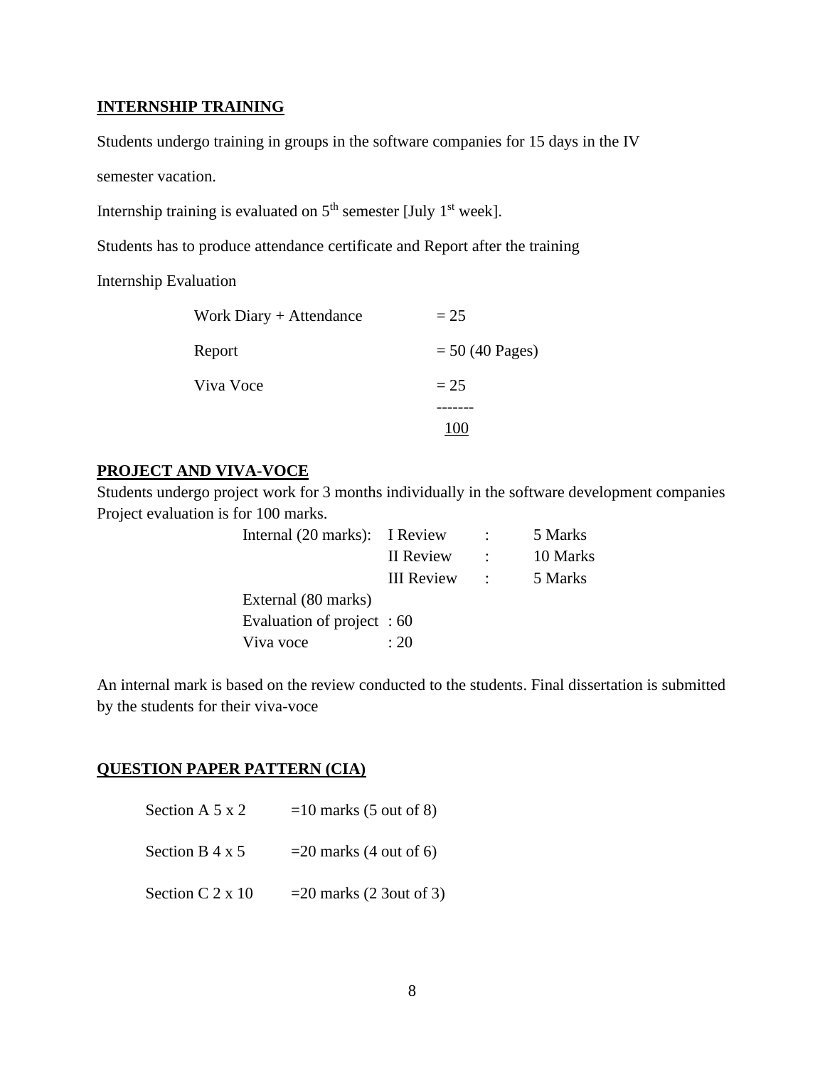## INTERNSHIP TRAINING

Students undergo training in groups in the software companies for 15 days in the IV semester vacation.

Internship training is evaluated on 5th semester [July 1st week].

Students has to produce attendance certificate and Report after the training

Internship Evaluation

| | |
|---|---|
| Work Diary + Attendance | = 25 |
| Report | = 50 (40 Pages) |
| Viva Voce | = 25 |
| | 100 |

## PROJECT AND VIVA-VOCE

Students undergo project work for 3 months individually in the software development companies
Project evaluation is for 100 marks.

| | | | |
|---|---|---|---|
| Internal (20 marks): | I Review | : | 5 Marks |
| | II Review | : | 10 Marks |
| | III Review | : | 5 Marks |
| External (80 marks) | | | |
| Evaluation of project | : 60 | | |
| Viva voce | : 20 | | |

An internal mark is based on the review conducted to the students. Final dissertation is submitted by the students for their viva-voce

## QUESTION PAPER PATTERN (CIA)

| | |
|---|---|
| Section A 5 x 2 | =10 marks (5 out of 8) |
| Section B 4 x 5 | =20 marks (4 out of 6) |
| Section C 2 x 10 | =20 marks (2 3out of 3) |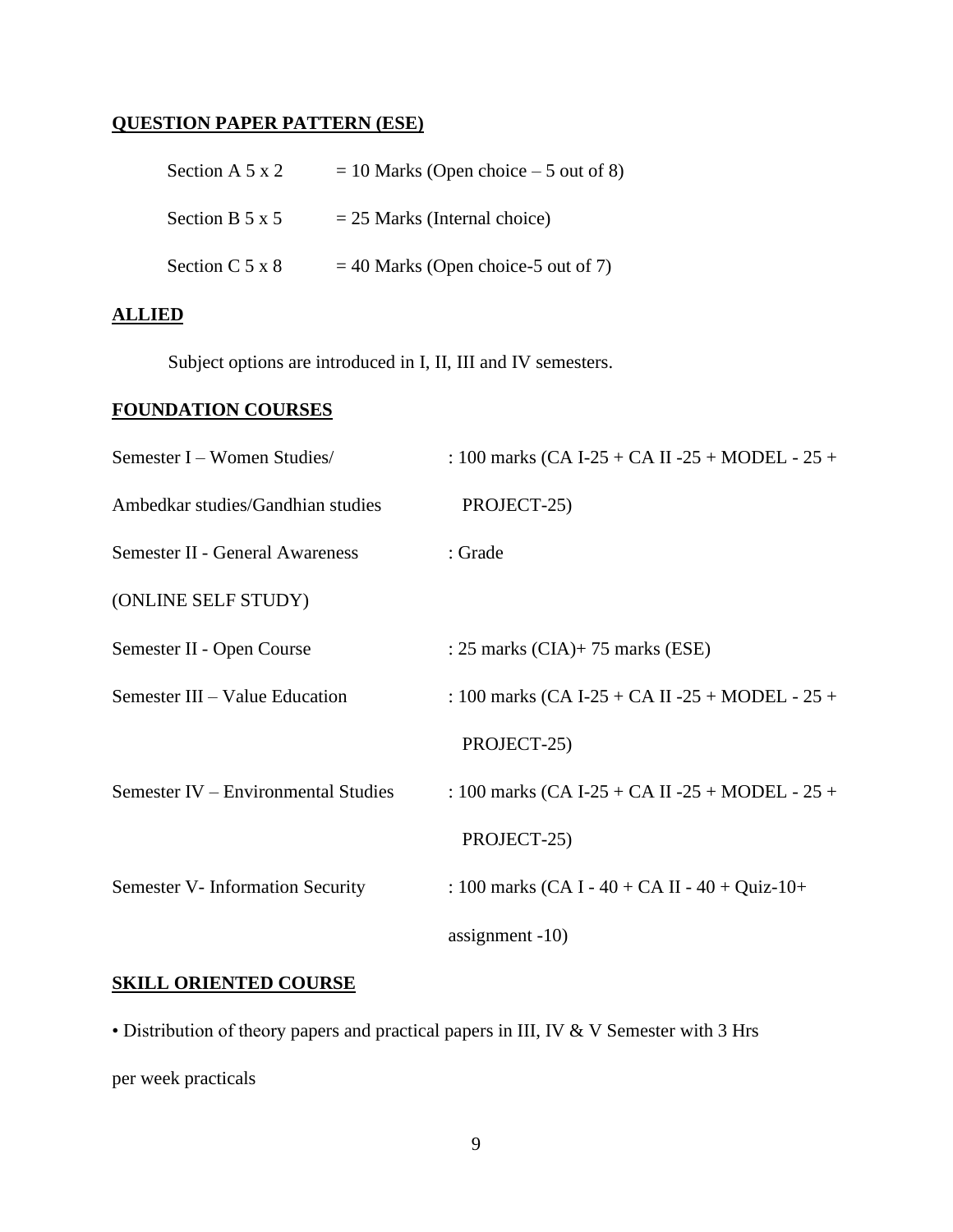## QUESTION PAPER PATTERN (ESE)

| | |
|---|---|
| Section A 5 x 2 | = 10 Marks (Open choice – 5 out of 8) |
| Section B 5 x 5 | = 25 Marks (Internal choice) |
| Section C 5 x 8 | = 40 Marks (Open choice-5 out of 7) |

## ALLIED

Subject options are introduced in I, II, III and IV semesters.

## FOUNDATION COURSES

| | |
|---|---|
| Semester I – Women Studies/ Ambedkar studies/Gandhian studies | : 100 marks (CA I-25 + CA II -25 + MODEL - 25 + PROJECT-25) |
| Semester II - General Awareness (ONLINE SELF STUDY) | : Grade |
| Semester II - Open Course | : 25 marks (CIA)+ 75 marks (ESE) |
| Semester III – Value Education | : 100 marks (CA I-25 + CA II -25 + MODEL - 25 + PROJECT-25) |
| Semester IV – Environmental Studies | : 100 marks (CA I-25 + CA II -25 + MODEL - 25 + PROJECT-25) |
| Semester V- Information Security | : 100 marks (CA I - 40 + CA II - 40 + Quiz-10+ assignment -10) |

## SKILL ORIENTED COURSE

- Distribution of theory papers and practical papers in III, IV & V Semester with 3 Hrs per week practicals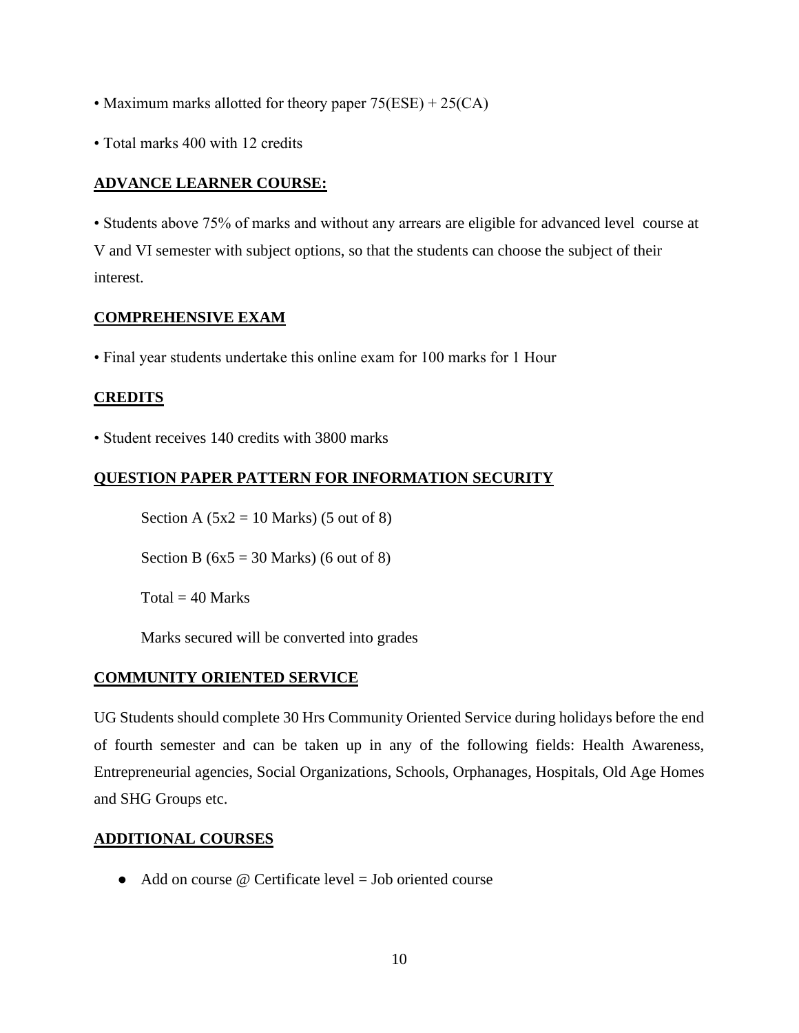• Maximum marks allotted for theory paper 75(ESE) + 25(CA)

• Total marks 400 with 12 credits

## ADVANCE LEARNER COURSE:

• Students above 75% of marks and without any arrears are eligible for advanced level course at V and VI semester with subject options, so that the students can choose the subject of their interest.

## COMPREHENSIVE EXAM

• Final year students undertake this online exam for 100 marks for 1 Hour

## CREDITS

• Student receives 140 credits with 3800 marks

## QUESTION PAPER PATTERN FOR INFORMATION SECURITY

Section A (5x2 = 10 Marks) (5 out of 8)

Section B (6x5 = 30 Marks) (6 out of 8)

Total = 40 Marks

Marks secured will be converted into grades

## COMMUNITY ORIENTED SERVICE

UG Students should complete 30 Hrs Community Oriented Service during holidays before the end of fourth semester and can be taken up in any of the following fields: Health Awareness, Entrepreneurial agencies, Social Organizations, Schools, Orphanages, Hospitals, Old Age Homes and SHG Groups etc.

## ADDITIONAL COURSES

- Add on course @ Certificate level = Job oriented course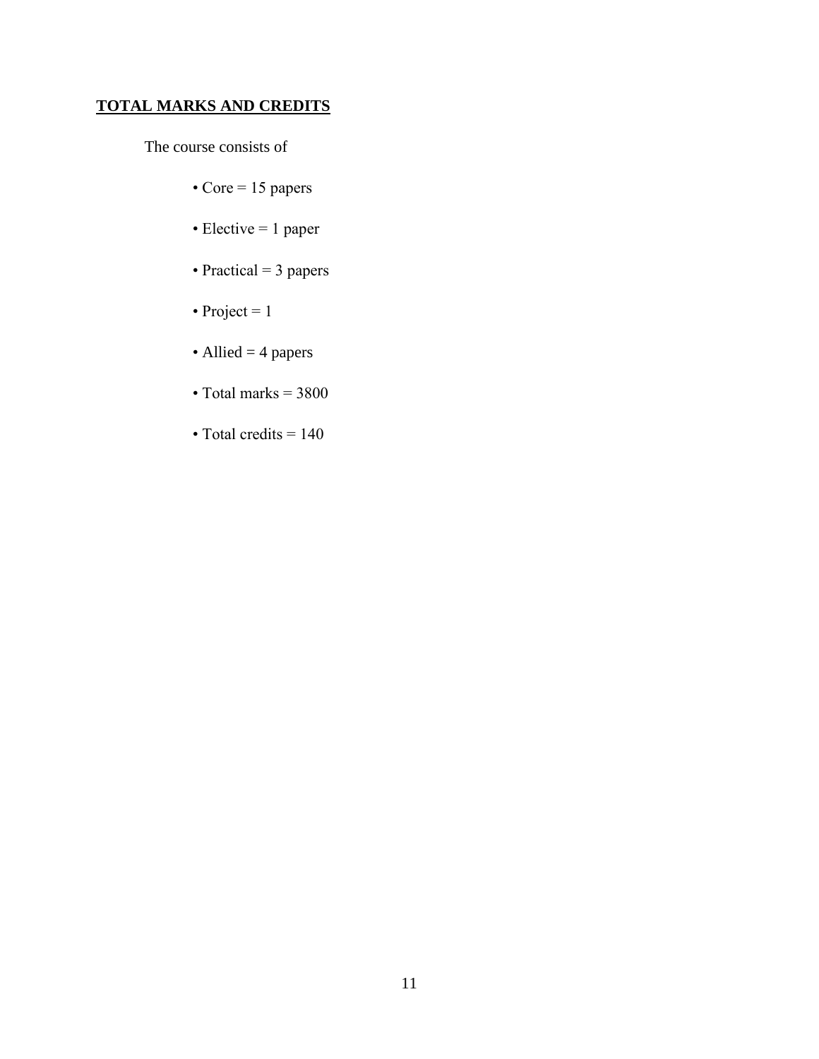## TOTAL MARKS AND CREDITS

The course consists of

- Core = 15 papers
- Elective = 1 paper
- Practical = 3 papers
- Project = 1
- Allied = 4 papers
- Total marks = 3800
- Total credits = 140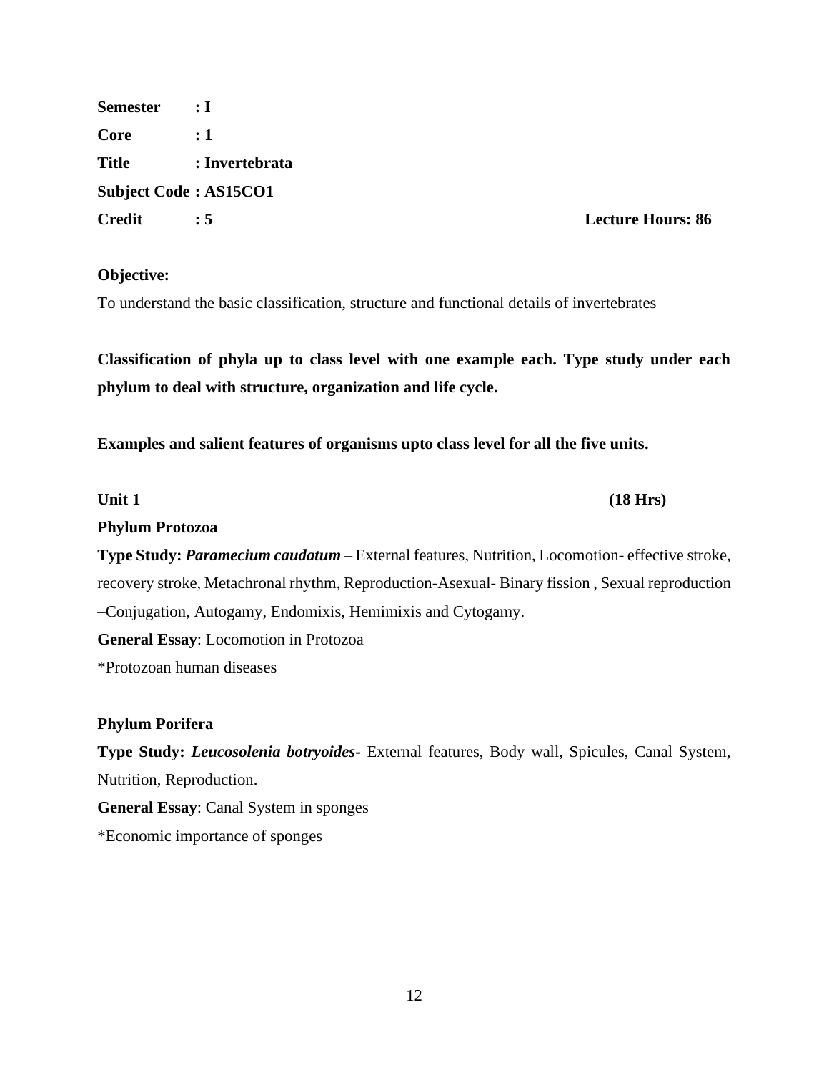**Semester : I**

**Core : 1**

**Title : Invertebrata**

**Subject Code : AS15CO1**

**Credit : 5** **Lecture Hours: 86**

**Objective:**

To understand the basic classification, structure and functional details of invertebrates

**Classification of phyla up to class level with one example each. Type study under each phylum to deal with structure, organization and life cycle.**

**Examples and salient features of organisms upto class level for all the five units.**

**Unit 1** **(18 Hrs)**

**Phylum Protozoa**

**Type Study:** ***Paramecium caudatum*** – External features, Nutrition, Locomotion- effective stroke, recovery stroke, Metachronal rhythm, Reproduction-Asexual- Binary fission , Sexual reproduction –Conjugation, Autogamy, Endomixis, Hemimixis and Cytogamy.

**General Essay**: Locomotion in Protozoa

*Protozoan human diseases

**Phylum Porifera**

**Type Study:** ***Leucosolenia botryoides***- External features, Body wall, Spicules, Canal System, Nutrition, Reproduction.

**General Essay**: Canal System in sponges

*Economic importance of sponges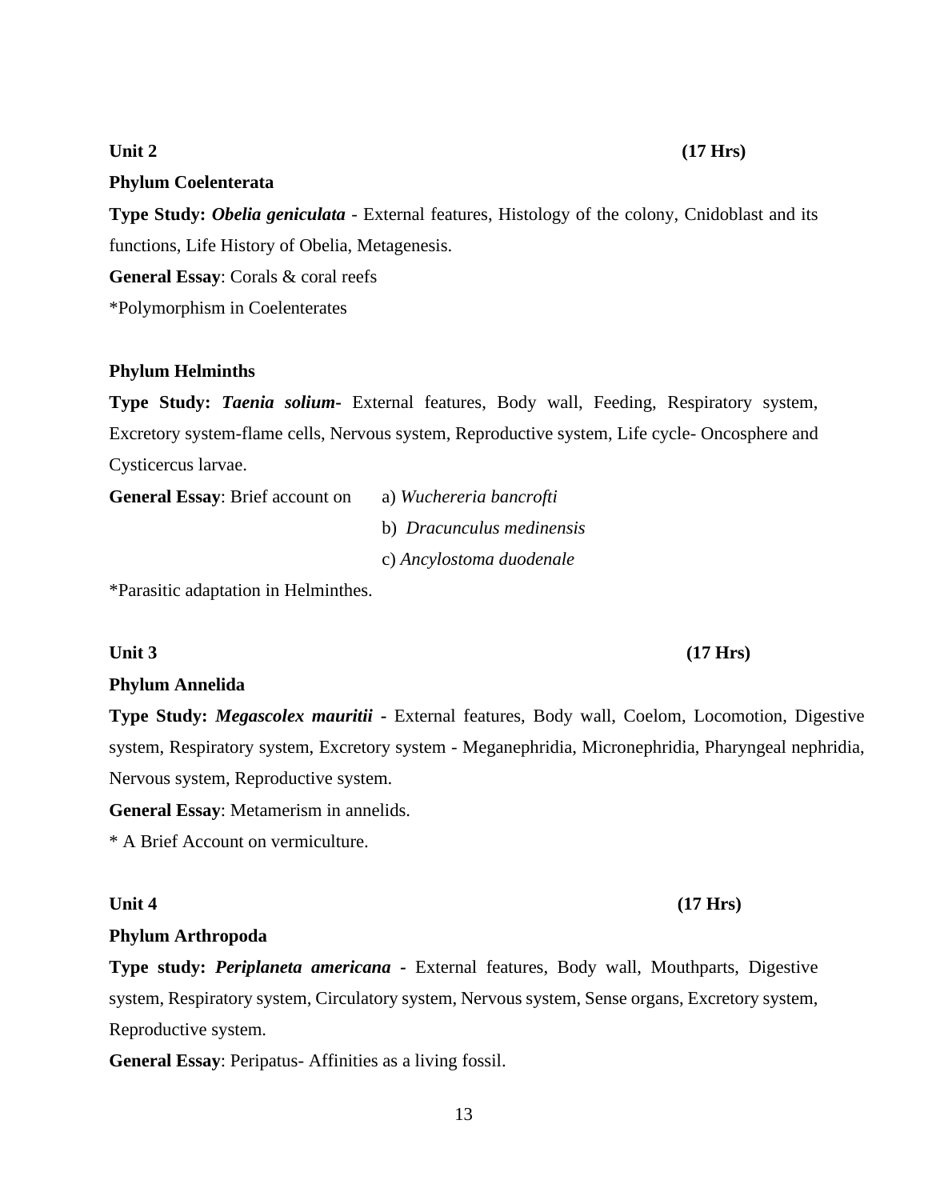**Unit 2** **(17 Hrs)**

**Phylum Coelenterata**

**Type Study: *Obelia geniculata*** - External features, Histology of the colony, Cnidoblast and its functions, Life History of Obelia, Metagenesis.

**General Essay**: Corals & coral reefs

*Polymorphism in Coelenterates

**Phylum Helminths**

**Type Study: *Taenia solium***- External features, Body wall, Feeding, Respiratory system, Excretory system-flame cells, Nervous system, Reproductive system, Life cycle- Oncosphere and Cysticercus larvae.

**General Essay**: Brief account on

a) *Wuchereria bancrofti*

b) *Dracunculus medinensis*

c) *Ancylostoma duodenale*

*Parasitic adaptation in Helminthes.

**Unit 3** **(17 Hrs)**

**Phylum Annelida**

**Type Study: *Megascolex mauritii*** - External features, Body wall, Coelom, Locomotion, Digestive system, Respiratory system, Excretory system - Meganephridia, Micronephridia, Pharyngeal nephridia, Nervous system, Reproductive system.

**General Essay**: Metamerism in annelids.

* A Brief Account on vermiculture.

**Unit 4** **(17 Hrs)**

**Phylum Arthropoda**

**Type study: *Periplaneta americana*** - External features, Body wall, Mouthparts, Digestive system, Respiratory system, Circulatory system, Nervous system, Sense organs, Excretory system, Reproductive system.

**General Essay**: Peripatus- Affinities as a living fossil.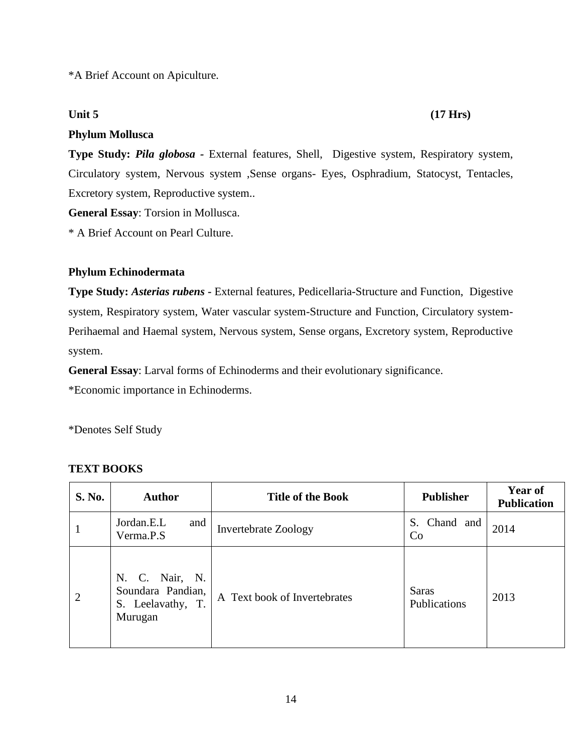*A Brief Account on Apiculture.

**Unit 5** **(17 Hrs)**

**Phylum Mollusca**

**Type Study: *Pila globosa* -** External features, Shell, Digestive system, Respiratory system, Circulatory system, Nervous system ,Sense organs- Eyes, Osphradium, Statocyst, Tentacles, Excretory system, Reproductive system..

**General Essay**: Torsion in Mollusca.

* A Brief Account on Pearl Culture.

**Phylum Echinodermata**

**Type Study: *Asterias rubens* -** External features, Pedicellaria-Structure and Function, Digestive system, Respiratory system, Water vascular system-Structure and Function, Circulatory system-Perihaemal and Haemal system, Nervous system, Sense organs, Excretory system, Reproductive system.

**General Essay**: Larval forms of Echinoderms and their evolutionary significance.

*Economic importance in Echinoderms.

*Denotes Self Study

**TEXT BOOKS**

| S. No. | Author | Title of the Book | Publisher | Year of Publication |
|---|---|---|---|---|
| 1 | Jordan.E.L and Verma.P.S | Invertebrate Zoology | S. Chand and Co | 2014 |
| 2 | N. C. Nair, N. Soundara Pandian, S. Leelavathy, T. Murugan | A Text book of Invertebrates | Saras Publications | 2013 |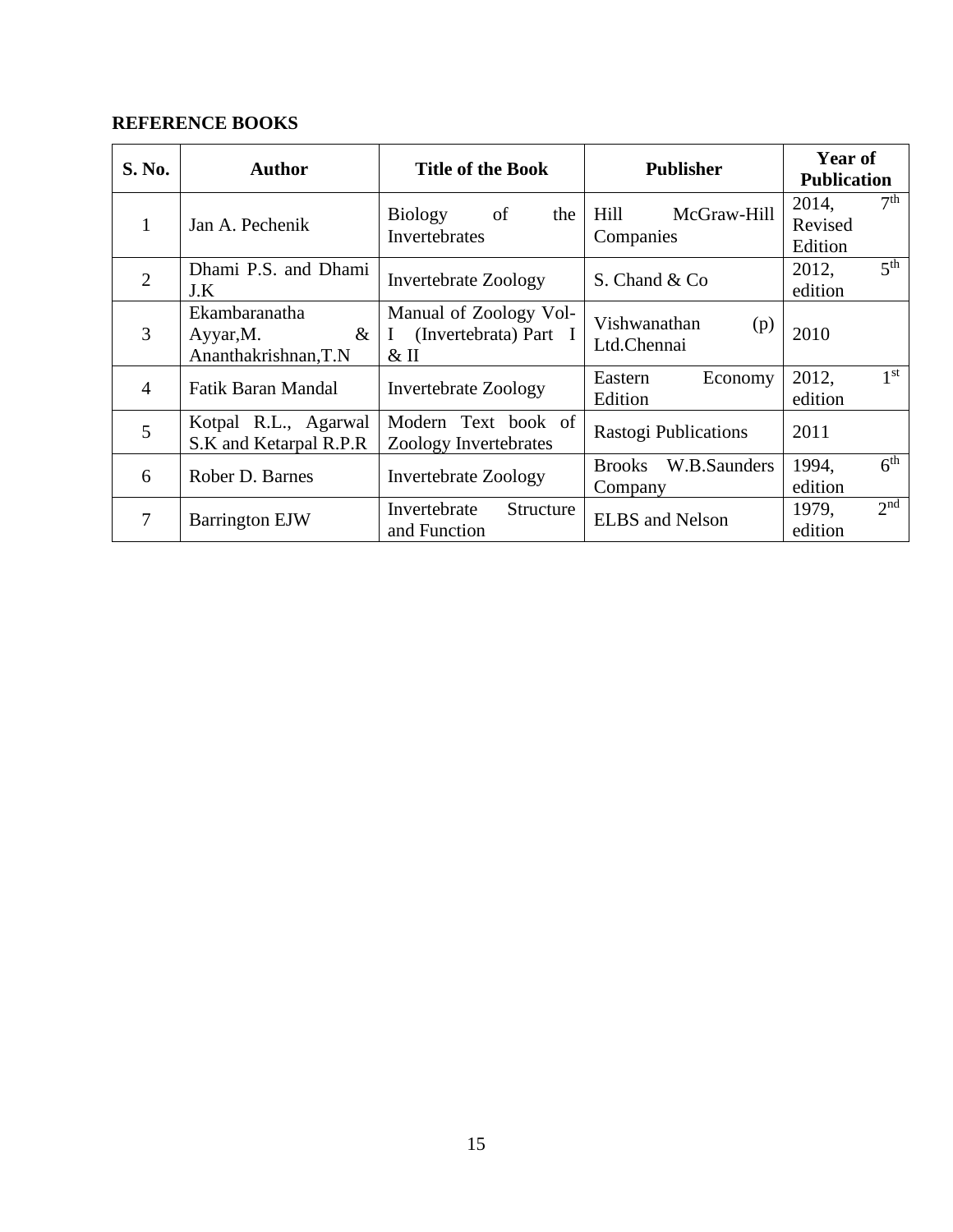**REFERENCE BOOKS**

| S. No. | Author | Title of the Book | Publisher | Year of Publication |
|---|---|---|---|---|
| 1 | Jan A. Pechenik | Biology of the Invertebrates | Hill McGraw-Hill Companies | 2014, 7th Revised Edition |
| 2 | Dhami P.S. and Dhami J.K | Invertebrate Zoology | S. Chand & Co | 2012, 5th edition |
| 3 | Ekambaranatha Ayyar,M. & Ananthakrishnan,T.N | Manual of Zoology Vol-I (Invertebrata) Part I & II | Vishwanathan (p) Ltd.Chennai | 2010 |
| 4 | Fatik Baran Mandal | Invertebrate Zoology | Eastern Economy Edition | 2012, 1st edition |
| 5 | Kotpal R.L., Agarwal S.K and Ketarpal R.P.R | Modern Text book of Zoology Invertebrates | Rastogi Publications | 2011 |
| 6 | Rober D. Barnes | Invertebrate Zoology | Brooks W.B.Saunders Company | 1994, 6th edition |
| 7 | Barrington EJW | Invertebrate Structure and Function | ELBS and Nelson | 1979, 2nd edition |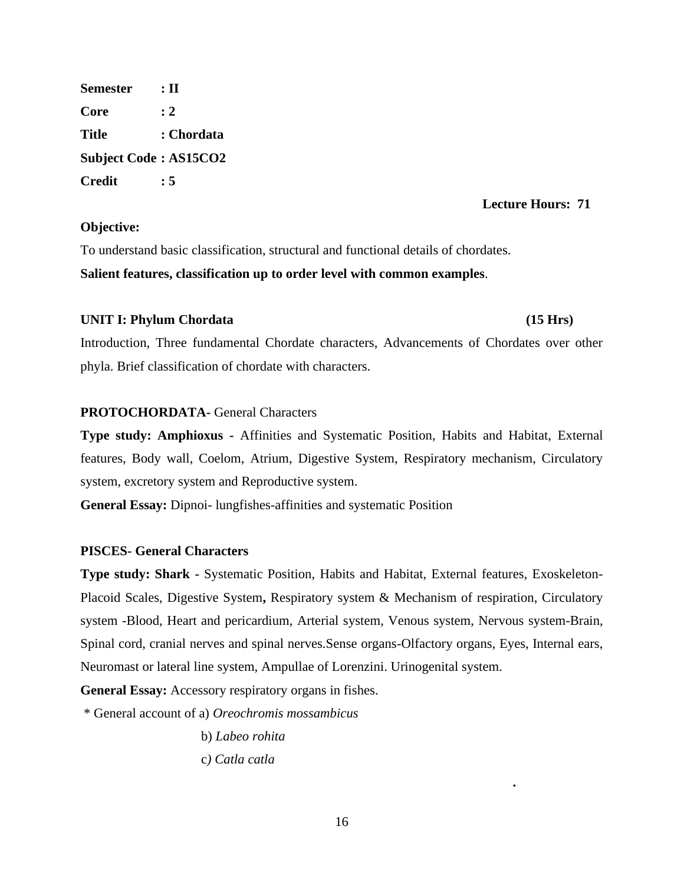**Semester : II**

**Core : 2**

**Title : Chordata**

**Subject Code : AS15CO2**

**Credit : 5**

**Lecture Hours: 71**

**Objective:**

To understand basic classification, structural and functional details of chordates.

**Salient features, classification up to order level with common examples**.

**UNIT I: Phylum Chordata (15 Hrs)**

Introduction, Three fundamental Chordate characters, Advancements of Chordates over other phyla. Brief classification of chordate with characters.

**PROTOCHORDATA-** General Characters

**Type study: Amphioxus -** Affinities and Systematic Position, Habits and Habitat, External features, Body wall, Coelom, Atrium, Digestive System, Respiratory mechanism, Circulatory system, excretory system and Reproductive system.

**General Essay:** Dipnoi- lungfishes-affinities and systematic Position

**PISCES- General Characters**

**Type study: Shark -** Systematic Position, Habits and Habitat, External features, Exoskeleton-Placoid Scales, Digestive System**,** Respiratory system & Mechanism of respiration, Circulatory system -Blood, Heart and pericardium, Arterial system, Venous system, Nervous system-Brain, Spinal cord, cranial nerves and spinal nerves.Sense organs-Olfactory organs, Eyes, Internal ears, Neuromast or lateral line system, Ampullae of Lorenzini. Urinogenital system.

**General Essay:** Accessory respiratory organs in fishes.

\* General account of a) *Oreochromis mossambicus*

b) *Labeo rohita*

c*) Catla catla*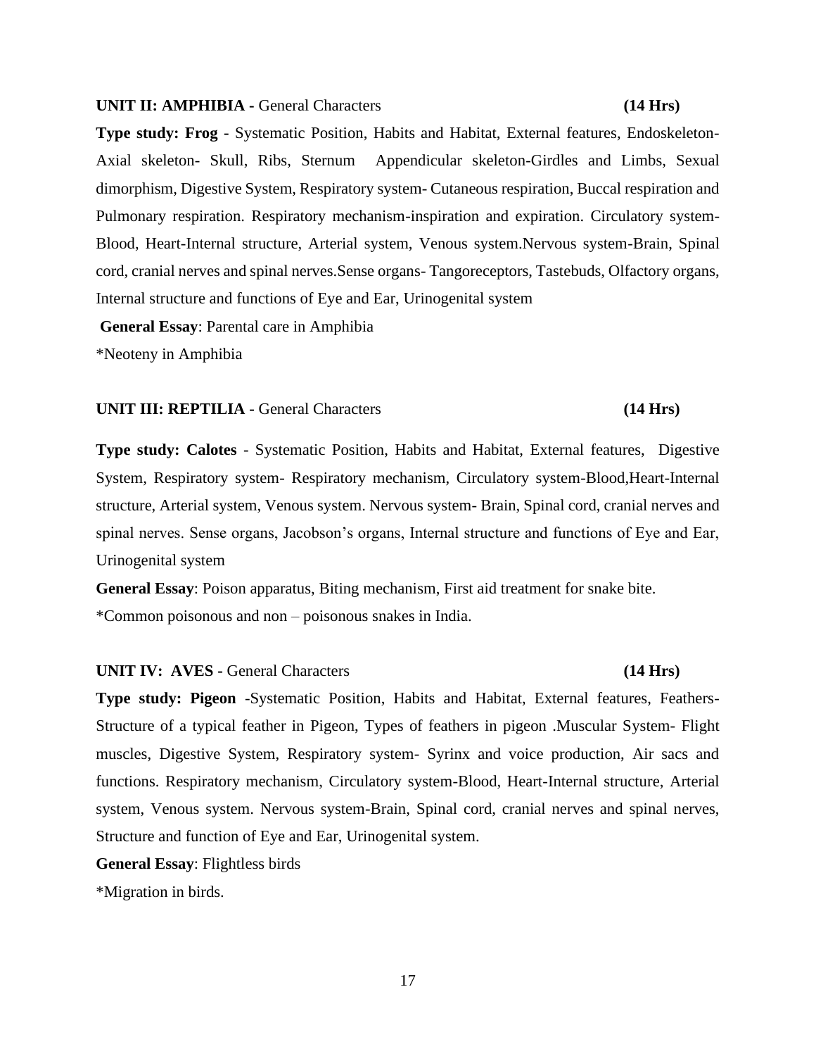**UNIT II: AMPHIBIA -** General Characters **(14 Hrs)**

**Type study: Frog -** Systematic Position, Habits and Habitat, External features, Endoskeleton-Axial skeleton- Skull, Ribs, Sternum Appendicular skeleton-Girdles and Limbs, Sexual dimorphism, Digestive System, Respiratory system- Cutaneous respiration, Buccal respiration and Pulmonary respiration. Respiratory mechanism-inspiration and expiration. Circulatory system-Blood, Heart-Internal structure, Arterial system, Venous system.Nervous system-Brain, Spinal cord, cranial nerves and spinal nerves.Sense organs- Tangoreceptors, Tastebuds, Olfactory organs, Internal structure and functions of Eye and Ear, Urinogenital system

**General Essay**: Parental care in Amphibia

*Neoteny in Amphibia

**UNIT III: REPTILIA -** General Characters **(14 Hrs)**

**Type study: Calotes** - Systematic Position, Habits and Habitat, External features, Digestive System, Respiratory system- Respiratory mechanism, Circulatory system-Blood,Heart-Internal structure, Arterial system, Venous system. Nervous system- Brain, Spinal cord, cranial nerves and spinal nerves. Sense organs, Jacobson's organs, Internal structure and functions of Eye and Ear, Urinogenital system

**General Essay**: Poison apparatus, Biting mechanism, First aid treatment for snake bite.

*Common poisonous and non – poisonous snakes in India.

**UNIT IV: AVES -** General Characters **(14 Hrs)**

**Type study: Pigeon** -Systematic Position, Habits and Habitat, External features, Feathers-Structure of a typical feather in Pigeon, Types of feathers in pigeon .Muscular System- Flight muscles, Digestive System, Respiratory system- Syrinx and voice production, Air sacs and functions. Respiratory mechanism, Circulatory system-Blood, Heart-Internal structure, Arterial system, Venous system. Nervous system-Brain, Spinal cord, cranial nerves and spinal nerves, Structure and function of Eye and Ear, Urinogenital system.

**General Essay**: Flightless birds

*Migration in birds.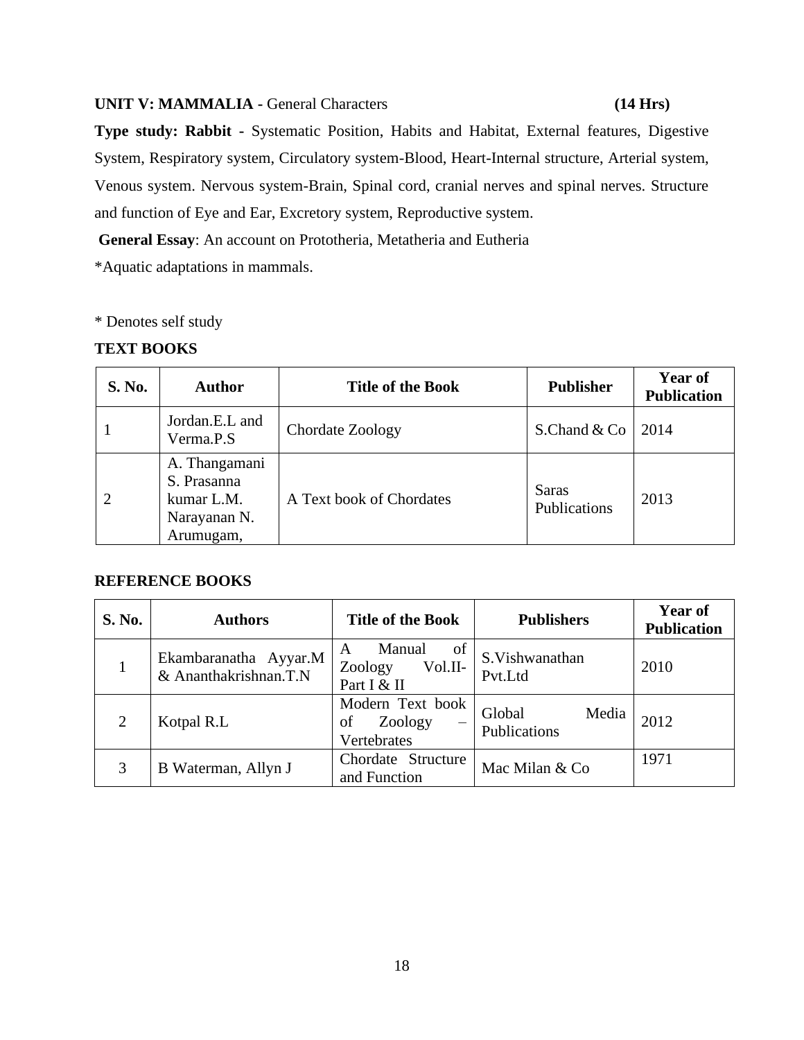**UNIT V: MAMMALIA -** General Characters **(14 Hrs)**

**Type study: Rabbit -** Systematic Position, Habits and Habitat, External features, Digestive System, Respiratory system, Circulatory system-Blood, Heart-Internal structure, Arterial system, Venous system. Nervous system-Brain, Spinal cord, cranial nerves and spinal nerves. Structure and function of Eye and Ear, Excretory system, Reproductive system.

**General Essay**: An account on Prototheria, Metatheria and Eutheria

*Aquatic adaptations in mammals.

* Denotes self study

**TEXT BOOKS**

| S. No. | Author | Title of the Book | Publisher | Year of Publication |
|---|---|---|---|---|
| 1 | Jordan.E.L and Verma.P.S | Chordate Zoology | S.Chand & Co | 2014 |
| 2 | A. Thangamani S. Prasanna kumar L.M. Narayanan N. Arumugam, | A Text book of Chordates | Saras Publications | 2013 |

**REFERENCE BOOKS**

| S. No. | Authors | Title of the Book | Publishers | Year of Publication |
|---|---|---|---|---|
| 1 | Ekambaranatha Ayyar.M & Ananthakrishnan.T.N | A Manual of Zoology Vol.II-Part I & II | S.Vishwanathan Pvt.Ltd | 2010 |
| 2 | Kotpal R.L | Modern Text book of Zoology – Vertebrates | Global Media Publications | 2012 |
| 3 | B Waterman, Allyn J | Chordate Structure and Function | Mac Milan & Co | 1971 |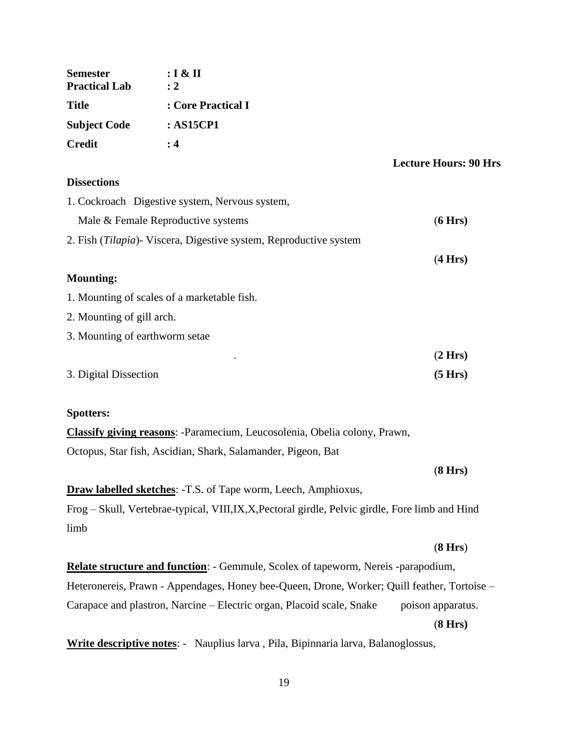**Semester** **: I & II**
**Practical Lab** **: 2**

**Title** **: Core Practical I**

**Subject Code** **: AS15CP1**

**Credit** **: 4**

**Lecture Hours: 90 Hrs**

**Dissections**

1. Cockroach Digestive system, Nervous system,
   Male & Female Reproductive systems (**6 Hrs)**
2. Fish (*Tilapia*)- Viscera, Digestive system, Reproductive system
   (**4 Hrs)**

**Mounting:**

1. Mounting of scales of a marketable fish.
2. Mounting of gill arch.
3. Mounting of earthworm setae
   . (**2 Hrs)**

3. Digital Dissection **(5 Hrs)**

**Spotters:**

**Classify giving reasons**: -Paramecium, Leucosolenia, Obelia colony, Prawn, Octopus, Star fish, Ascidian, Shark, Salamander, Pigeon, Bat

(**8 Hrs)**

**Draw labelled sketches**: -T.S. of Tape worm, Leech, Amphioxus, Frog – Skull, Vertebrae-typical, VIII,IX,X,Pectoral girdle, Pelvic girdle, Fore limb and Hind limb

(**8 Hrs**)

**Relate structure and function**: - Gemmule, Scolex of tapeworm, Nereis -parapodium, Heteronereis, Prawn - Appendages, Honey bee-Queen, Drone, Worker; Quill feather, Tortoise – Carapace and plastron, Narcine – Electric organ, Placoid scale, Snake poison apparatus.

(**8 Hrs)**

**Write descriptive notes**: - Nauplius larva , Pila, Bipinnaria larva, Balanoglossus,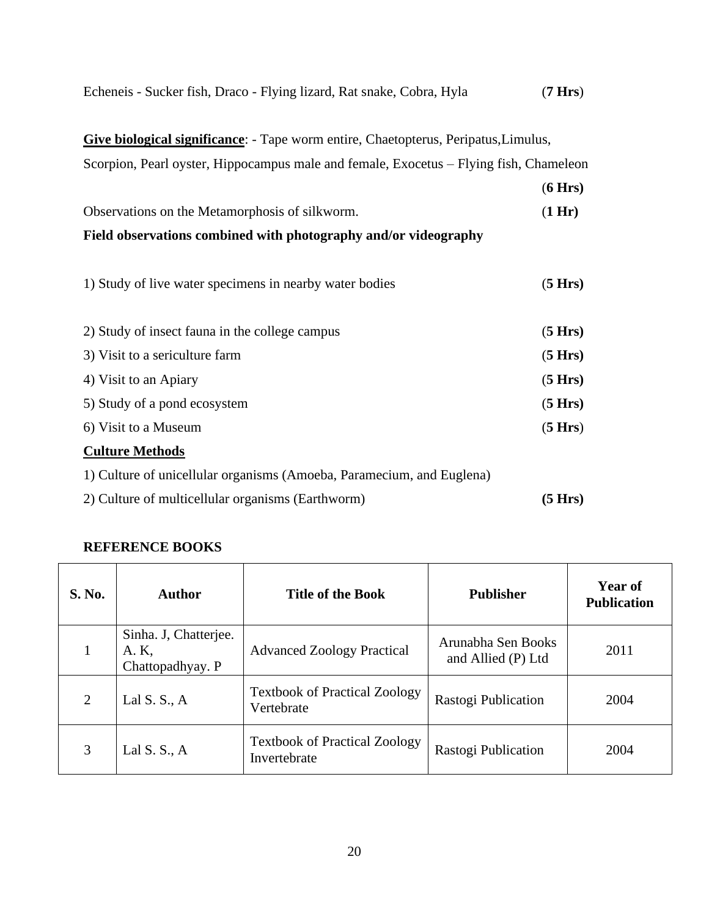Echeneis - Sucker fish, Draco - Flying lizard, Rat snake, Cobra, Hyla (**7 Hrs**)

**Give biological significance**: - Tape worm entire, Chaetopterus, Peripatus,Limulus, Scorpion, Pearl oyster, Hippocampus male and female, Exocetus – Flying fish, Chameleon (**6 Hrs)**

Observations on the Metamorphosis of silkworm. (**1 Hr)**

**Field observations combined with photography and/or videography**

1) Study of live water specimens in nearby water bodies (**5 Hrs)**

2) Study of insect fauna in the college campus (**5 Hrs)**

3) Visit to a sericulture farm (**5 Hrs)**

4) Visit to an Apiary (**5 Hrs)**

5) Study of a pond ecosystem (**5 Hrs)**

6) Visit to a Museum (**5 Hrs**)

**Culture Methods**

1) Culture of unicellular organisms (Amoeba, Paramecium, and Euglena)

2) Culture of multicellular organisms (Earthworm) **(5 Hrs)**

**REFERENCE BOOKS**

| S. No. | Author | Title of the Book | Publisher | Year of Publication |
|---|---|---|---|---|
| 1 | Sinha. J, Chatterjee. A. K, Chattopadhyay. P | Advanced Zoology Practical | Arunabha Sen Books and Allied (P) Ltd | 2011 |
| 2 | Lal S. S., A | Textbook of Practical Zoology Vertebrate | Rastogi Publication | 2004 |
| 3 | Lal S. S., A | Textbook of Practical Zoology Invertebrate | Rastogi Publication | 2004 |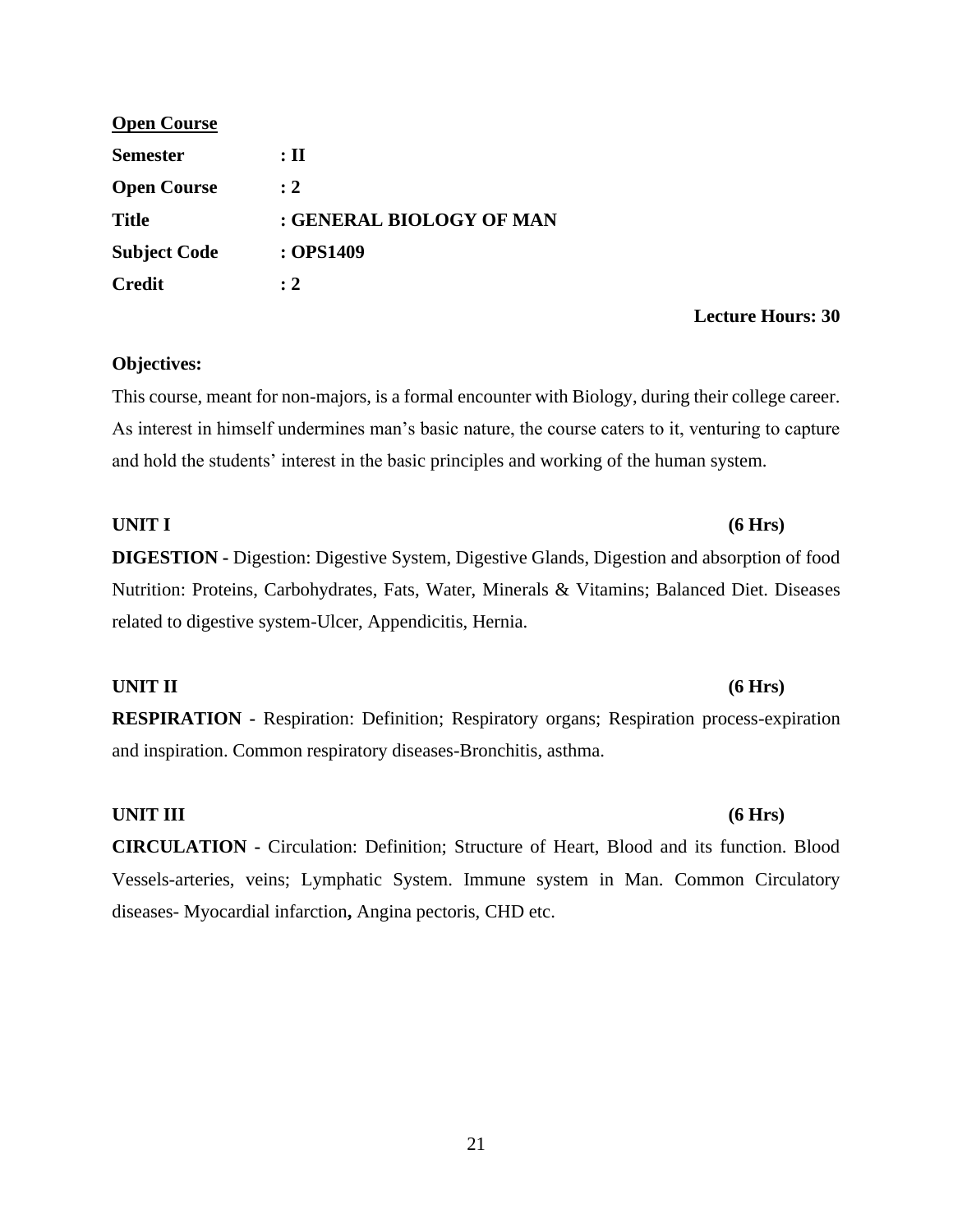**<u>Open Course</u>**

**Semester** : II

**Open Course** : 2

**Title** : GENERAL BIOLOGY OF MAN

**Subject Code** : OPS1409

**Credit** : 2

**Lecture Hours: 30**

**Objectives:**

This course, meant for non-majors, is a formal encounter with Biology, during their college career. As interest in himself undermines man's basic nature, the course caters to it, venturing to capture and hold the students' interest in the basic principles and working of the human system.

**UNIT I** **(6 Hrs)**

**DIGESTION -** Digestion: Digestive System, Digestive Glands, Digestion and absorption of food Nutrition: Proteins, Carbohydrates, Fats, Water, Minerals & Vitamins; Balanced Diet. Diseases related to digestive system-Ulcer, Appendicitis, Hernia.

**UNIT II** **(6 Hrs)**

**RESPIRATION -** Respiration: Definition; Respiratory organs; Respiration process-expiration and inspiration. Common respiratory diseases-Bronchitis, asthma.

**UNIT III** **(6 Hrs)**

**CIRCULATION -** Circulation: Definition; Structure of Heart, Blood and its function. Blood Vessels-arteries, veins; Lymphatic System. Immune system in Man. Common Circulatory diseases- Myocardial infarction**,** Angina pectoris, CHD etc.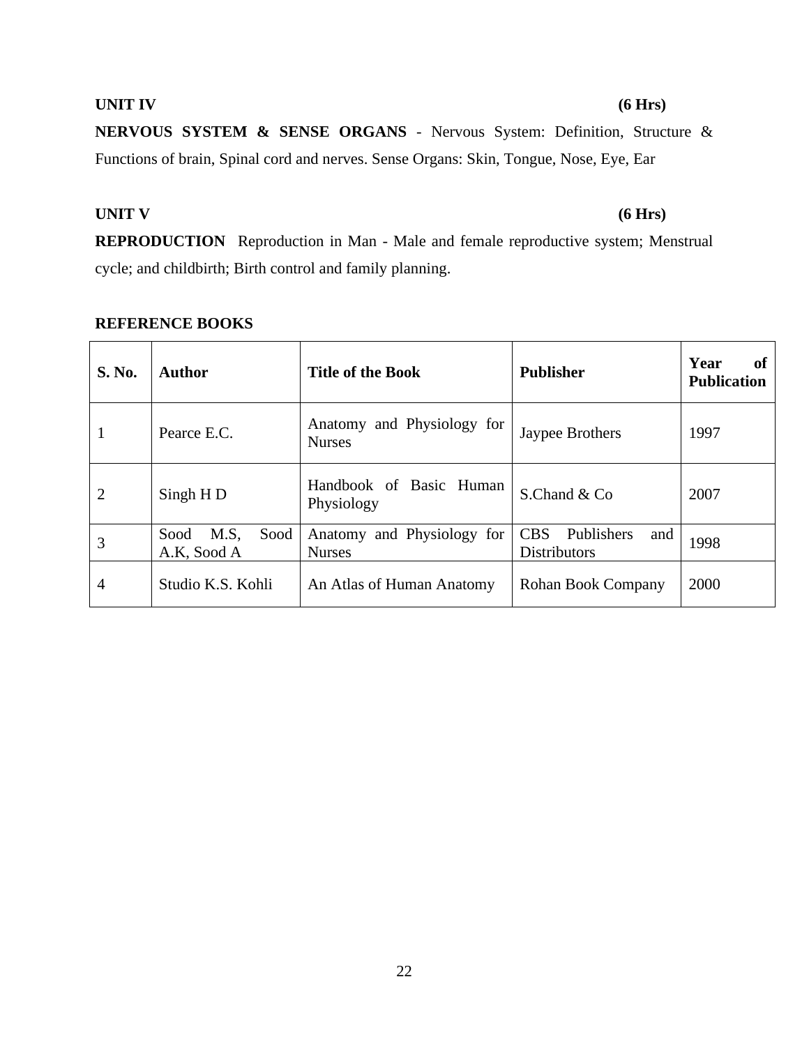**UNIT IV (6 Hrs)**

**NERVOUS SYSTEM & SENSE ORGANS** - Nervous System: Definition, Structure & Functions of brain, Spinal cord and nerves. Sense Organs: Skin, Tongue, Nose, Eye, Ear

**UNIT V (6 Hrs)**

**REPRODUCTION** Reproduction in Man - Male and female reproductive system; Menstrual cycle; and childbirth; Birth control and family planning.

**REFERENCE BOOKS**

| S. No. | Author | Title of the Book | Publisher | Year of Publication |
|---|---|---|---|---|
| 1 | Pearce E.C. | Anatomy and Physiology for Nurses | Jaypee Brothers | 1997 |
| 2 | Singh H D | Handbook of Basic Human Physiology | S.Chand & Co | 2007 |
| 3 | Sood M.S, Sood A.K, Sood A | Anatomy and Physiology for Nurses | CBS Publishers and Distributors | 1998 |
| 4 | Studio K.S. Kohli | An Atlas of Human Anatomy | Rohan Book Company | 2000 |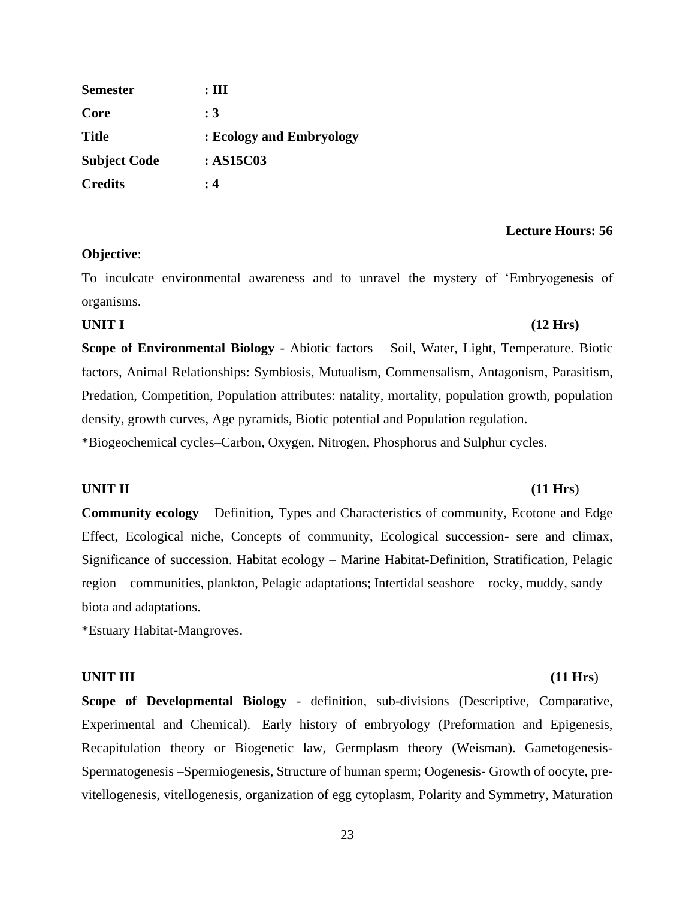| | |
|---|---|
| **Semester** | **: III** |
| **Core** | **: 3** |
| **Title** | **: Ecology and Embryology** |
| **Subject Code** | **: AS15C03** |
| **Credits** | **: 4** |

**Lecture Hours: 56**

**Objective**:

To inculcate environmental awareness and to unravel the mystery of 'Embryogenesis of organisms.

**UNIT I (12 Hrs)**

**Scope of Environmental Biology** - Abiotic factors – Soil, Water, Light, Temperature. Biotic factors, Animal Relationships: Symbiosis, Mutualism, Commensalism, Antagonism, Parasitism, Predation, Competition, Population attributes: natality, mortality, population growth, population density, growth curves, Age pyramids, Biotic potential and Population regulation.

*Biogeochemical cycles–Carbon, Oxygen, Nitrogen, Phosphorus and Sulphur cycles.

**UNIT II (11 Hrs**)

**Community ecology** – Definition, Types and Characteristics of community, Ecotone and Edge Effect, Ecological niche, Concepts of community, Ecological succession- sere and climax, Significance of succession. Habitat ecology – Marine Habitat-Definition, Stratification, Pelagic region – communities, plankton, Pelagic adaptations; Intertidal seashore – rocky, muddy, sandy – biota and adaptations.

*Estuary Habitat-Mangroves.

**UNIT III (11 Hrs**)

**Scope of Developmental Biology** - definition, sub-divisions (Descriptive, Comparative, Experimental and Chemical). Early history of embryology (Preformation and Epigenesis, Recapitulation theory or Biogenetic law, Germplasm theory (Weisman). Gametogenesis- Spermatogenesis –Spermiogenesis, Structure of human sperm; Oogenesis- Growth of oocyte, pre-vitellogenesis, vitellogenesis, organization of egg cytoplasm, Polarity and Symmetry, Maturation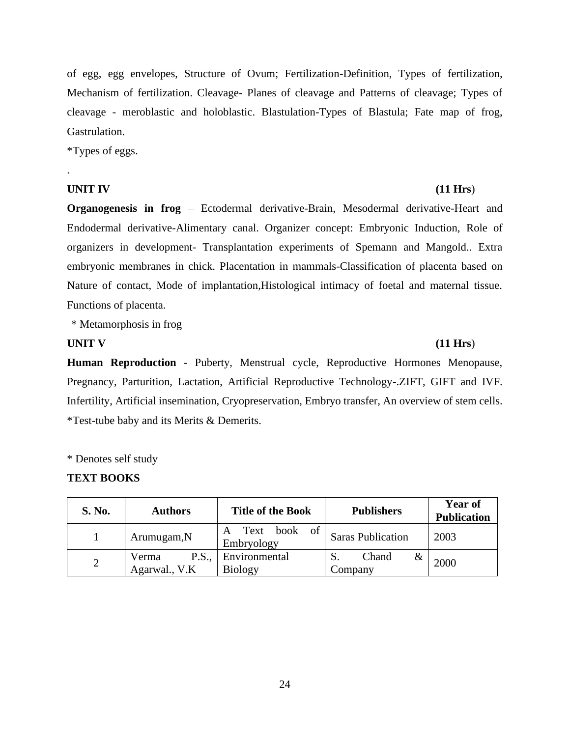of egg, egg envelopes, Structure of Ovum; Fertilization-Definition, Types of fertilization, Mechanism of fertilization. Cleavage- Planes of cleavage and Patterns of cleavage; Types of cleavage - meroblastic and holoblastic. Blastulation-Types of Blastula; Fate map of frog, Gastrulation.

*Types of eggs.

.

**UNIT IV** **(11 Hrs**)

**Organogenesis in frog** – Ectodermal derivative-Brain, Mesodermal derivative-Heart and Endodermal derivative-Alimentary canal. Organizer concept: Embryonic Induction, Role of organizers in development- Transplantation experiments of Spemann and Mangold.. Extra embryonic membranes in chick. Placentation in mammals-Classification of placenta based on Nature of contact, Mode of implantation,Histological intimacy of foetal and maternal tissue. Functions of placenta.

* Metamorphosis in frog

**UNIT V** **(11 Hrs**)

**Human Reproduction** - Puberty, Menstrual cycle, Reproductive Hormones Menopause, Pregnancy, Parturition, Lactation, Artificial Reproductive Technology-.ZIFT, GIFT and IVF. Infertility, Artificial insemination, Cryopreservation, Embryo transfer, An overview of stem cells.
*Test-tube baby and its Merits & Demerits.

* Denotes self study

**TEXT BOOKS**

| S. No. | Authors | Title of the Book | Publishers | Year of Publication |
|---|---|---|---|---|
| 1 | Arumugam,N | A Text book of Embryology | Saras Publication | 2003 |
| 2 | Verma P.S., Agarwal., V.K | Environmental Biology | S. Chand & Company | 2000 |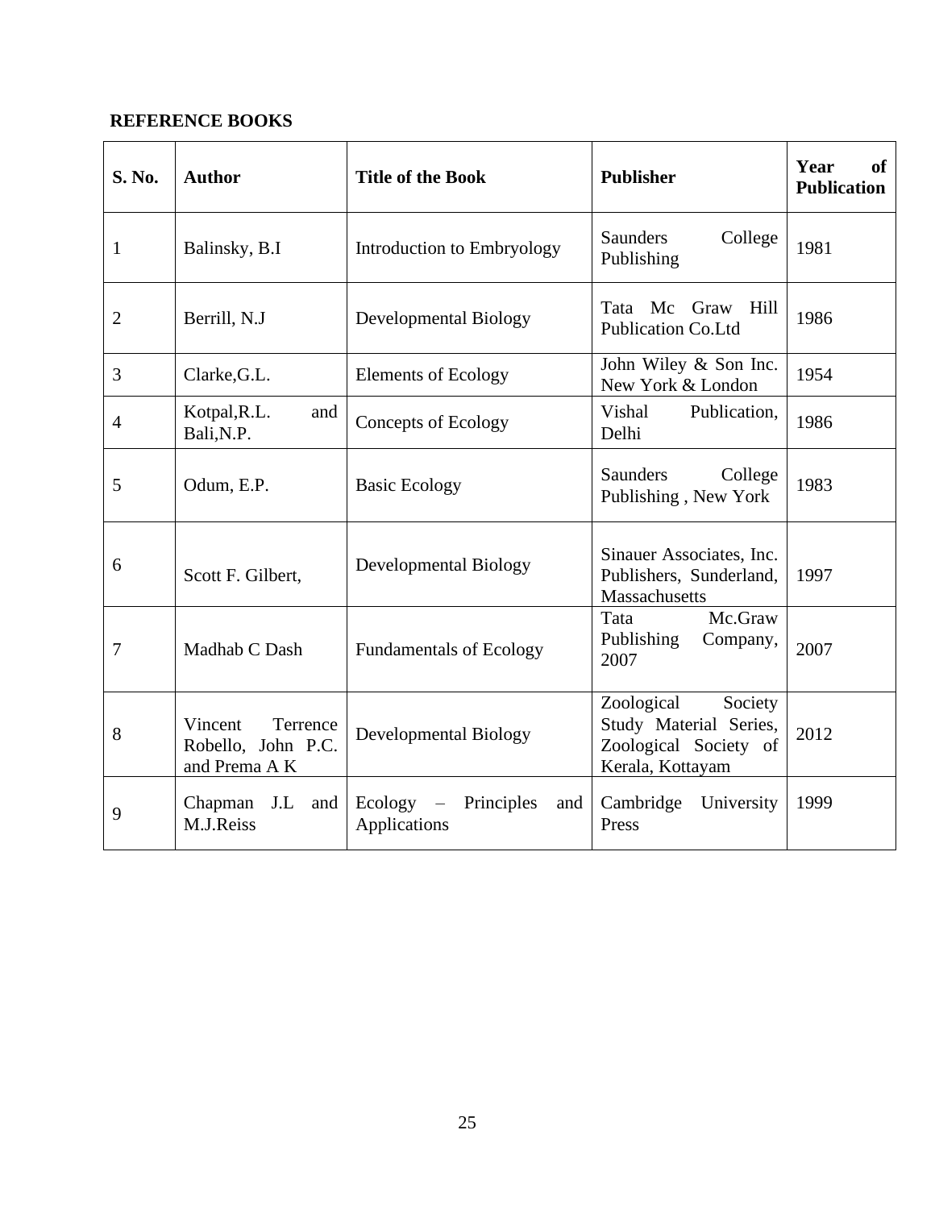**REFERENCE BOOKS**

| S. No. | Author | Title of the Book | Publisher | Year of Publication |
|---|---|---|---|---|
| 1 | Balinsky, B.I | Introduction to Embryology | Saunders College Publishing | 1981 |
| 2 | Berrill, N.J | Developmental Biology | Tata Mc Graw Hill Publication Co.Ltd | 1986 |
| 3 | Clarke,G.L. | Elements of Ecology | John Wiley & Son Inc. New York & London | 1954 |
| 4 | Kotpal,R.L. and Bali,N.P. | Concepts of Ecology | Vishal Publication, Delhi | 1986 |
| 5 | Odum, E.P. | Basic Ecology | Saunders College Publishing , New York | 1983 |
| 6 | Scott F. Gilbert, | Developmental Biology | Sinauer Associates, Inc. Publishers, Sunderland, Massachusetts | 1997 |
| 7 | Madhab C Dash | Fundamentals of Ecology | Tata Mc.Graw Publishing Company, 2007 | 2007 |
| 8 | Vincent Terrence Robello, John P.C. and Prema A K | Developmental Biology | Zoological Society Study Material Series, Zoological Society of Kerala, Kottayam | 2012 |
| 9 | Chapman J.L and M.J.Reiss | Ecology – Principles and Applications | Cambridge University Press | 1999 |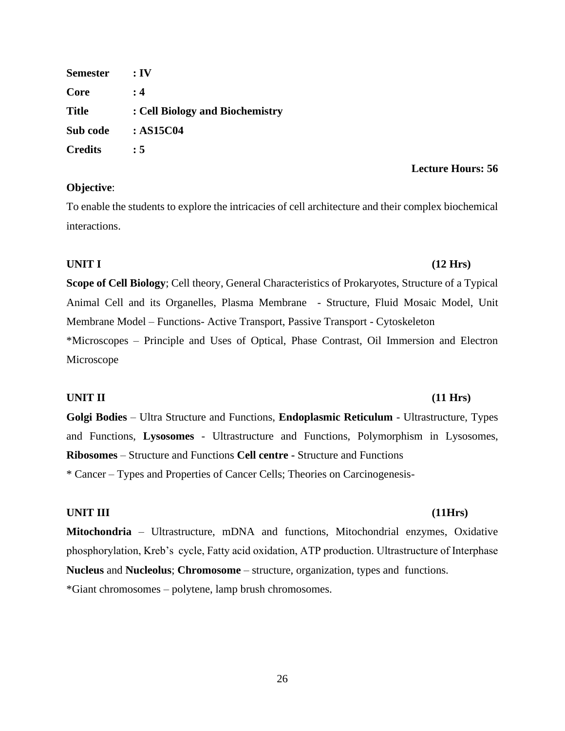**Semester** **: IV**

**Core** **: 4**

**Title** **: Cell Biology and Biochemistry**

**Sub code** **: AS15C04**

**Credits** **: 5**

**Lecture Hours: 56**

**Objective**:

To enable the students to explore the intricacies of cell architecture and their complex biochemical interactions.

**UNIT I** **(12 Hrs)**

**Scope of Cell Biology**; Cell theory, General Characteristics of Prokaryotes, Structure of a Typical Animal Cell and its Organelles, Plasma Membrane - Structure, Fluid Mosaic Model, Unit Membrane Model – Functions- Active Transport, Passive Transport - Cytoskeleton

*Microscopes – Principle and Uses of Optical, Phase Contrast, Oil Immersion and Electron Microscope

**UNIT II** **(11 Hrs)**

**Golgi Bodies** – Ultra Structure and Functions, **Endoplasmic Reticulum** - Ultrastructure, Types and Functions, **Lysosomes** - Ultrastructure and Functions, Polymorphism in Lysosomes, **Ribosomes** – Structure and Functions **Cell centre -** Structure and Functions

* Cancer – Types and Properties of Cancer Cells; Theories on Carcinogenesis-

**UNIT III** **(11Hrs)**

**Mitochondria** – Ultrastructure, mDNA and functions, Mitochondrial enzymes, Oxidative phosphorylation, Kreb's cycle, Fatty acid oxidation, ATP production. Ultrastructure of Interphase **Nucleus** and **Nucleolus**; **Chromosome** – structure, organization, types and functions.

*Giant chromosomes – polytene, lamp brush chromosomes.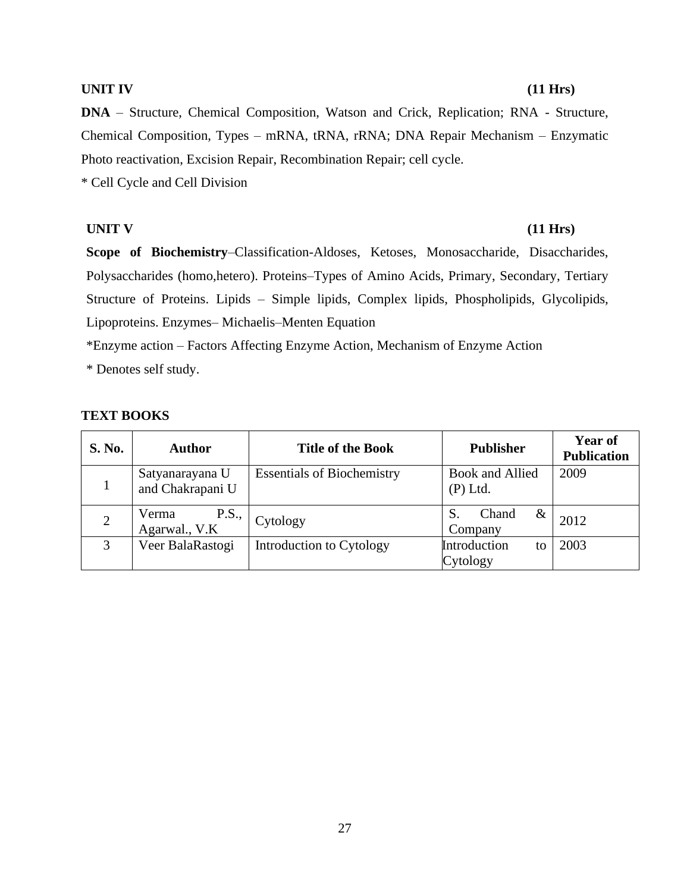**UNIT IV** **(11 Hrs)**

**DNA** – Structure, Chemical Composition, Watson and Crick, Replication; RNA - Structure, Chemical Composition, Types – mRNA, tRNA, rRNA; DNA Repair Mechanism – Enzymatic Photo reactivation, Excision Repair, Recombination Repair; cell cycle.

* Cell Cycle and Cell Division

**UNIT V** **(11 Hrs)**

**Scope of Biochemistry**–Classification-Aldoses, Ketoses, Monosaccharide, Disaccharides, Polysaccharides (homo,hetero). Proteins–Types of Amino Acids, Primary, Secondary, Tertiary Structure of Proteins. Lipids – Simple lipids, Complex lipids, Phospholipids, Glycolipids, Lipoproteins. Enzymes– Michaelis–Menten Equation

*Enzyme action – Factors Affecting Enzyme Action, Mechanism of Enzyme Action

* Denotes self study.

**TEXT BOOKS**

| S. No. | Author | Title of the Book | Publisher | Year of Publication |
|---|---|---|---|---|
| 1 | Satyanarayana U and Chakrapani U | Essentials of Biochemistry | Book and Allied (P) Ltd. | 2009 |
| 2 | Verma P.S., Agarwal., V.K | Cytology | S. Chand & Company | 2012 |
| 3 | Veer BalaRastogi | Introduction to Cytology | Introduction to Cytology | 2003 |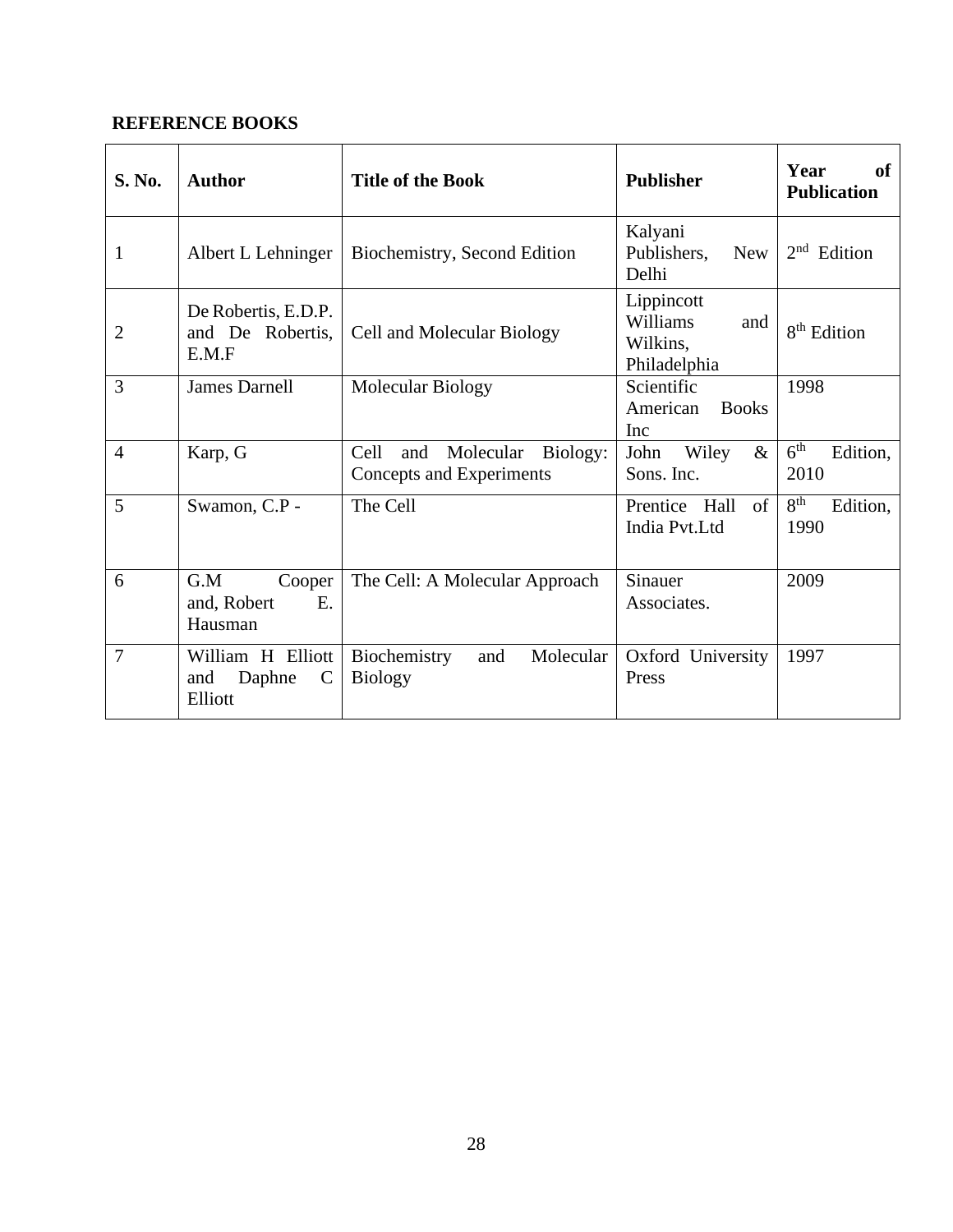**REFERENCE BOOKS**

| S. No. | Author | Title of the Book | Publisher | Year of Publication |
|---|---|---|---|---|
| 1 | Albert L Lehninger | Biochemistry, Second Edition | Kalyani Publishers, New Delhi | 2nd Edition |
| 2 | De Robertis, E.D.P. and De Robertis, E.M.F | Cell and Molecular Biology | Lippincott Williams and Wilkins, Philadelphia | 8th Edition |
| 3 | James Darnell | Molecular Biology | Scientific American Books Inc | 1998 |
| 4 | Karp, G | Cell and Molecular Biology: Concepts and Experiments | John Wiley & Sons. Inc. | 6th Edition, 2010 |
| 5 | Swamon, C.P - | The Cell | Prentice Hall of India Pvt.Ltd | 8th Edition, 1990 |
| 6 | G.M Cooper and, Robert E. Hausman | The Cell: A Molecular Approach | Sinauer Associates. | 2009 |
| 7 | William H Elliott and Daphne C Elliott | Biochemistry and Molecular Biology | Oxford University Press | 1997 |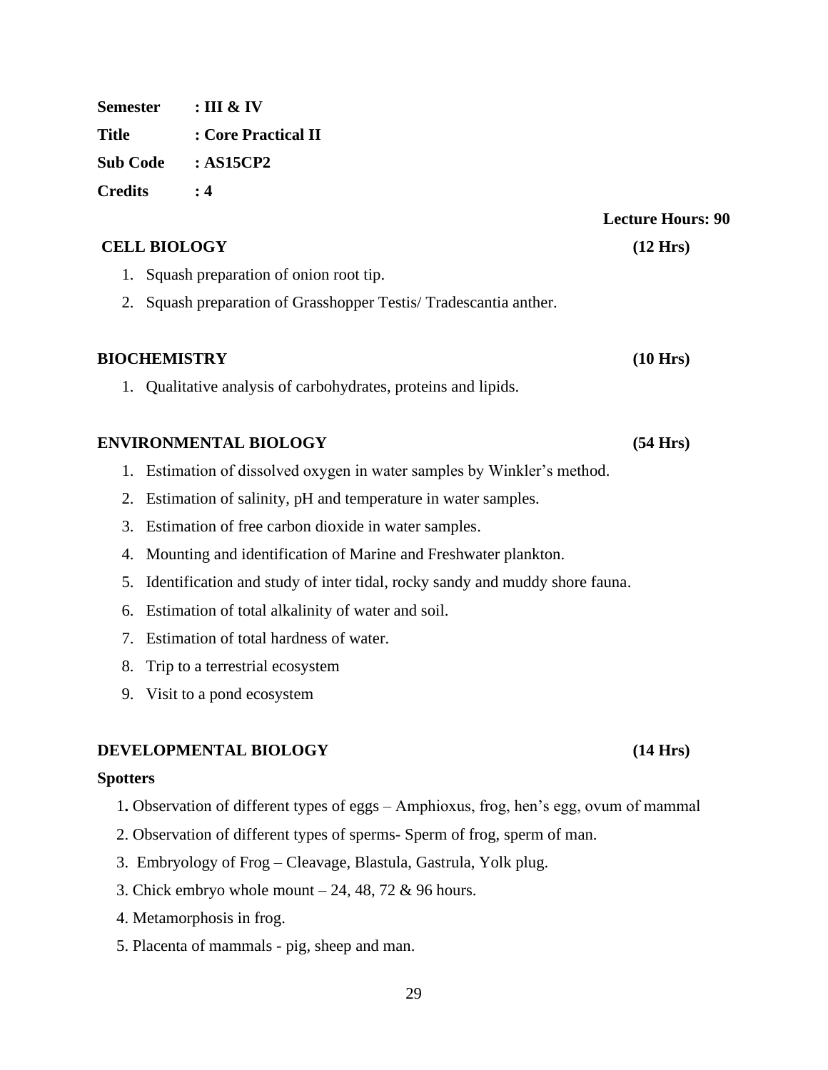**Semester** : **III & IV**

**Title** : **Core Practical II**

**Sub Code** : **AS15CP2**

**Credits** : **4**

**Lecture Hours: 90**

**CELL BIOLOGY** **(12 Hrs)**

1. Squash preparation of onion root tip.
2. Squash preparation of Grasshopper Testis/ Tradescantia anther.

**BIOCHEMISTRY** **(10 Hrs)**

1. Qualitative analysis of carbohydrates, proteins and lipids.

**ENVIRONMENTAL BIOLOGY** **(54 Hrs)**

1. Estimation of dissolved oxygen in water samples by Winkler's method.
2. Estimation of salinity, pH and temperature in water samples.
3. Estimation of free carbon dioxide in water samples.
4. Mounting and identification of Marine and Freshwater plankton.
5. Identification and study of inter tidal, rocky sandy and muddy shore fauna.
6. Estimation of total alkalinity of water and soil.
7. Estimation of total hardness of water.
8. Trip to a terrestrial ecosystem
9. Visit to a pond ecosystem

**DEVELOPMENTAL BIOLOGY** **(14 Hrs)**

**Spotters**

1. Observation of different types of eggs – Amphioxus, frog, hen's egg, ovum of mammal

2. Observation of different types of sperms- Sperm of frog, sperm of man.

3. Embryology of Frog – Cleavage, Blastula, Gastrula, Yolk plug.

3. Chick embryo whole mount – 24, 48, 72 & 96 hours.

4. Metamorphosis in frog.

5. Placenta of mammals - pig, sheep and man.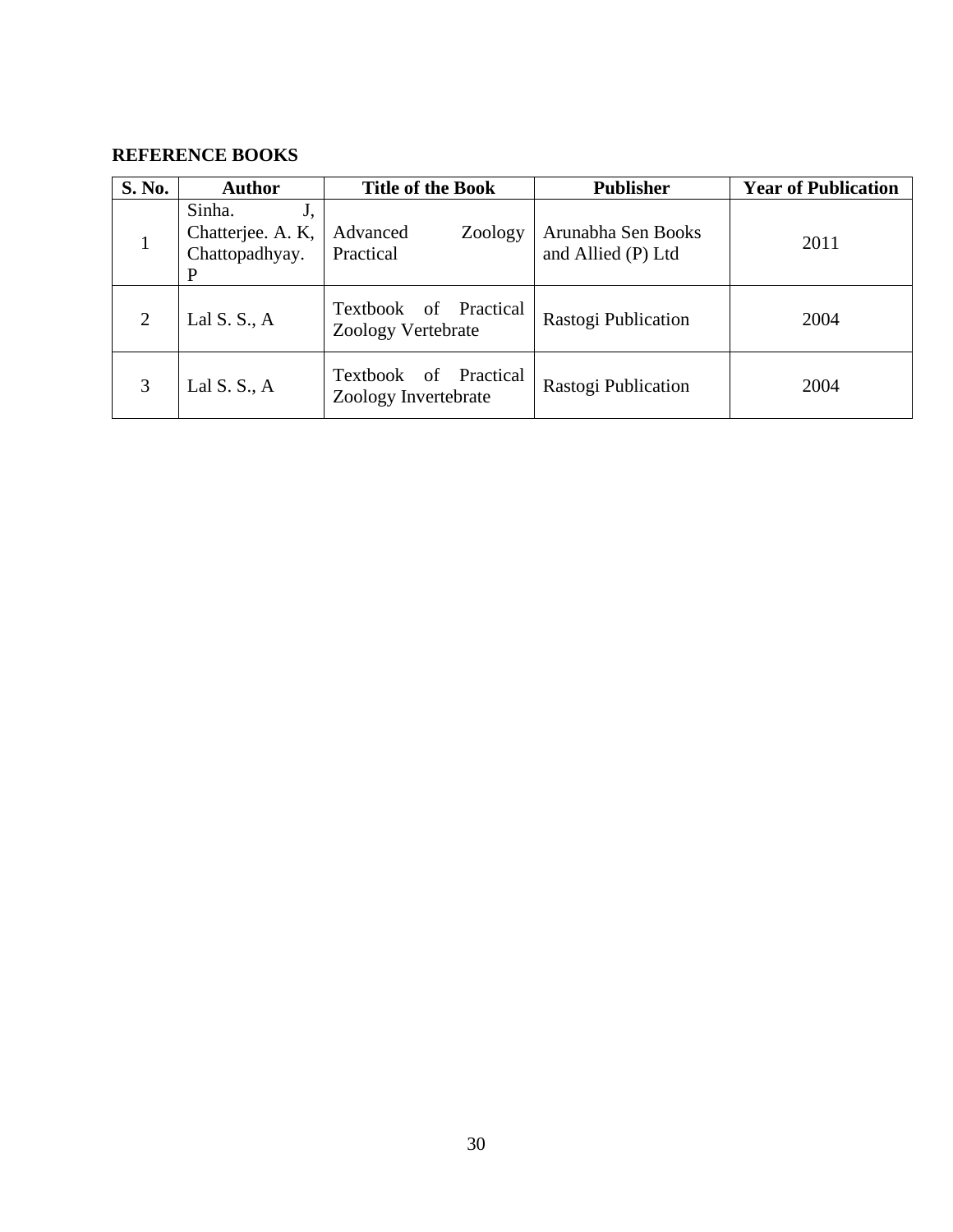**REFERENCE BOOKS**

| S. No. | Author | Title of the Book | Publisher | Year of Publication |
|---|---|---|---|---|
| 1 | Sinha. J, Chatterjee. A. K, Chattopadhyay. P | Advanced Zoology Practical | Arunabha Sen Books and Allied (P) Ltd | 2011 |
| 2 | Lal S. S., A | Textbook of Practical Zoology Vertebrate | Rastogi Publication | 2004 |
| 3 | Lal S. S., A | Textbook of Practical Zoology Invertebrate | Rastogi Publication | 2004 |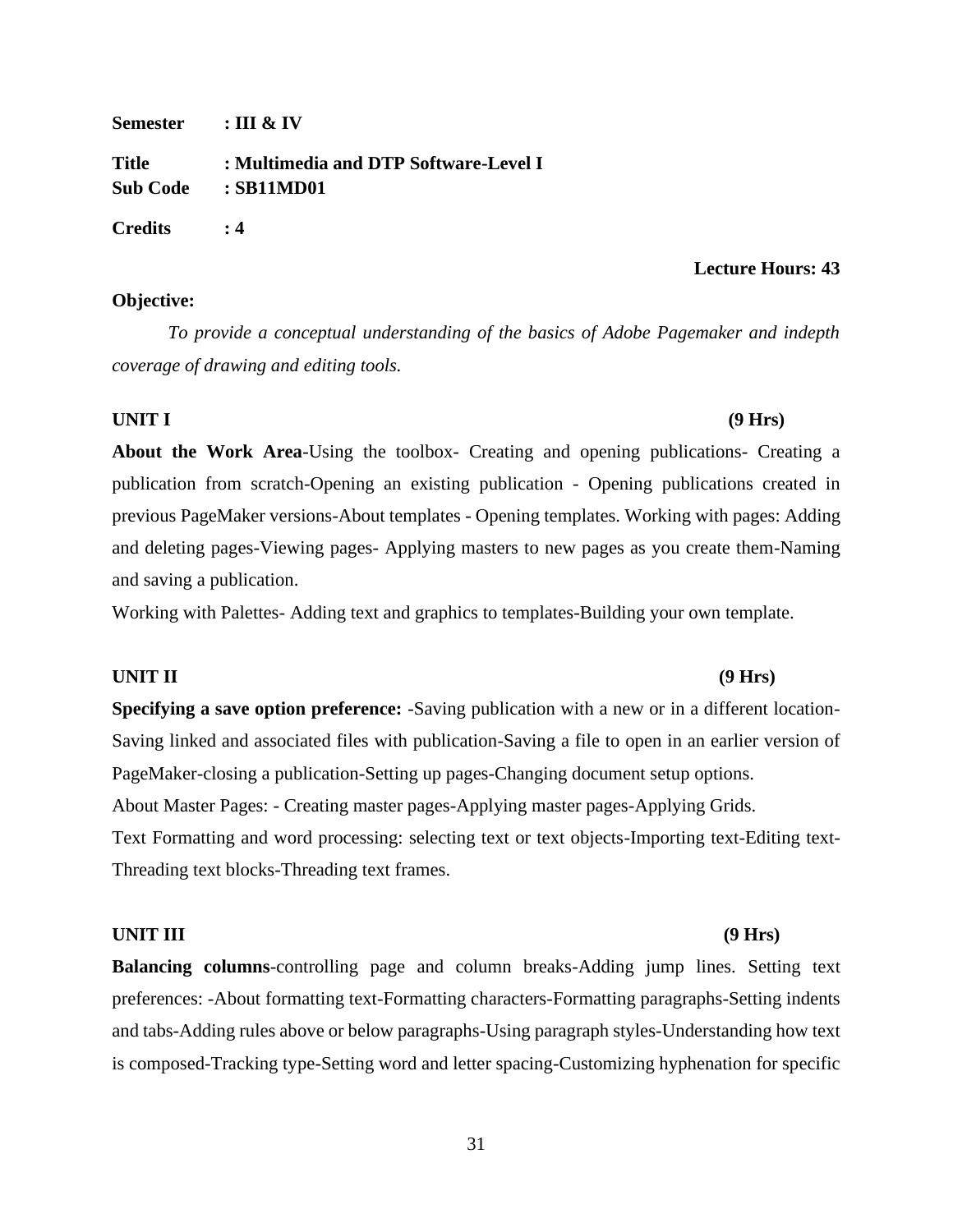**Semester : III & IV**

**Title : Multimedia and DTP Software-Level I**
**Sub Code : SB11MD01**

**Credits : 4**

**Lecture Hours: 43**

**Objective:**

*To provide a conceptual understanding of the basics of Adobe Pagemaker and indepth coverage of drawing and editing tools.*

**UNIT I (9 Hrs)**

**About the Work Area**-Using the toolbox- Creating and opening publications- Creating a publication from scratch-Opening an existing publication - Opening publications created in previous PageMaker versions-About templates - Opening templates. Working with pages: Adding and deleting pages-Viewing pages- Applying masters to new pages as you create them-Naming and saving a publication.

Working with Palettes- Adding text and graphics to templates-Building your own template.

**UNIT II (9 Hrs)**

**Specifying a save option preference:** -Saving publication with a new or in a different location-Saving linked and associated files with publication-Saving a file to open in an earlier version of PageMaker-closing a publication-Setting up pages-Changing document setup options.

About Master Pages: - Creating master pages-Applying master pages-Applying Grids.

Text Formatting and word processing: selecting text or text objects-Importing text-Editing text-Threading text blocks-Threading text frames.

**UNIT III (9 Hrs)**

**Balancing columns**-controlling page and column breaks-Adding jump lines. Setting text preferences: -About formatting text-Formatting characters-Formatting paragraphs-Setting indents and tabs-Adding rules above or below paragraphs-Using paragraph styles-Understanding how text is composed-Tracking type-Setting word and letter spacing-Customizing hyphenation for specific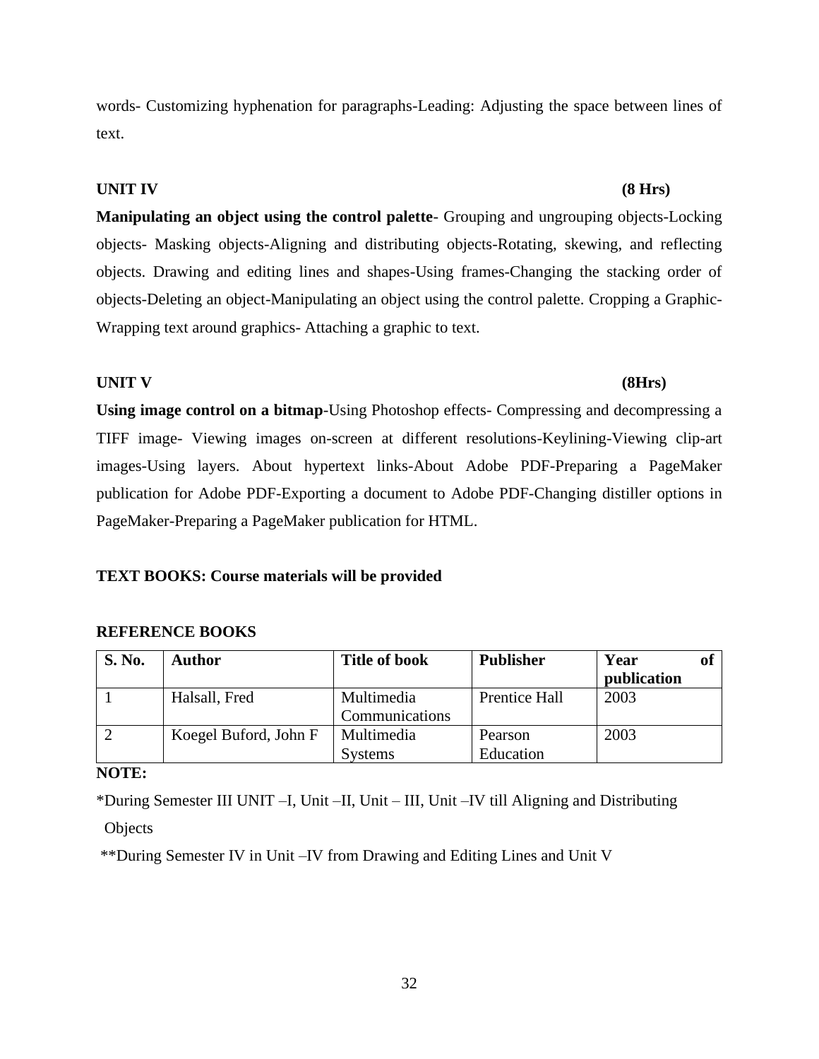words- Customizing hyphenation for paragraphs-Leading: Adjusting the space between lines of text.

**UNIT IV** **(8 Hrs)**

**Manipulating an object using the control palette**- Grouping and ungrouping objects-Locking objects- Masking objects-Aligning and distributing objects-Rotating, skewing, and reflecting objects. Drawing and editing lines and shapes-Using frames-Changing the stacking order of objects-Deleting an object-Manipulating an object using the control palette. Cropping a Graphic-Wrapping text around graphics- Attaching a graphic to text.

**UNIT V** **(8Hrs)**

**Using image control on a bitmap**-Using Photoshop effects- Compressing and decompressing a TIFF image- Viewing images on-screen at different resolutions-Keylining-Viewing clip-art images-Using layers. About hypertext links-About Adobe PDF-Preparing a PageMaker publication for Adobe PDF-Exporting a document to Adobe PDF-Changing distiller options in PageMaker-Preparing a PageMaker publication for HTML.

**TEXT BOOKS: Course materials will be provided**

**REFERENCE BOOKS**

| S. No. | Author | Title of book | Publisher | Year of publication |
|---|---|---|---|---|
| 1 | Halsall, Fred | Multimedia Communications | Prentice Hall | 2003 |
| 2 | Koegel Buford, John F | Multimedia Systems | Pearson Education | 2003 |

**NOTE:**

*During Semester III UNIT –I, Unit –II, Unit – III, Unit –IV till Aligning and Distributing Objects

**During Semester IV in Unit –IV from Drawing and Editing Lines and Unit V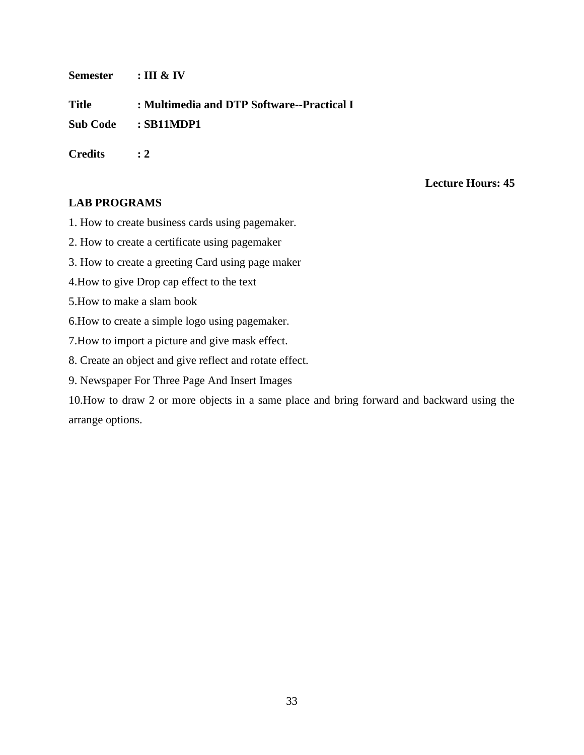**Semester** : **III & IV**

**Title** : **Multimedia and DTP Software--Practical I**

**Sub Code** : **SB11MDP1**

**Credits** : **2**

**Lecture Hours: 45**

**LAB PROGRAMS**

1. How to create business cards using pagemaker.
2. How to create a certificate using pagemaker
3. How to create a greeting Card using page maker
4. How to give Drop cap effect to the text
5. How to make a slam book
6. How to create a simple logo using pagemaker.
7. How to import a picture and give mask effect.
8. Create an object and give reflect and rotate effect.
9. Newspaper For Three Page And Insert Images
10. How to draw 2 or more objects in a same place and bring forward and backward using the arrange options.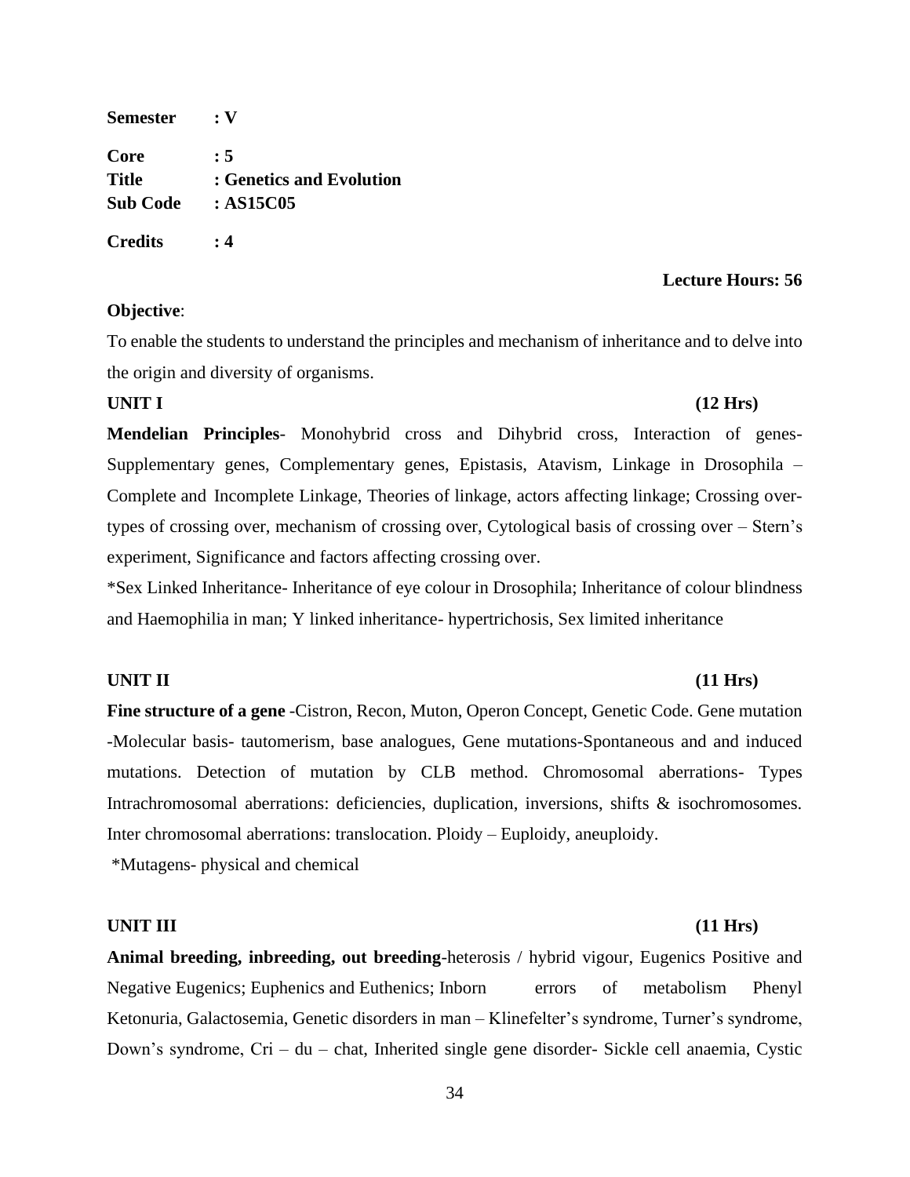**Semester** **: V**

**Core** **: 5**
**Title** **: Genetics and Evolution**
**Sub Code** **: AS15C05**

**Credits** **: 4**

**Lecture Hours: 56**

**Objective**:

To enable the students to understand the principles and mechanism of inheritance and to delve into the origin and diversity of organisms.

**UNIT I** **(12 Hrs)**

**Mendelian Principles**- Monohybrid cross and Dihybrid cross, Interaction of genes- Supplementary genes, Complementary genes, Epistasis, Atavism, Linkage in Drosophila – Complete and Incomplete Linkage, Theories of linkage, actors affecting linkage; Crossing over- types of crossing over, mechanism of crossing over, Cytological basis of crossing over – Stern's experiment, Significance and factors affecting crossing over.

*Sex Linked Inheritance- Inheritance of eye colour in Drosophila; Inheritance of colour blindness and Haemophilia in man; Y linked inheritance- hypertrichosis, Sex limited inheritance

**UNIT II** **(11 Hrs)**

**Fine structure of a gene** -Cistron, Recon, Muton, Operon Concept, Genetic Code. Gene mutation -Molecular basis- tautomerism, base analogues, Gene mutations-Spontaneous and and induced mutations. Detection of mutation by CLB method. Chromosomal aberrations- Types Intrachromosomal aberrations: deficiencies, duplication, inversions, shifts & isochromosomes. Inter chromosomal aberrations: translocation. Ploidy – Euploidy, aneuploidy.

*Mutagens- physical and chemical

**UNIT III** **(11 Hrs)**

**Animal breeding, inbreeding, out breeding**-heterosis / hybrid vigour, Eugenics Positive and Negative Eugenics; Euphenics and Euthenics; Inborn errors of metabolism Phenyl Ketonuria, Galactosemia, Genetic disorders in man – Klinefelter's syndrome, Turner's syndrome, Down's syndrome, Cri – du – chat, Inherited single gene disorder- Sickle cell anaemia, Cystic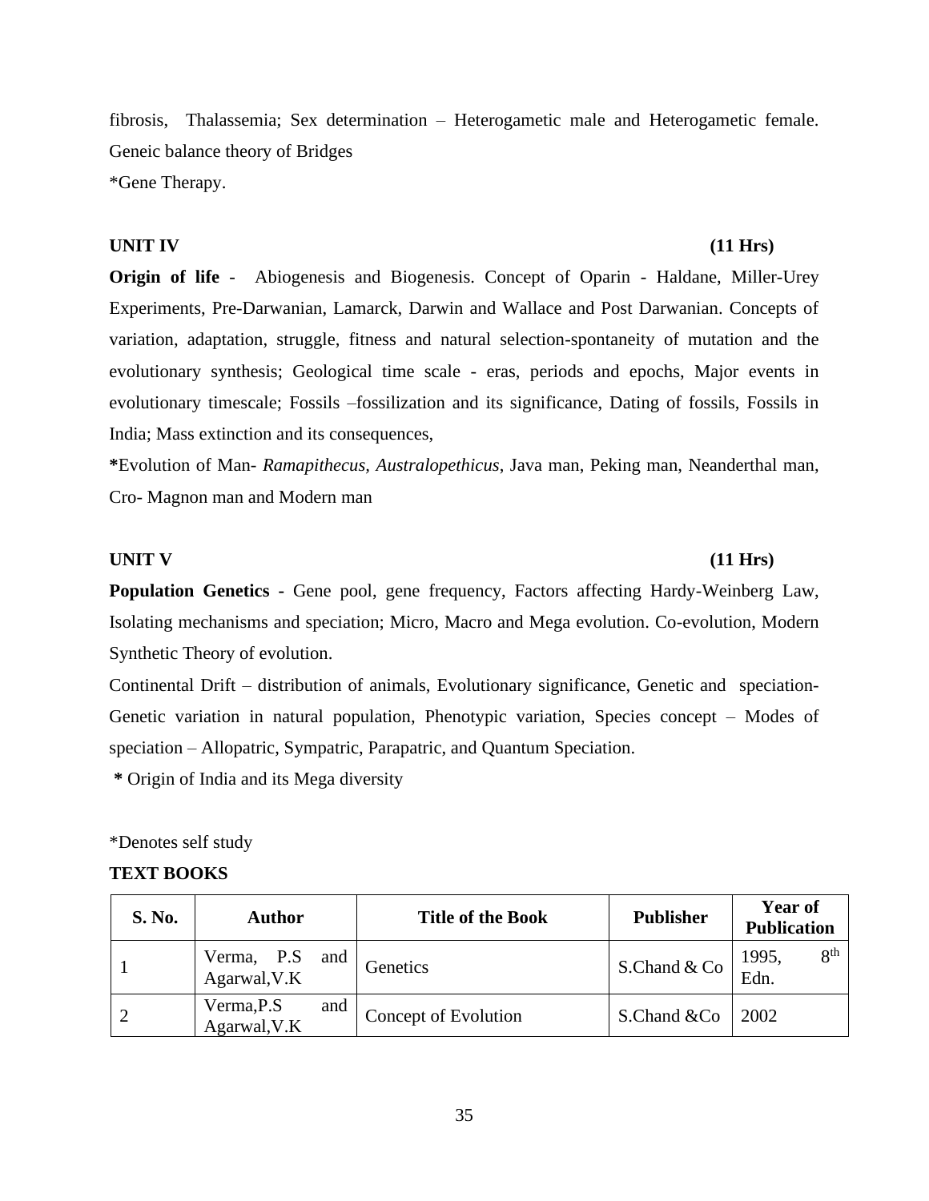fibrosis, Thalassemia; Sex determination – Heterogametic male and Heterogametic female. Geneic balance theory of Bridges

*Gene Therapy.

**UNIT IV** **(11 Hrs)**

**Origin of life** - Abiogenesis and Biogenesis. Concept of Oparin - Haldane, Miller-Urey Experiments, Pre-Darwanian, Lamarck, Darwin and Wallace and Post Darwanian. Concepts of variation, adaptation, struggle, fitness and natural selection-spontaneity of mutation and the evolutionary synthesis; Geological time scale - eras, periods and epochs, Major events in evolutionary timescale; Fossils –fossilization and its significance, Dating of fossils, Fossils in India; Mass extinction and its consequences,

**\***Evolution of Man- *Ramapithecus, Australopethicus*, Java man, Peking man, Neanderthal man, Cro- Magnon man and Modern man

**UNIT V** **(11 Hrs)**

**Population Genetics -** Gene pool, gene frequency, Factors affecting Hardy-Weinberg Law, Isolating mechanisms and speciation; Micro, Macro and Mega evolution. Co-evolution, Modern Synthetic Theory of evolution.

Continental Drift – distribution of animals, Evolutionary significance, Genetic and speciation- Genetic variation in natural population, Phenotypic variation, Species concept – Modes of speciation – Allopatric, Sympatric, Parapatric, and Quantum Speciation.

**\*** Origin of India and its Mega diversity

*Denotes self study

**TEXT BOOKS**

| S. No. | Author | Title of the Book | Publisher | Year of Publication |
|---|---|---|---|---|
| 1 | Verma, P.S and Agarwal,V.K | Genetics | S.Chand & Co | 1995, 8th Edn. |
| 2 | Verma,P.S and Agarwal,V.K | Concept of Evolution | S.Chand &Co | 2002 |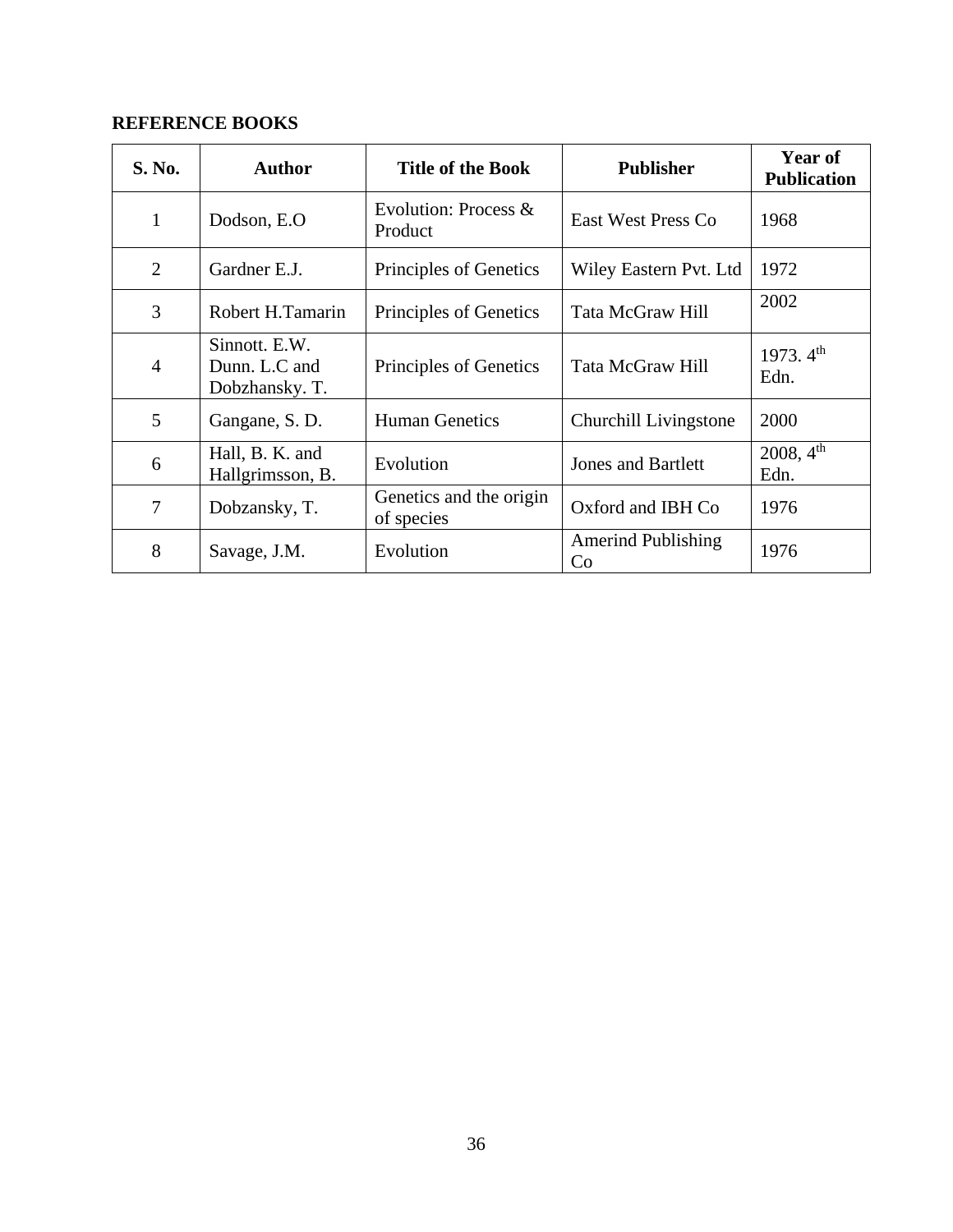**REFERENCE BOOKS**

| S. No. | Author | Title of the Book | Publisher | Year of Publication |
|---|---|---|---|---|
| 1 | Dodson, E.O | Evolution: Process & Product | East West Press Co | 1968 |
| 2 | Gardner E.J. | Principles of Genetics | Wiley Eastern Pvt. Ltd | 1972 |
| 3 | Robert H.Tamarin | Principles of Genetics | Tata McGraw Hill | 2002 |
| 4 | Sinnott. E.W. Dunn. L.C and Dobzhansky. T. | Principles of Genetics | Tata McGraw Hill | 1973. 4th Edn. |
| 5 | Gangane, S. D. | Human Genetics | Churchill Livingstone | 2000 |
| 6 | Hall, B. K. and Hallgrimsson, B. | Evolution | Jones and Bartlett | 2008, 4th Edn. |
| 7 | Dobzansky, T. | Genetics and the origin of species | Oxford and IBH Co | 1976 |
| 8 | Savage, J.M. | Evolution | Amerind Publishing Co | 1976 |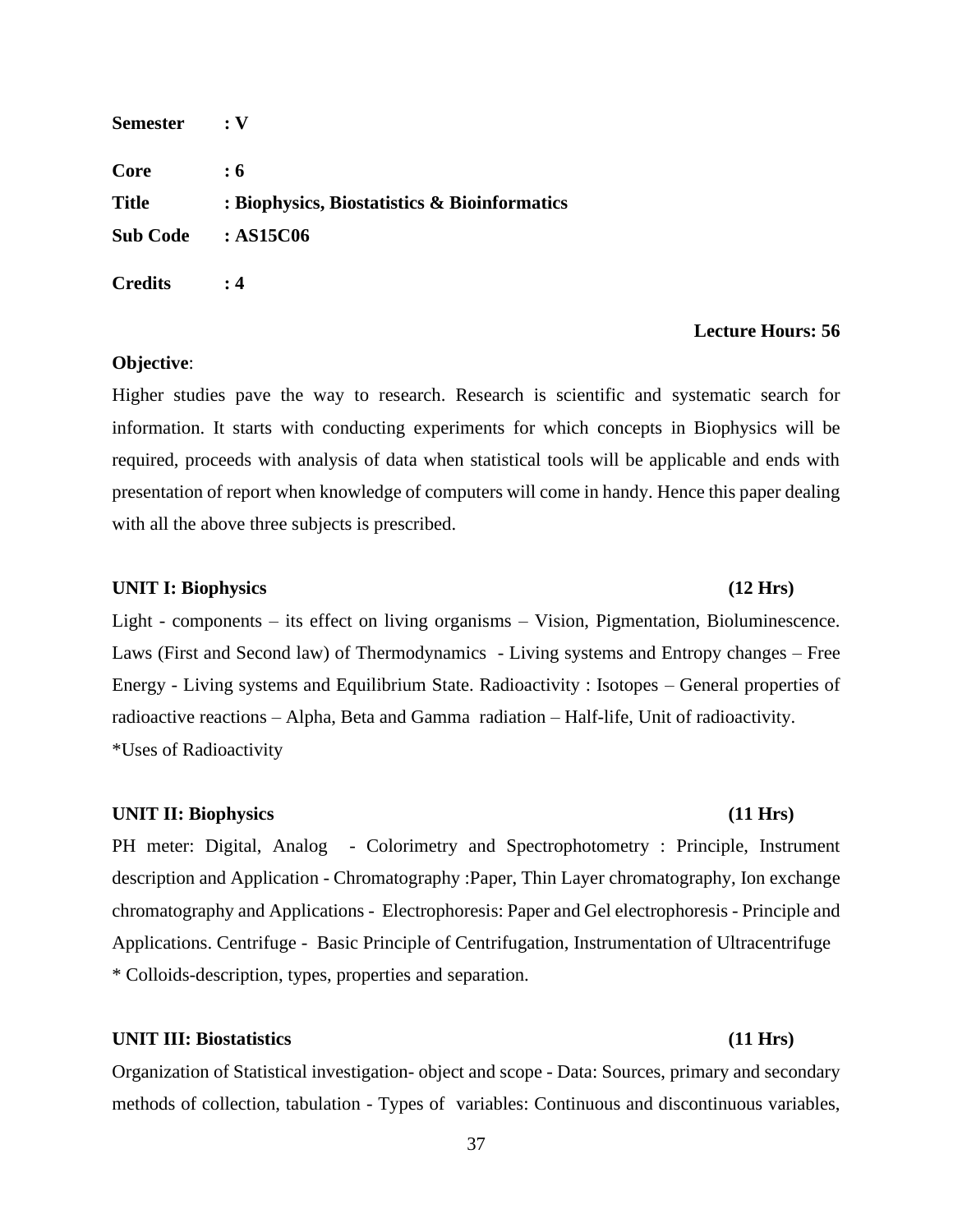**Semester** **: V**

**Core** **: 6**

**Title** **: Biophysics, Biostatistics & Bioinformatics**

**Sub Code** **: AS15C06**

**Credits** **: 4**

**Lecture Hours: 56**

**Objective**:

Higher studies pave the way to research. Research is scientific and systematic search for information. It starts with conducting experiments for which concepts in Biophysics will be required, proceeds with analysis of data when statistical tools will be applicable and ends with presentation of report when knowledge of computers will come in handy. Hence this paper dealing with all the above three subjects is prescribed.

**UNIT I: Biophysics** **(12 Hrs)**

Light - components – its effect on living organisms – Vision, Pigmentation, Bioluminescence. Laws (First and Second law) of Thermodynamics - Living systems and Entropy changes – Free Energy - Living systems and Equilibrium State. Radioactivity : Isotopes – General properties of radioactive reactions – Alpha, Beta and Gamma radiation – Half-life, Unit of radioactivity.
*Uses of Radioactivity

**UNIT II: Biophysics** **(11 Hrs)**

PH meter: Digital, Analog - Colorimetry and Spectrophotometry : Principle, Instrument description and Application - Chromatography :Paper, Thin Layer chromatography, Ion exchange chromatography and Applications - Electrophoresis: Paper and Gel electrophoresis - Principle and Applications. Centrifuge - Basic Principle of Centrifugation, Instrumentation of Ultracentrifuge
* Colloids-description, types, properties and separation.

**UNIT III: Biostatistics** **(11 Hrs)**

Organization of Statistical investigation- object and scope - Data: Sources, primary and secondary methods of collection, tabulation - Types of variables: Continuous and discontinuous variables,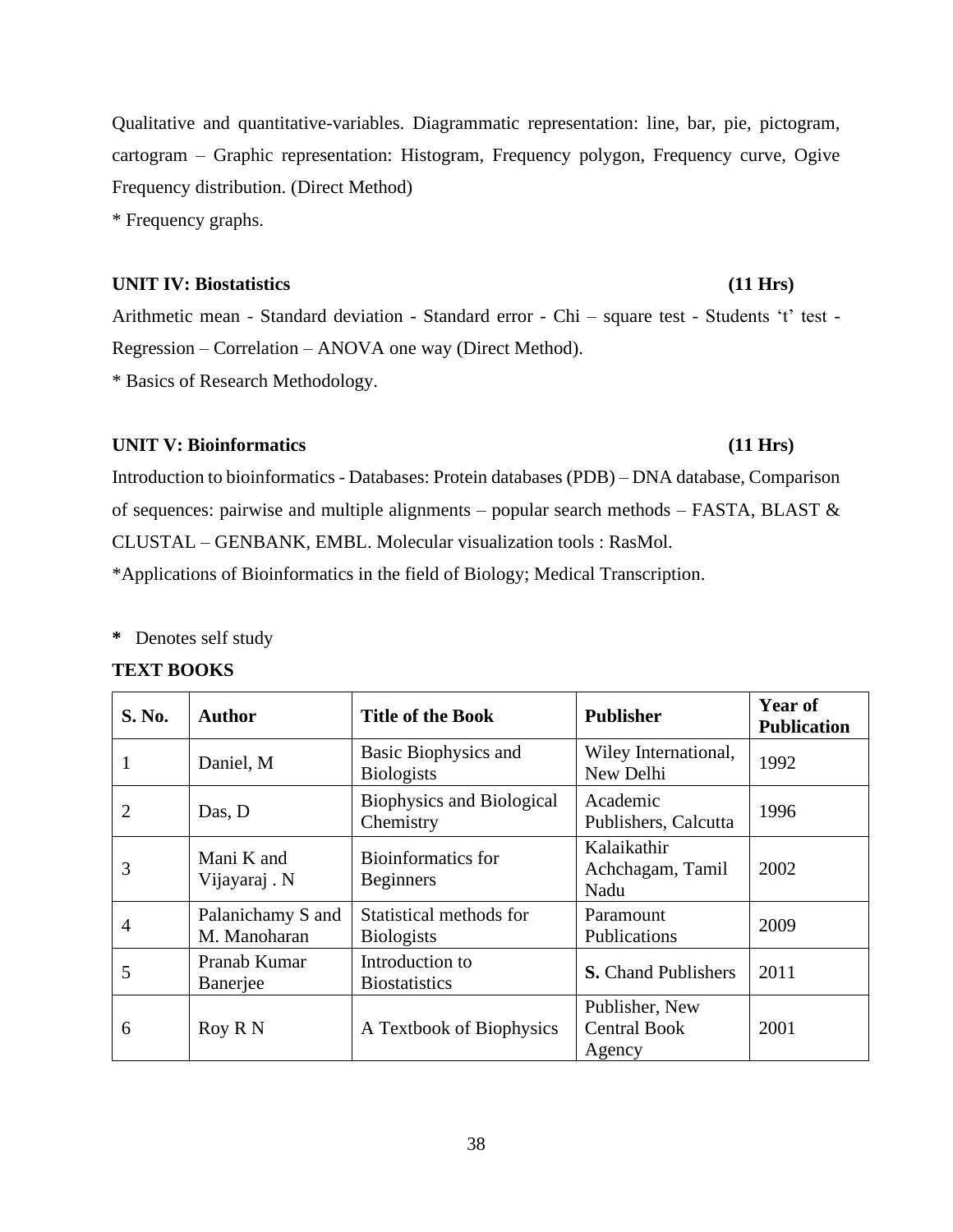Qualitative and quantitative-variables. Diagrammatic representation: line, bar, pie, pictogram, cartogram – Graphic representation: Histogram, Frequency polygon, Frequency curve, Ogive Frequency distribution. (Direct Method)

* Frequency graphs.

**UNIT IV: Biostatistics (11 Hrs)**

Arithmetic mean - Standard deviation - Standard error - Chi – square test - Students 't' test - Regression – Correlation – ANOVA one way (Direct Method).

* Basics of Research Methodology.

**UNIT V: Bioinformatics (11 Hrs)**

Introduction to bioinformatics - Databases: Protein databases (PDB) – DNA database, Comparison of sequences: pairwise and multiple alignments – popular search methods – FASTA, BLAST & CLUSTAL – GENBANK, EMBL. Molecular visualization tools : RasMol.

*Applications of Bioinformatics in the field of Biology; Medical Transcription.

**\*** Denotes self study

**TEXT BOOKS**

| S. No. | Author | Title of the Book | Publisher | Year of Publication |
|---|---|---|---|---|
| 1 | Daniel, M | Basic Biophysics and Biologists | Wiley International, New Delhi | 1992 |
| 2 | Das, D | Biophysics and Biological Chemistry | Academic Publishers, Calcutta | 1996 |
| 3 | Mani K and Vijayaraj . N | Bioinformatics for Beginners | Kalaikathir Achchagam, Tamil Nadu | 2002 |
| 4 | Palanichamy S and M. Manoharan | Statistical methods for Biologists | Paramount Publications | 2009 |
| 5 | Pranab Kumar Banerjee | Introduction to Biostatistics | **S.** Chand Publishers | 2011 |
| 6 | Roy R N | A Textbook of Biophysics | Publisher, New Central Book Agency | 2001 |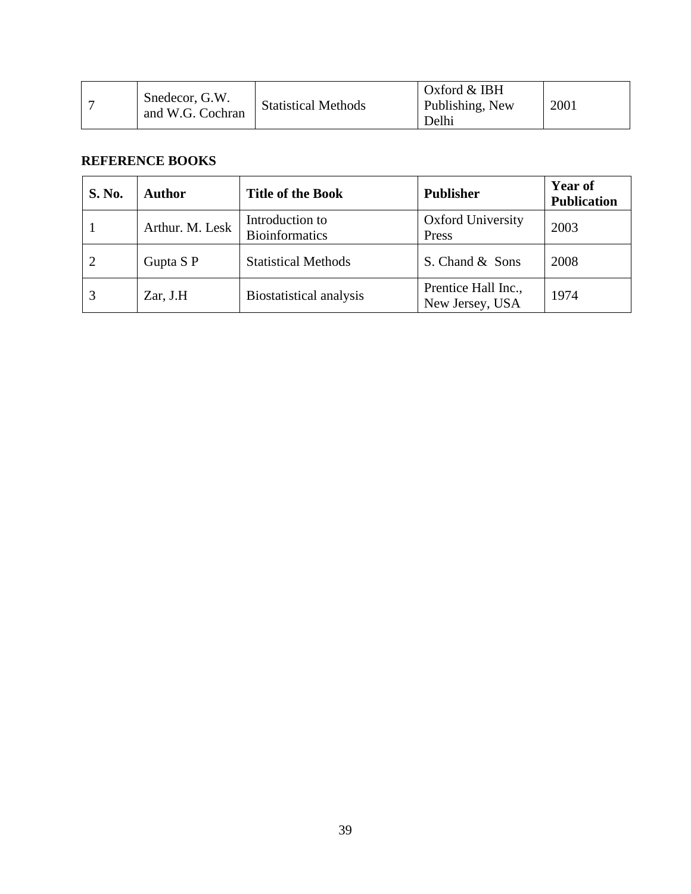| | | | | |
|---|---|---|---|---|
| 7 | Snedecor, G.W. and W.G. Cochran | Statistical Methods | Oxford & IBH Publishing, New Delhi | 2001 |

**REFERENCE BOOKS**

| S. No. | Author | Title of the Book | Publisher | Year of Publication |
|---|---|---|---|---|
| 1 | Arthur. M. Lesk | Introduction to Bioinformatics | Oxford University Press | 2003 |
| 2 | Gupta S P | Statistical Methods | S. Chand & Sons | 2008 |
| 3 | Zar, J.H | Biostatistical analysis | Prentice Hall Inc., New Jersey, USA | 1974 |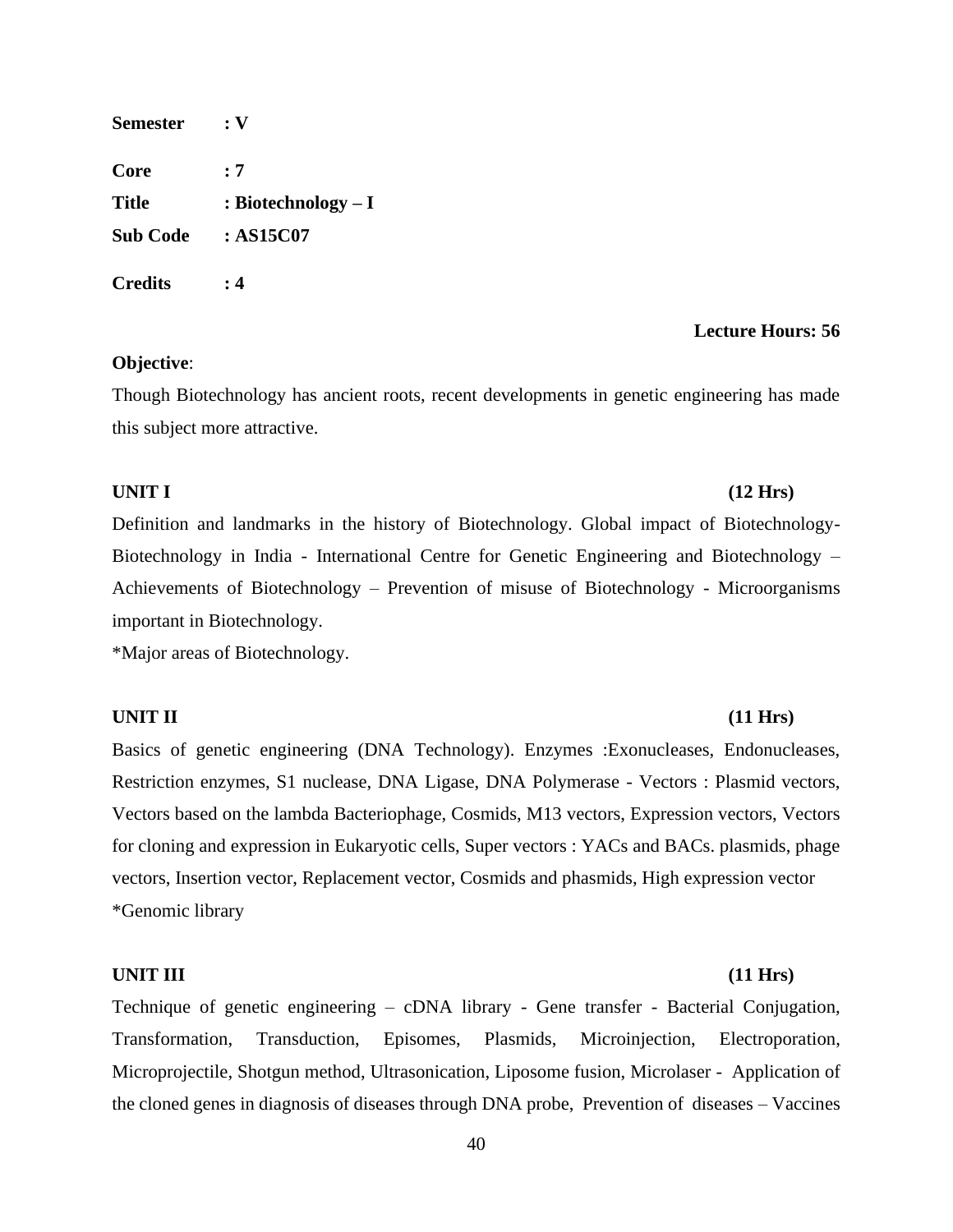**Semester** **: V**

**Core** **: 7**

**Title** **: Biotechnology – I**

**Sub Code** **: AS15C07**

**Credits** **: 4**

**Lecture Hours: 56**

**Objective**:

Though Biotechnology has ancient roots, recent developments in genetic engineering has made this subject more attractive.

**UNIT I** **(12 Hrs)**

Definition and landmarks in the history of Biotechnology. Global impact of Biotechnology- Biotechnology in India - International Centre for Genetic Engineering and Biotechnology – Achievements of Biotechnology – Prevention of misuse of Biotechnology - Microorganisms important in Biotechnology.

*Major areas of Biotechnology.

**UNIT II** **(11 Hrs)**

Basics of genetic engineering (DNA Technology). Enzymes :Exonucleases, Endonucleases, Restriction enzymes, S1 nuclease, DNA Ligase, DNA Polymerase - Vectors : Plasmid vectors, Vectors based on the lambda Bacteriophage, Cosmids, M13 vectors, Expression vectors, Vectors for cloning and expression in Eukaryotic cells, Super vectors : YACs and BACs. plasmids, phage vectors, Insertion vector, Replacement vector, Cosmids and phasmids, High expression vector

*Genomic library

**UNIT III** **(11 Hrs)**

Technique of genetic engineering – cDNA library - Gene transfer - Bacterial Conjugation, Transformation, Transduction, Episomes, Plasmids, Microinjection, Electroporation, Microprojectile, Shotgun method, Ultrasonication, Liposome fusion, Microlaser - Application of the cloned genes in diagnosis of diseases through DNA probe, Prevention of diseases – Vaccines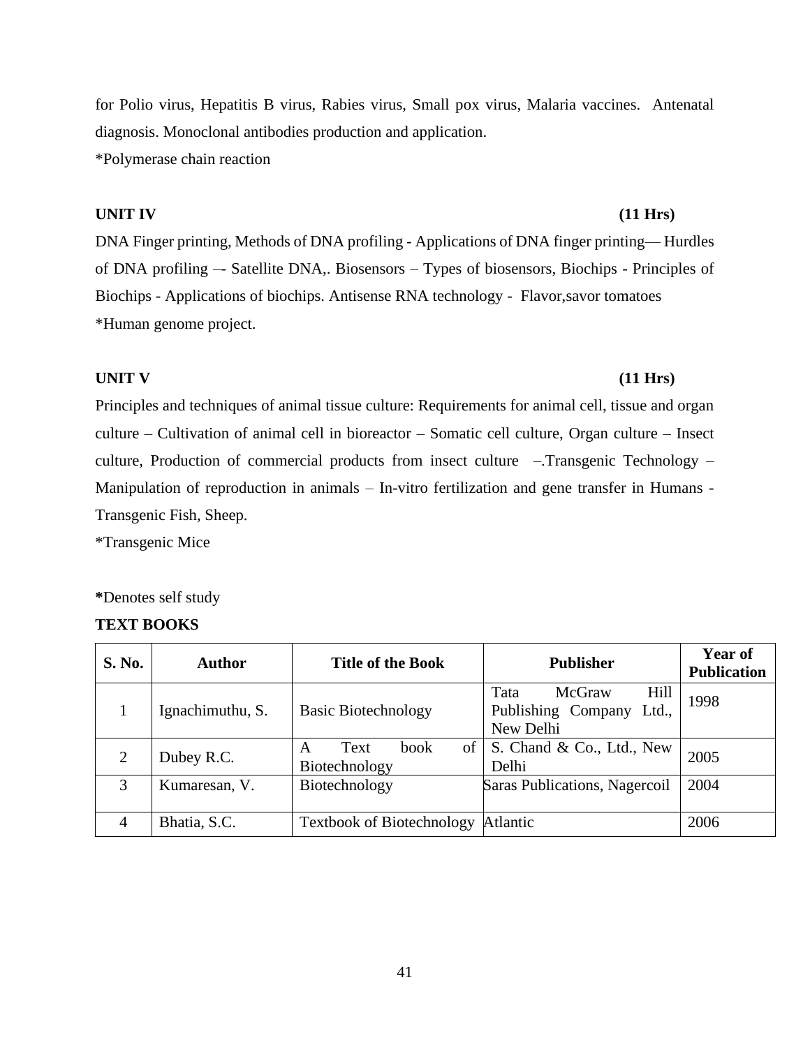for Polio virus, Hepatitis B virus, Rabies virus, Small pox virus, Malaria vaccines. Antenatal diagnosis. Monoclonal antibodies production and application.

*Polymerase chain reaction

**UNIT IV (11 Hrs)**

DNA Finger printing, Methods of DNA profiling - Applications of DNA finger printing— Hurdles of DNA profiling –- Satellite DNA,. Biosensors – Types of biosensors, Biochips - Principles of Biochips - Applications of biochips. Antisense RNA technology - Flavor,savor tomatoes

*Human genome project.

**UNIT V (11 Hrs)**

Principles and techniques of animal tissue culture: Requirements for animal cell, tissue and organ culture – Cultivation of animal cell in bioreactor – Somatic cell culture, Organ culture – Insect culture, Production of commercial products from insect culture –.Transgenic Technology – Manipulation of reproduction in animals – In-vitro fertilization and gene transfer in Humans - Transgenic Fish, Sheep.

*Transgenic Mice

**\***Denotes self study

**TEXT BOOKS**

| S. No. | Author | Title of the Book | Publisher | Year of Publication |
|---|---|---|---|---|
| 1 | Ignachimuthu, S. | Basic Biotechnology | Tata McGraw Hill Publishing Company Ltd., New Delhi | 1998 |
| 2 | Dubey R.C. | A Text book of Biotechnology | S. Chand & Co., Ltd., New Delhi | 2005 |
| 3 | Kumaresan, V. | Biotechnology | Saras Publications, Nagercoil | 2004 |
| 4 | Bhatia, S.C. | Textbook of Biotechnology | Atlantic | 2006 |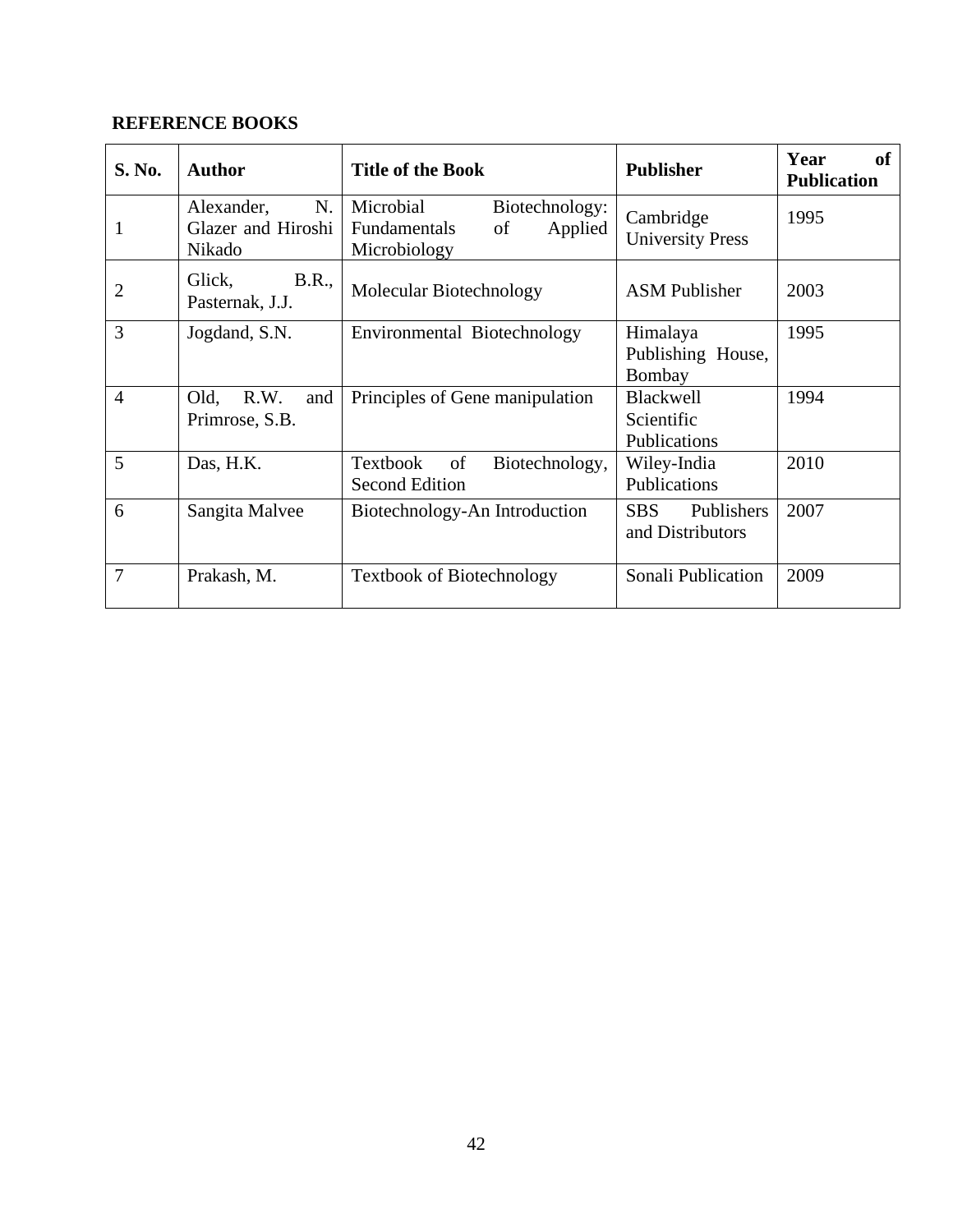**REFERENCE BOOKS**

| S. No. | Author | Title of the Book | Publisher | Year of Publication |
|---|---|---|---|---|
| 1 | Alexander, N. Glazer and Hiroshi Nikado | Microbial Biotechnology: Fundamentals of Applied Microbiology | Cambridge University Press | 1995 |
| 2 | Glick, B.R., Pasternak, J.J. | Molecular Biotechnology | ASM Publisher | 2003 |
| 3 | Jogdand, S.N. | Environmental Biotechnology | Himalaya Publishing House, Bombay | 1995 |
| 4 | Old, R.W. and Primrose, S.B. | Principles of Gene manipulation | Blackwell Scientific Publications | 1994 |
| 5 | Das, H.K. | Textbook of Biotechnology, Second Edition | Wiley-India Publications | 2010 |
| 6 | Sangita Malvee | Biotechnology-An Introduction | SBS Publishers and Distributors | 2007 |
| 7 | Prakash, M. | Textbook of Biotechnology | Sonali Publication | 2009 |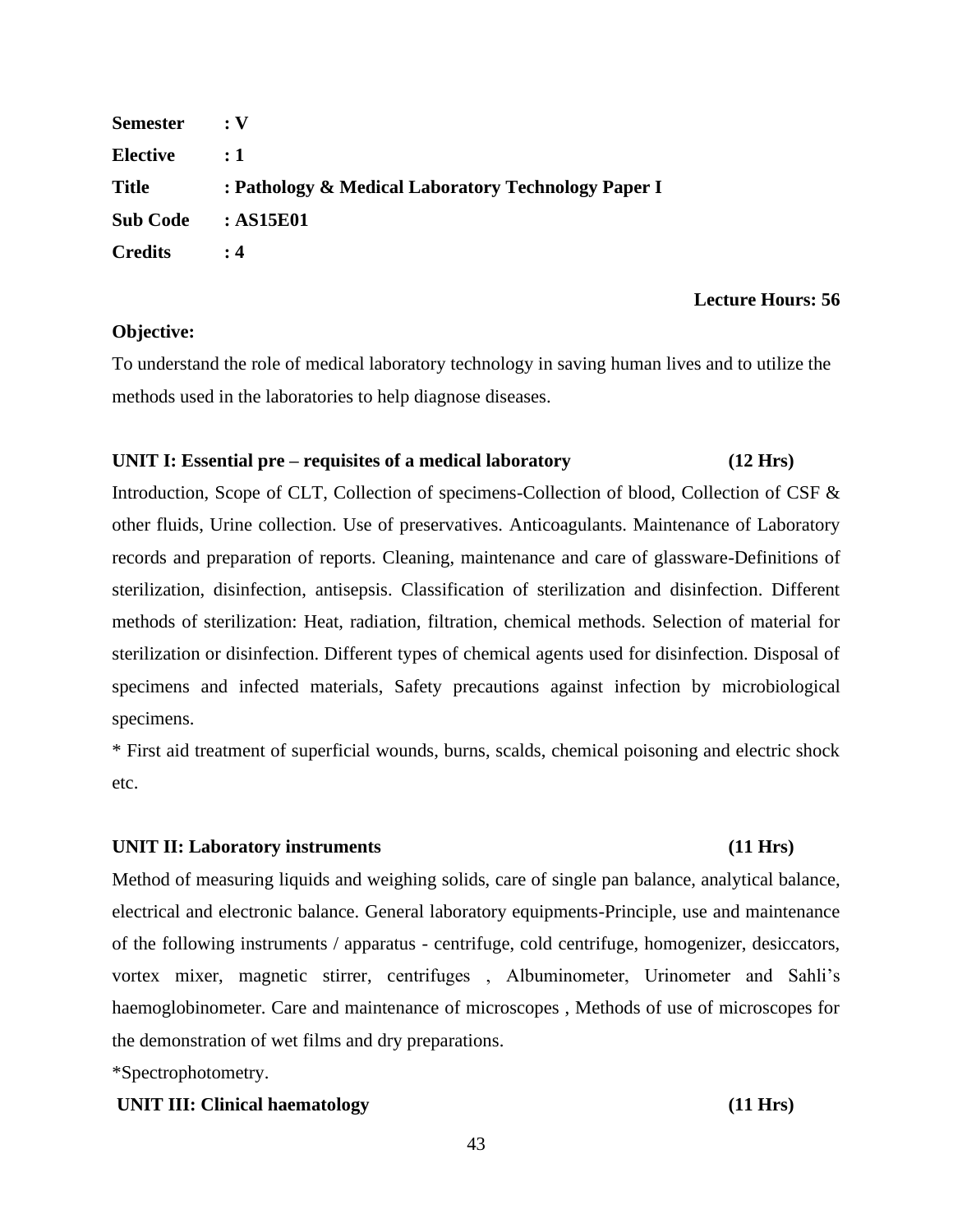**Semester** : V

**Elective** : 1

**Title** : Pathology & Medical Laboratory Technology Paper I

**Sub Code** : AS15E01

**Credits** : 4

**Lecture Hours: 56**

**Objective:**

To understand the role of medical laboratory technology in saving human lives and to utilize the methods used in the laboratories to help diagnose diseases.

**UNIT I: Essential pre – requisites of a medical laboratory (12 Hrs)**

Introduction, Scope of CLT, Collection of specimens-Collection of blood, Collection of CSF & other fluids, Urine collection. Use of preservatives. Anticoagulants. Maintenance of Laboratory records and preparation of reports. Cleaning, maintenance and care of glassware-Definitions of sterilization, disinfection, antisepsis. Classification of sterilization and disinfection. Different methods of sterilization: Heat, radiation, filtration, chemical methods. Selection of material for sterilization or disinfection. Different types of chemical agents used for disinfection. Disposal of specimens and infected materials, Safety precautions against infection by microbiological specimens.

* First aid treatment of superficial wounds, burns, scalds, chemical poisoning and electric shock etc.

**UNIT II: Laboratory instruments (11 Hrs)**

Method of measuring liquids and weighing solids, care of single pan balance, analytical balance, electrical and electronic balance. General laboratory equipments-Principle, use and maintenance of the following instruments / apparatus - centrifuge, cold centrifuge, homogenizer, desiccators, vortex mixer, magnetic stirrer, centrifuges , Albuminometer, Urinometer and Sahli's haemoglobinometer. Care and maintenance of microscopes , Methods of use of microscopes for the demonstration of wet films and dry preparations.

*Spectrophotometry.

**UNIT III: Clinical haematology (11 Hrs)**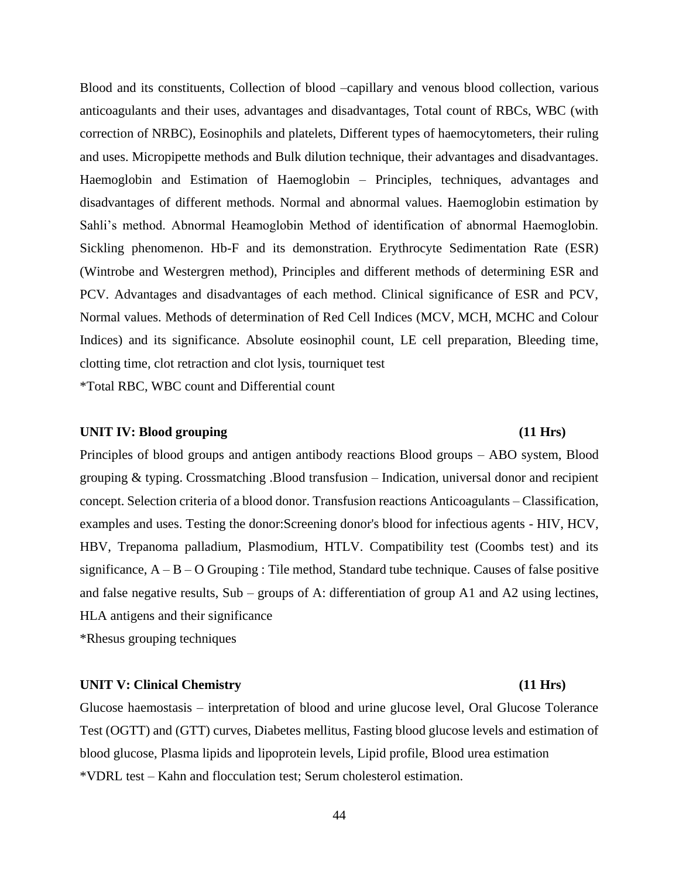Blood and its constituents, Collection of blood –capillary and venous blood collection, various anticoagulants and their uses, advantages and disadvantages, Total count of RBCs, WBC (with correction of NRBC), Eosinophils and platelets, Different types of haemocytometers, their ruling and uses. Micropipette methods and Bulk dilution technique, their advantages and disadvantages. Haemoglobin and Estimation of Haemoglobin – Principles, techniques, advantages and disadvantages of different methods. Normal and abnormal values. Haemoglobin estimation by Sahli's method. Abnormal Heamoglobin Method of identification of abnormal Haemoglobin. Sickling phenomenon. Hb-F and its demonstration. Erythrocyte Sedimentation Rate (ESR) (Wintrobe and Westergren method), Principles and different methods of determining ESR and PCV. Advantages and disadvantages of each method. Clinical significance of ESR and PCV, Normal values. Methods of determination of Red Cell Indices (MCV, MCH, MCHC and Colour Indices) and its significance. Absolute eosinophil count, LE cell preparation, Bleeding time, clotting time, clot retraction and clot lysis, tourniquet test

*Total RBC, WBC count and Differential count

**UNIT IV: Blood grouping (11 Hrs)**

Principles of blood groups and antigen antibody reactions Blood groups – ABO system, Blood grouping & typing. Crossmatching .Blood transfusion – Indication, universal donor and recipient concept. Selection criteria of a blood donor. Transfusion reactions Anticoagulants – Classification, examples and uses. Testing the donor:Screening donor's blood for infectious agents - HIV, HCV, HBV, Trepanoma palladium, Plasmodium, HTLV. Compatibility test (Coombs test) and its significance, A – B – O Grouping : Tile method, Standard tube technique. Causes of false positive and false negative results, Sub – groups of A: differentiation of group A1 and A2 using lectines, HLA antigens and their significance

*Rhesus grouping techniques

**UNIT V: Clinical Chemistry (11 Hrs)**

Glucose haemostasis – interpretation of blood and urine glucose level, Oral Glucose Tolerance Test (OGTT) and (GTT) curves, Diabetes mellitus, Fasting blood glucose levels and estimation of blood glucose, Plasma lipids and lipoprotein levels, Lipid profile, Blood urea estimation

*VDRL test – Kahn and flocculation test; Serum cholesterol estimation.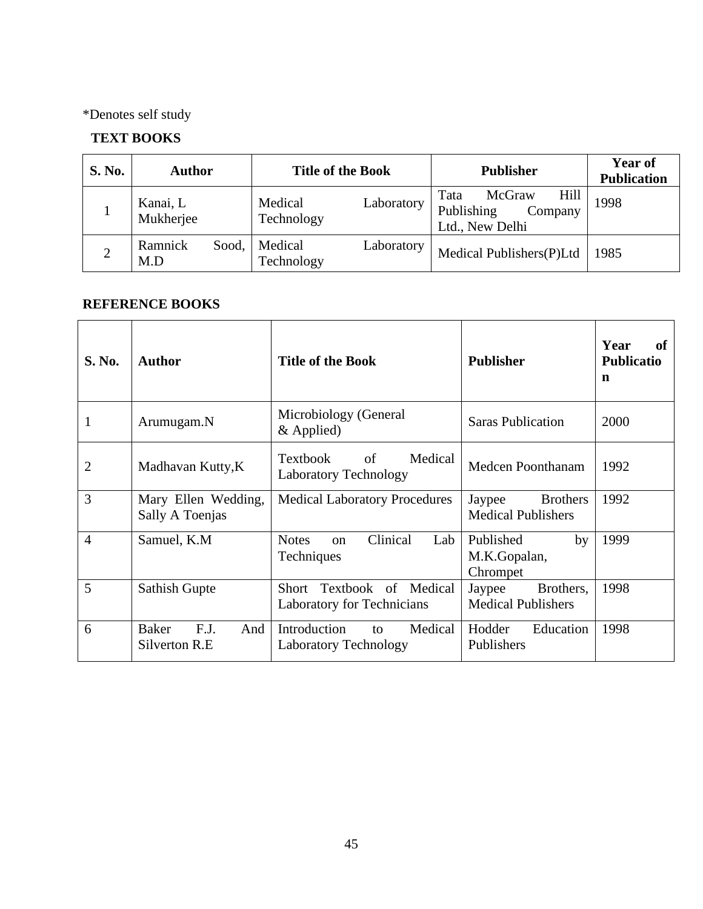*Denotes self study

**TEXT BOOKS**

| S. No. | Author | Title of the Book | Publisher | Year of Publication |
|---|---|---|---|---|
| 1 | Kanai, L Mukherjee | Medical Laboratory Technology | Tata McGraw Hill Publishing Company Ltd., New Delhi | 1998 |
| 2 | Ramnick Sood, M.D | Medical Laboratory Technology | Medical Publishers(P)Ltd | 1985 |

**REFERENCE BOOKS**

| S. No. | Author | Title of the Book | Publisher | Year of Publication |
|---|---|---|---|---|
| 1 | Arumugam.N | Microbiology (General & Applied) | Saras Publication | 2000 |
| 2 | Madhavan Kutty,K | Textbook of Medical Laboratory Technology | Medcen Poonthanam | 1992 |
| 3 | Mary Ellen Wedding, Sally A Toenjas | Medical Laboratory Procedures | Jaypee Brothers Medical Publishers | 1992 |
| 4 | Samuel, K.M | Notes on Clinical Lab Techniques | Published by M.K.Gopalan, Chrompet | 1999 |
| 5 | Sathish Gupte | Short Textbook of Medical Laboratory for Technicians | Jaypee Brothers, Medical Publishers | 1998 |
| 6 | Baker F.J. And Silverton R.E | Introduction to Medical Laboratory Technology | Hodder Education Publishers | 1998 |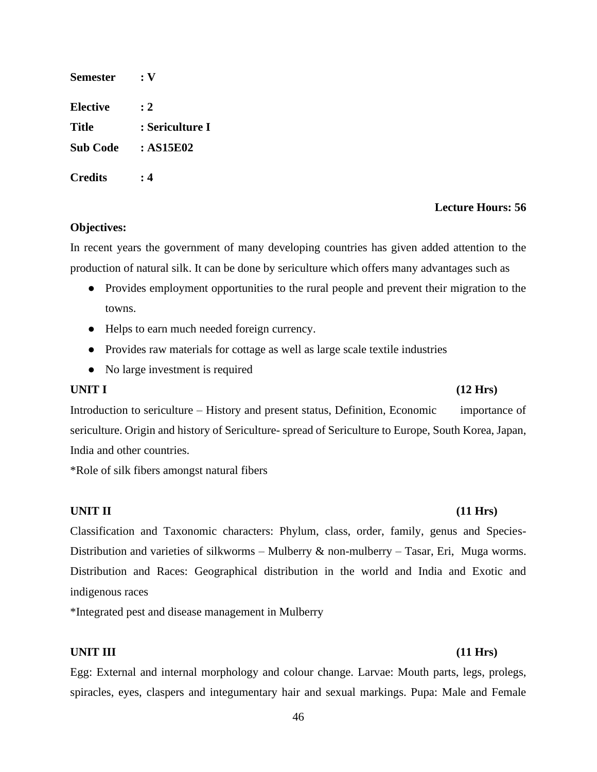**Semester** : **V**

**Elective** : **2**

**Title** : **Sericulture I**

**Sub Code** : **AS15E02**

**Credits** : **4**

**Lecture Hours: 56**

**Objectives:**

In recent years the government of many developing countries has given added attention to the production of natural silk. It can be done by sericulture which offers many advantages such as

- Provides employment opportunities to the rural people and prevent their migration to the towns.
- Helps to earn much needed foreign currency.
- Provides raw materials for cottage as well as large scale textile industries
- No large investment is required

**UNIT I** **(12 Hrs)**

Introduction to sericulture – History and present status, Definition, Economic importance of sericulture. Origin and history of Sericulture- spread of Sericulture to Europe, South Korea, Japan, India and other countries.

*Role of silk fibers amongst natural fibers

**UNIT II** **(11 Hrs)**

Classification and Taxonomic characters: Phylum, class, order, family, genus and Species- Distribution and varieties of silkworms – Mulberry & non-mulberry – Tasar, Eri, Muga worms. Distribution and Races: Geographical distribution in the world and India and Exotic and indigenous races

*Integrated pest and disease management in Mulberry

**UNIT III** **(11 Hrs)**

Egg: External and internal morphology and colour change. Larvae: Mouth parts, legs, prolegs, spiracles, eyes, claspers and integumentary hair and sexual markings. Pupa: Male and Female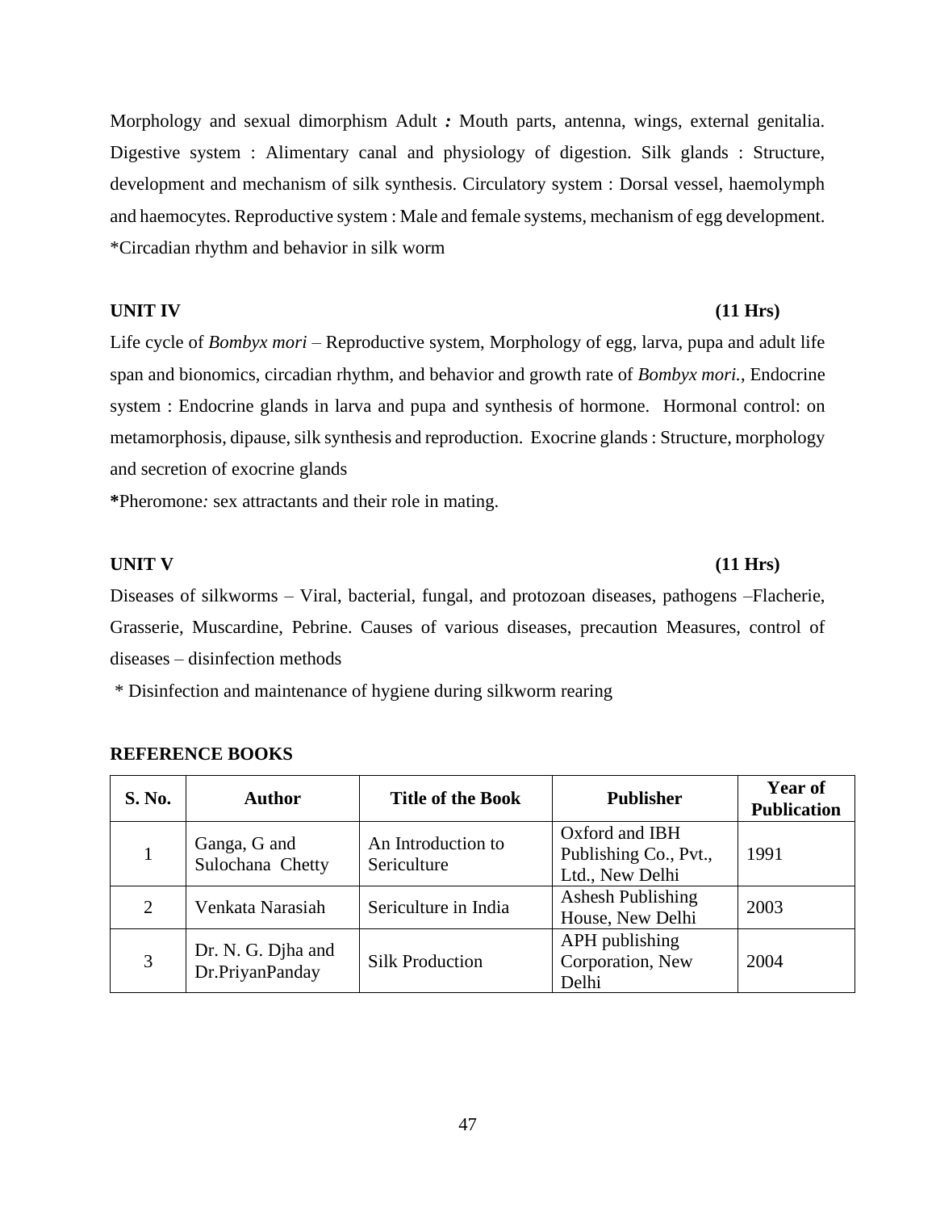Morphology and sexual dimorphism Adult ***:*** Mouth parts, antenna, wings, external genitalia. Digestive system : Alimentary canal and physiology of digestion. Silk glands : Structure, development and mechanism of silk synthesis. Circulatory system : Dorsal vessel, haemolymph and haemocytes. Reproductive system : Male and female systems, mechanism of egg development. *Circadian rhythm and behavior in silk worm

**UNIT IV (11 Hrs)**

Life cycle of *Bombyx mori* – Reproductive system, Morphology of egg, larva, pupa and adult life span and bionomics, circadian rhythm, and behavior and growth rate of *Bombyx mori.*, Endocrine system : Endocrine glands in larva and pupa and synthesis of hormone. Hormonal control: on metamorphosis, dipause, silk synthesis and reproduction. Exocrine glands : Structure, morphology and secretion of exocrine glands

**\***Pheromone*:* sex attractants and their role in mating.

**UNIT V (11 Hrs)**

Diseases of silkworms – Viral, bacterial, fungal, and protozoan diseases, pathogens –Flacherie, Grasserie, Muscardine, Pebrine. Causes of various diseases, precaution Measures, control of diseases – disinfection methods

* Disinfection and maintenance of hygiene during silkworm rearing

**REFERENCE BOOKS**

| S. No. | Author | Title of the Book | Publisher | Year of Publication |
|---|---|---|---|---|
| 1 | Ganga, G and Sulochana Chetty | An Introduction to Sericulture | Oxford and IBH Publishing Co., Pvt., Ltd., New Delhi | 1991 |
| 2 | Venkata Narasiah | Sericulture in India | Ashesh Publishing House, New Delhi | 2003 |
| 3 | Dr. N. G. Djha and Dr.PriyanPanday | Silk Production | APH publishing Corporation, New Delhi | 2004 |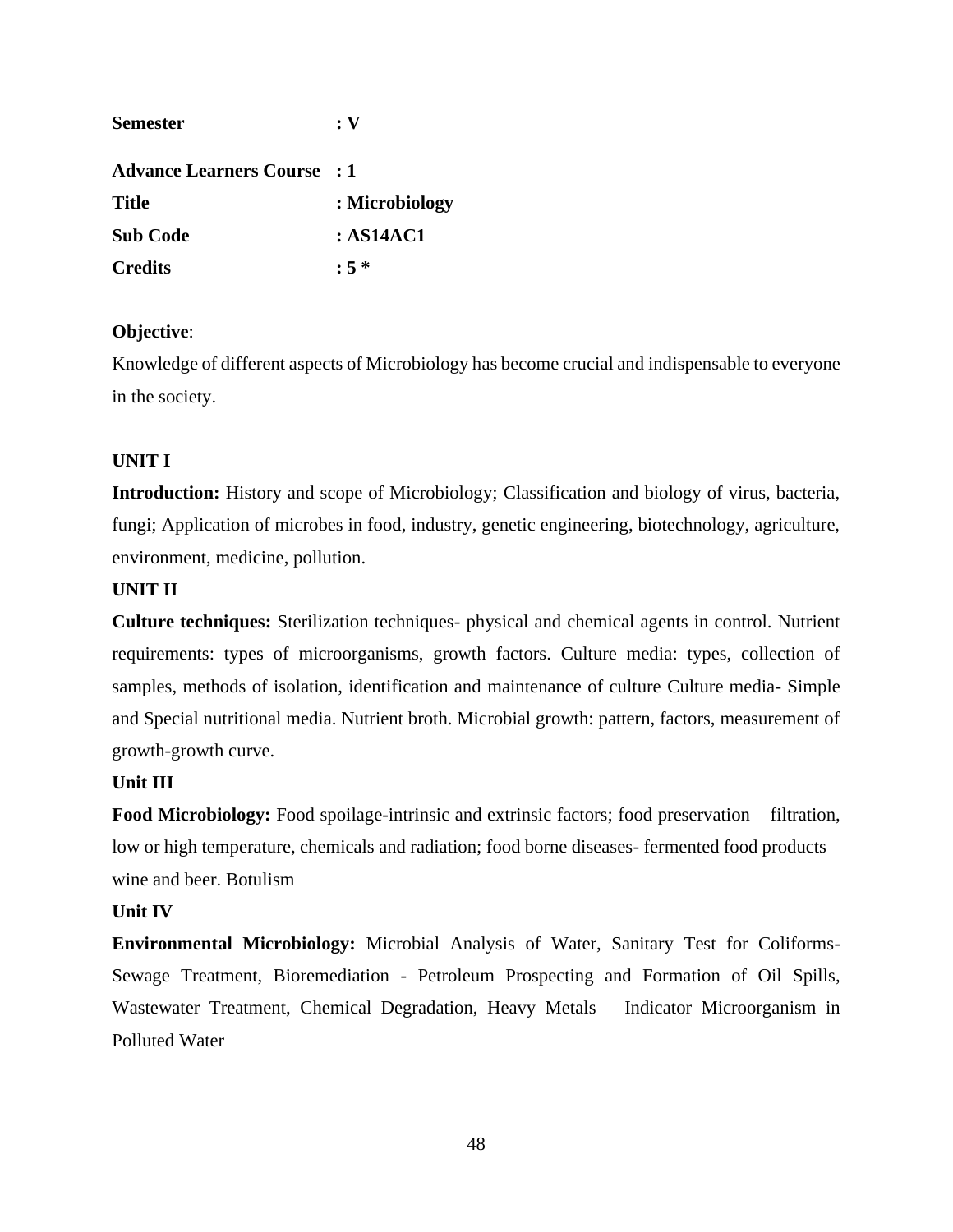**Semester** : **V**

**Advance Learners Course** : **1**

**Title** : **Microbiology**

**Sub Code** : **AS14AC1**

**Credits** : **5 ***

**Objective**:

Knowledge of different aspects of Microbiology has become crucial and indispensable to everyone in the society.

**UNIT I**

**Introduction:** History and scope of Microbiology; Classification and biology of virus, bacteria, fungi; Application of microbes in food, industry, genetic engineering, biotechnology, agriculture, environment, medicine, pollution.

**UNIT II**

**Culture techniques:** Sterilization techniques- physical and chemical agents in control. Nutrient requirements: types of microorganisms, growth factors. Culture media: types, collection of samples, methods of isolation, identification and maintenance of culture Culture media- Simple and Special nutritional media. Nutrient broth. Microbial growth: pattern, factors, measurement of growth-growth curve.

**Unit III**

**Food Microbiology:** Food spoilage-intrinsic and extrinsic factors; food preservation – filtration, low or high temperature, chemicals and radiation; food borne diseases- fermented food products – wine and beer. Botulism

**Unit IV**

**Environmental Microbiology:** Microbial Analysis of Water, Sanitary Test for Coliforms-Sewage Treatment, Bioremediation - Petroleum Prospecting and Formation of Oil Spills, Wastewater Treatment, Chemical Degradation, Heavy Metals – Indicator Microorganism in Polluted Water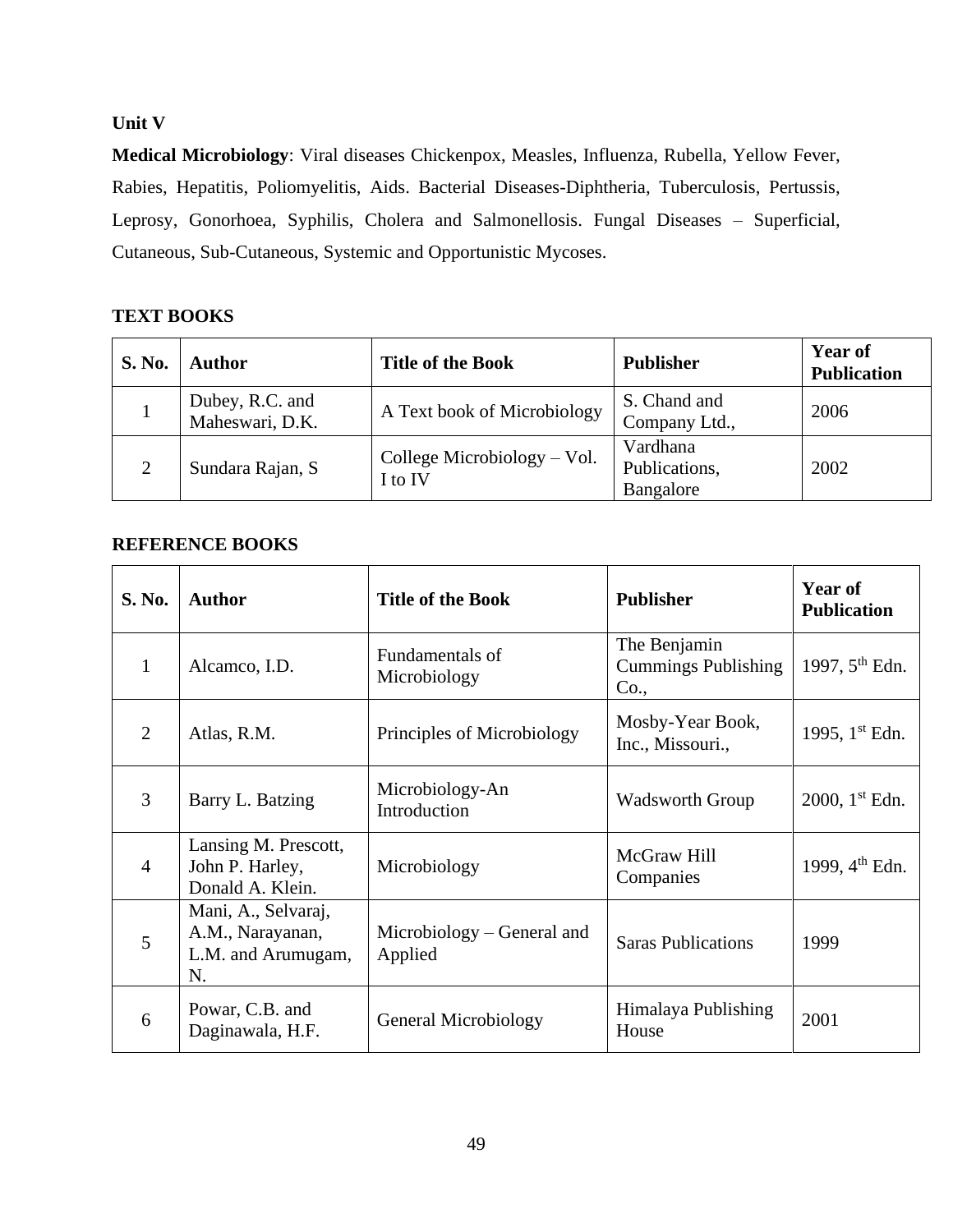**Unit V**

**Medical Microbiology**: Viral diseases Chickenpox, Measles, Influenza, Rubella, Yellow Fever, Rabies, Hepatitis, Poliomyelitis, Aids. Bacterial Diseases-Diphtheria, Tuberculosis, Pertussis, Leprosy, Gonorhoea, Syphilis, Cholera and Salmonellosis. Fungal Diseases – Superficial, Cutaneous, Sub-Cutaneous, Systemic and Opportunistic Mycoses.

**TEXT BOOKS**

| S. No. | Author | Title of the Book | Publisher | Year of Publication |
|---|---|---|---|---|
| 1 | Dubey, R.C. and Maheswari, D.K. | A Text book of Microbiology | S. Chand and Company Ltd., | 2006 |
| 2 | Sundara Rajan, S | College Microbiology – Vol. I to IV | Vardhana Publications, Bangalore | 2002 |

**REFERENCE BOOKS**

| S. No. | Author | Title of the Book | Publisher | Year of Publication |
|---|---|---|---|---|
| 1 | Alcamco, I.D. | Fundamentals of Microbiology | The Benjamin Cummings Publishing Co., | 1997, 5th Edn. |
| 2 | Atlas, R.M. | Principles of Microbiology | Mosby-Year Book, Inc., Missouri., | 1995, 1st Edn. |
| 3 | Barry L. Batzing | Microbiology-An Introduction | Wadsworth Group | 2000, 1st Edn. |
| 4 | Lansing M. Prescott, John P. Harley, Donald A. Klein. | Microbiology | McGraw Hill Companies | 1999, 4th Edn. |
| 5 | Mani, A., Selvaraj, A.M., Narayanan, L.M. and Arumugam, N. | Microbiology – General and Applied | Saras Publications | 1999 |
| 6 | Powar, C.B. and Daginawala, H.F. | General Microbiology | Himalaya Publishing House | 2001 |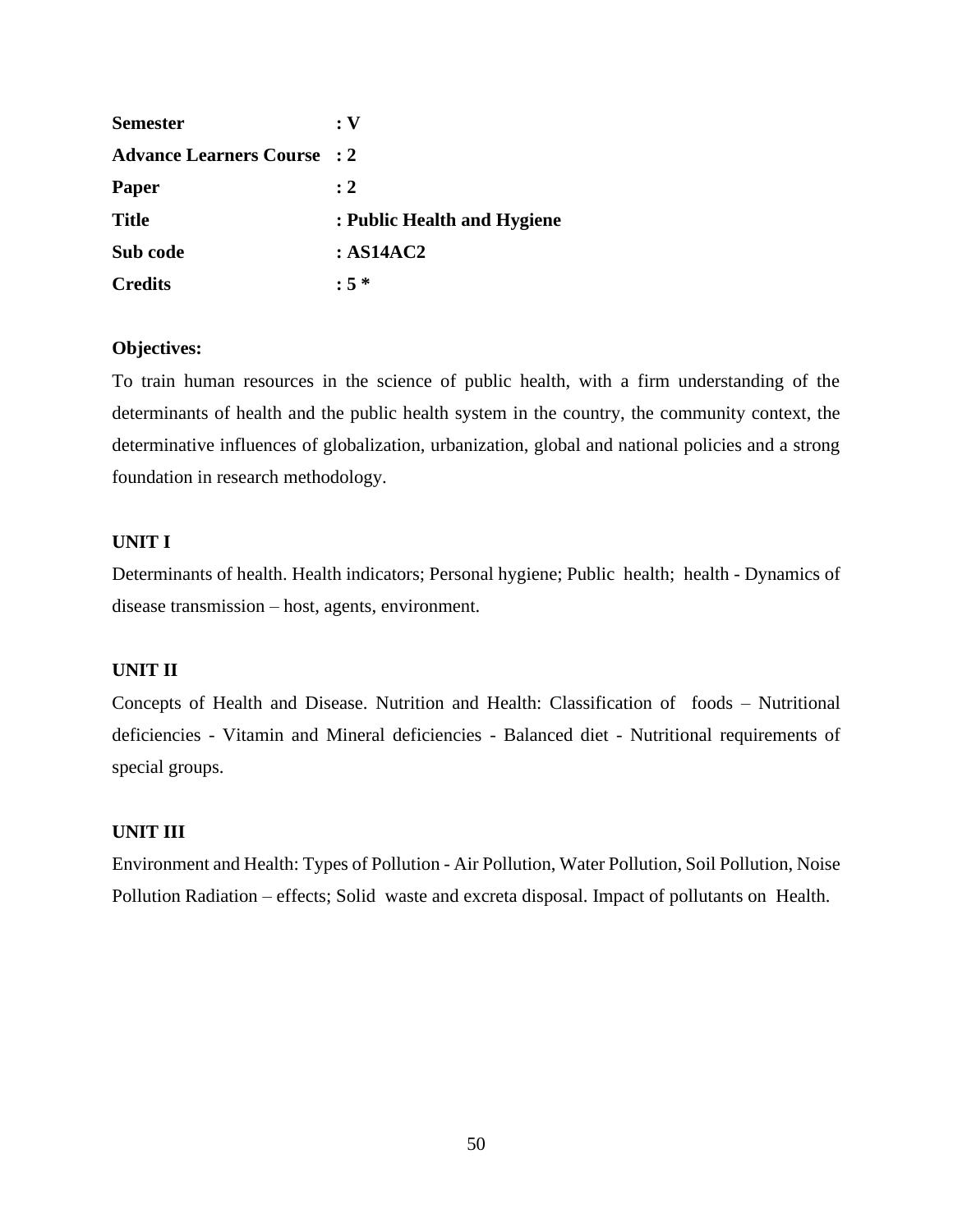**Semester** : V

**Advance Learners Course** : 2

**Paper** : 2

**Title** : Public Health and Hygiene

**Sub code** : AS14AC2

**Credits** : 5 *

**Objectives:**

To train human resources in the science of public health, with a firm understanding of the determinants of health and the public health system in the country, the community context, the determinative influences of globalization, urbanization, global and national policies and a strong foundation in research methodology.

**UNIT I**

Determinants of health. Health indicators; Personal hygiene; Public health; health - Dynamics of disease transmission – host, agents, environment.

**UNIT II**

Concepts of Health and Disease. Nutrition and Health: Classification of foods – Nutritional deficiencies - Vitamin and Mineral deficiencies - Balanced diet - Nutritional requirements of special groups.

**UNIT III**

Environment and Health: Types of Pollution - Air Pollution, Water Pollution, Soil Pollution, Noise Pollution Radiation – effects; Solid waste and excreta disposal. Impact of pollutants on Health.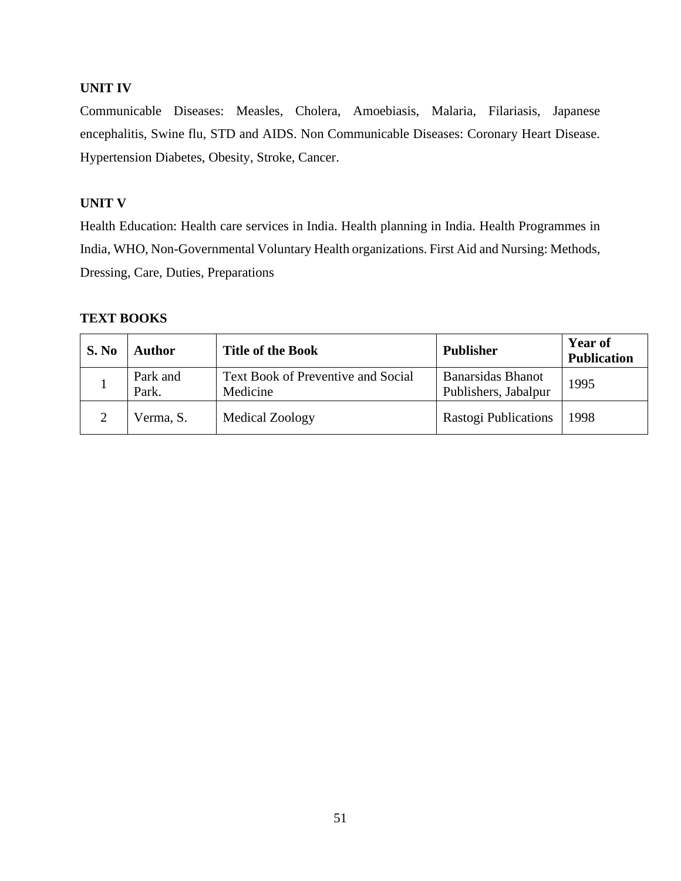**UNIT IV**

Communicable Diseases: Measles, Cholera, Amoebiasis, Malaria, Filariasis, Japanese encephalitis, Swine flu, STD and AIDS. Non Communicable Diseases: Coronary Heart Disease. Hypertension Diabetes, Obesity, Stroke, Cancer.

**UNIT V**

Health Education: Health care services in India. Health planning in India. Health Programmes in India, WHO, Non-Governmental Voluntary Health organizations. First Aid and Nursing: Methods, Dressing, Care, Duties, Preparations

**TEXT BOOKS**

| S. No | Author | Title of the Book | Publisher | Year of Publication |
|---|---|---|---|---|
| 1 | Park and Park. | Text Book of Preventive and Social Medicine | Banarsidas Bhanot Publishers, Jabalpur | 1995 |
| 2 | Verma, S. | Medical Zoology | Rastogi Publications | 1998 |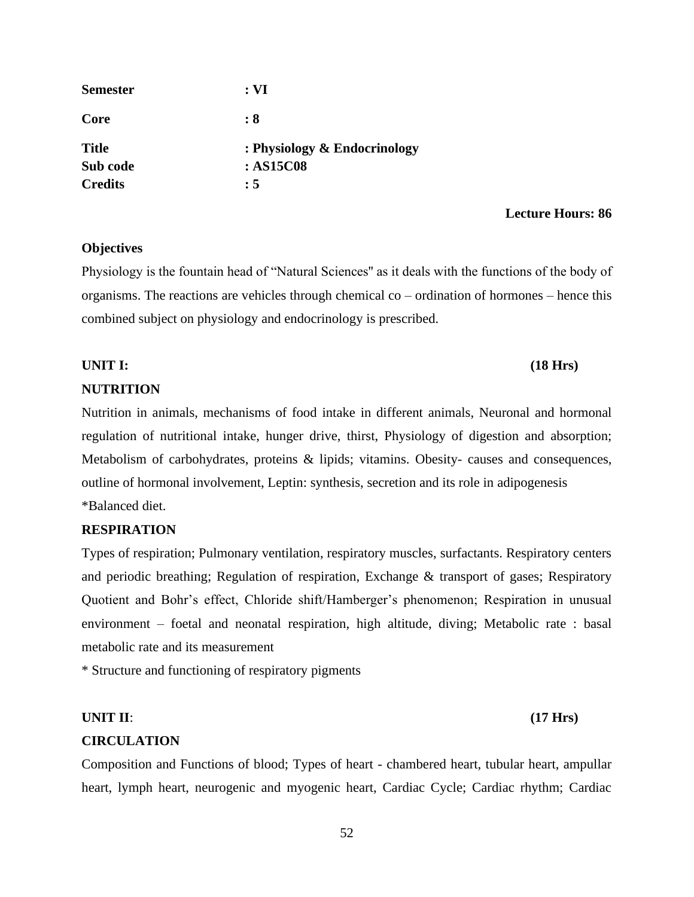| | |
|---|---|
| **Semester** | **: VI** |
| **Core** | **: 8** |
| **Title** | **: Physiology & Endocrinology** |
| **Sub code** | **: AS15C08** |
| **Credits** | **: 5** |

**Lecture Hours: 86**

**Objectives**

Physiology is the fountain head of "Natural Sciences" as it deals with the functions of the body of organisms. The reactions are vehicles through chemical co – ordination of hormones – hence this combined subject on physiology and endocrinology is prescribed.

**UNIT I: (18 Hrs)**

**NUTRITION**

Nutrition in animals, mechanisms of food intake in different animals, Neuronal and hormonal regulation of nutritional intake, hunger drive, thirst, Physiology of digestion and absorption; Metabolism of carbohydrates, proteins & lipids; vitamins. Obesity- causes and consequences, outline of hormonal involvement, Leptin: synthesis, secretion and its role in adipogenesis

*Balanced diet.

**RESPIRATION**

Types of respiration; Pulmonary ventilation, respiratory muscles, surfactants. Respiratory centers and periodic breathing; Regulation of respiration, Exchange & transport of gases; Respiratory Quotient and Bohr's effect, Chloride shift/Hamberger's phenomenon; Respiration in unusual environment – foetal and neonatal respiration, high altitude, diving; Metabolic rate : basal metabolic rate and its measurement

* Structure and functioning of respiratory pigments

**UNIT II: (17 Hrs)**

**CIRCULATION**

Composition and Functions of blood; Types of heart - chambered heart, tubular heart, ampullar heart, lymph heart, neurogenic and myogenic heart, Cardiac Cycle; Cardiac rhythm; Cardiac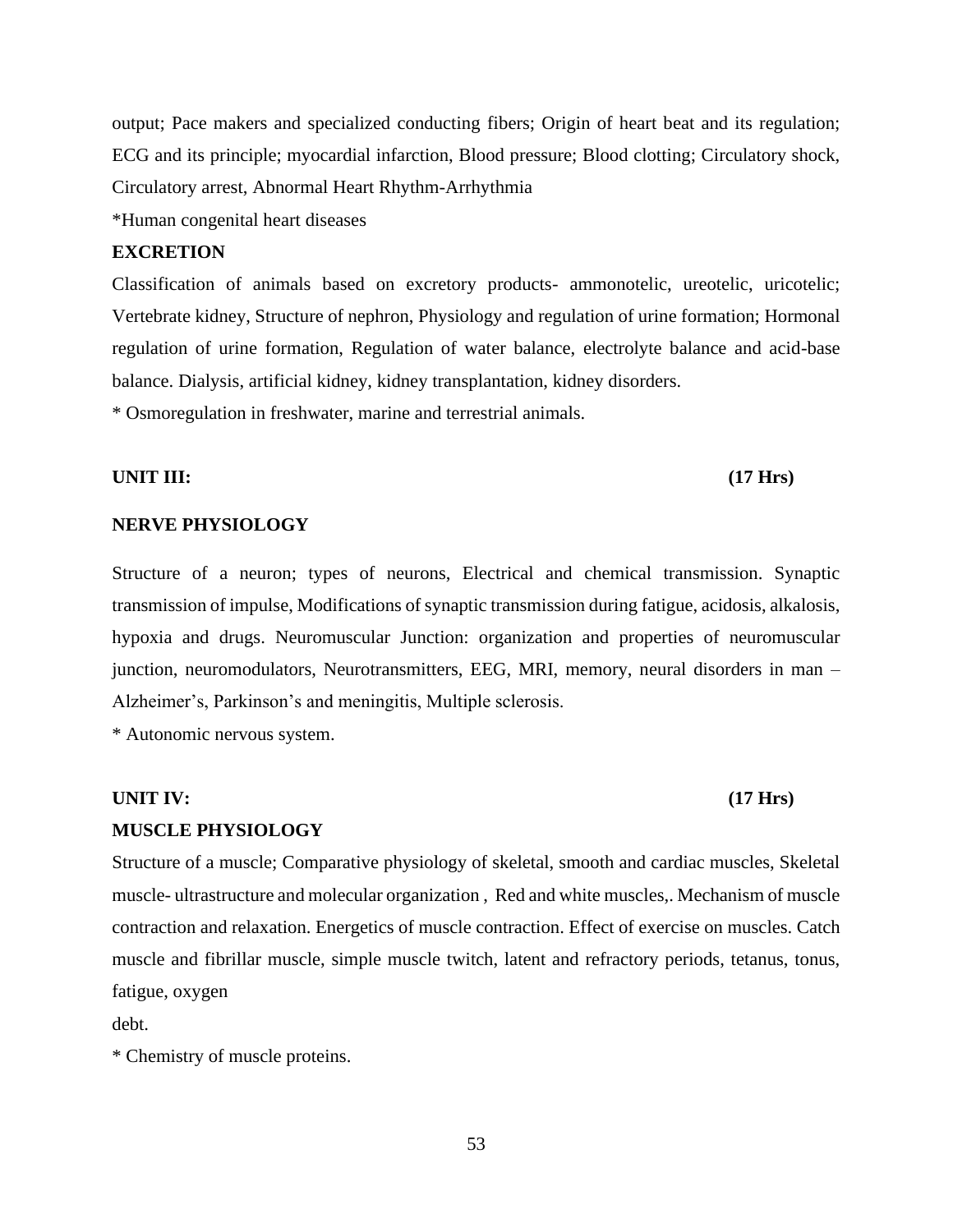output; Pace makers and specialized conducting fibers; Origin of heart beat and its regulation; ECG and its principle; myocardial infarction, Blood pressure; Blood clotting; Circulatory shock, Circulatory arrest, Abnormal Heart Rhythm-Arrhythmia

*Human congenital heart diseases

**EXCRETION**

Classification of animals based on excretory products- ammonotelic, ureotelic, uricotelic; Vertebrate kidney, Structure of nephron, Physiology and regulation of urine formation; Hormonal regulation of urine formation, Regulation of water balance, electrolyte balance and acid-base balance. Dialysis, artificial kidney, kidney transplantation, kidney disorders.

* Osmoregulation in freshwater, marine and terrestrial animals.

**UNIT III: (17 Hrs)**

**NERVE PHYSIOLOGY**

Structure of a neuron; types of neurons, Electrical and chemical transmission. Synaptic transmission of impulse, Modifications of synaptic transmission during fatigue, acidosis, alkalosis, hypoxia and drugs. Neuromuscular Junction: organization and properties of neuromuscular junction, neuromodulators, Neurotransmitters, EEG, MRI, memory, neural disorders in man – Alzheimer's, Parkinson's and meningitis, Multiple sclerosis.

* Autonomic nervous system.

**UNIT IV: (17 Hrs)**

**MUSCLE PHYSIOLOGY**

Structure of a muscle; Comparative physiology of skeletal, smooth and cardiac muscles, Skeletal muscle- ultrastructure and molecular organization , Red and white muscles,. Mechanism of muscle contraction and relaxation. Energetics of muscle contraction. Effect of exercise on muscles. Catch muscle and fibrillar muscle, simple muscle twitch, latent and refractory periods, tetanus, tonus, fatigue, oxygen debt.

* Chemistry of muscle proteins.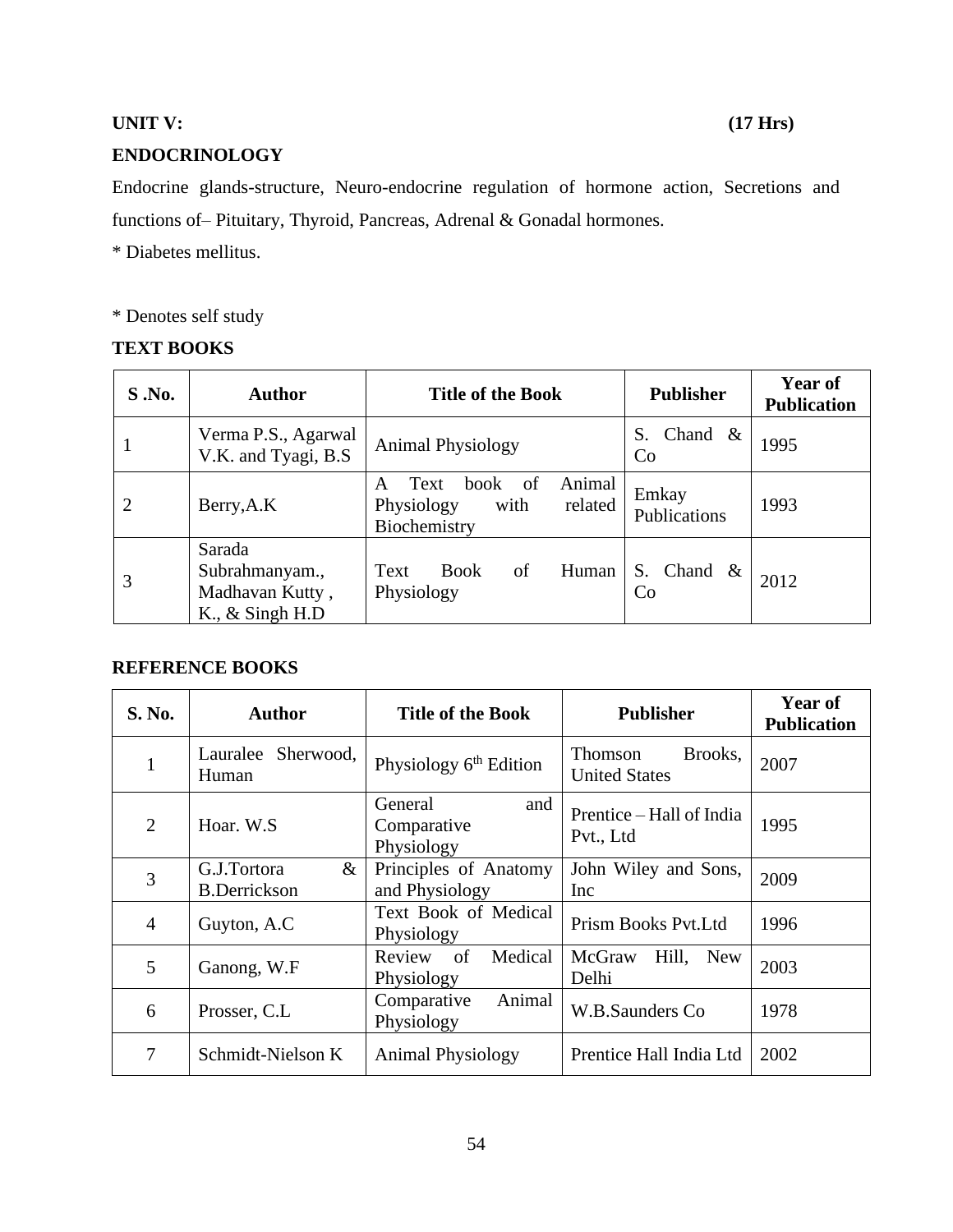**UNIT V: (17 Hrs)**

**ENDOCRINOLOGY**

Endocrine glands-structure, Neuro-endocrine regulation of hormone action, Secretions and functions of– Pituitary, Thyroid, Pancreas, Adrenal & Gonadal hormones.

* Diabetes mellitus.

* Denotes self study

**TEXT BOOKS**

| S .No. | Author | Title of the Book | Publisher | Year of Publication |
|---|---|---|---|---|
| 1 | Verma P.S., Agarwal V.K. and Tyagi, B.S | Animal Physiology | S. Chand & Co | 1995 |
| 2 | Berry,A.K | A Text book of Animal Physiology with related Biochemistry | Emkay Publications | 1993 |
| 3 | Sarada Subrahmanyam., Madhavan Kutty , K., & Singh H.D | Text Book of Human Physiology | S. Chand & Co | 2012 |

**REFERENCE BOOKS**

| S. No. | Author | Title of the Book | Publisher | Year of Publication |
|---|---|---|---|---|
| 1 | Lauralee Sherwood, Human | Physiology 6th Edition | Thomson Brooks, United States | 2007 |
| 2 | Hoar. W.S | General and Comparative Physiology | Prentice – Hall of India Pvt., Ltd | 1995 |
| 3 | G.J.Tortora & B.Derrickson | Principles of Anatomy and Physiology | John Wiley and Sons, Inc | 2009 |
| 4 | Guyton, A.C | Text Book of Medical Physiology | Prism Books Pvt.Ltd | 1996 |
| 5 | Ganong, W.F | Review of Medical Physiology | McGraw Hill, New Delhi | 2003 |
| 6 | Prosser, C.L | Comparative Animal Physiology | W.B.Saunders Co | 1978 |
| 7 | Schmidt-Nielson K | Animal Physiology | Prentice Hall India Ltd | 2002 |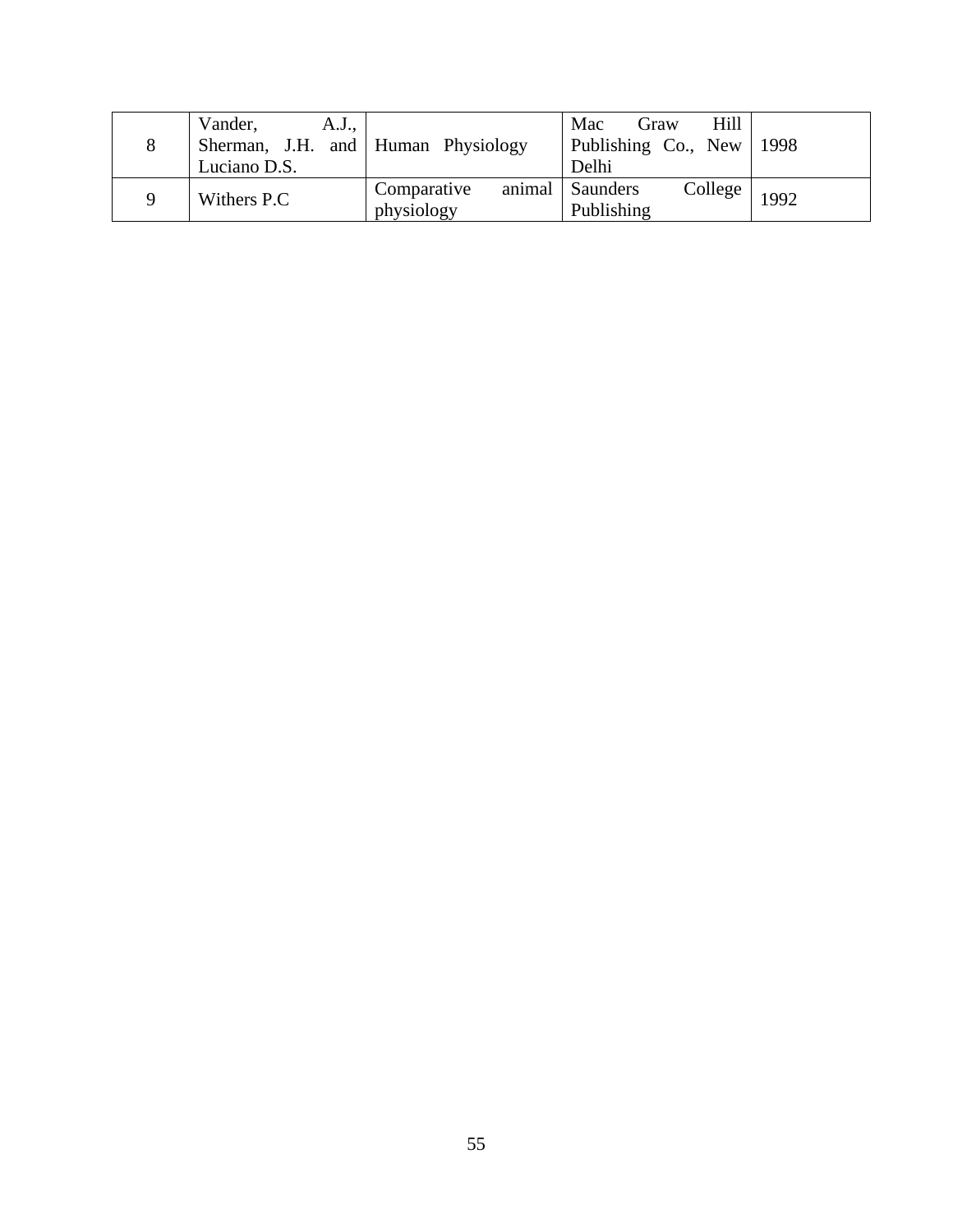| 8 | Vander, A.J., Sherman, J.H. and Luciano D.S. | Human Physiology | Mac Graw Hill Publishing Co., New Delhi | 1998 |
|---|---|---|---|---|
| 9 | Withers P.C | Comparative animal physiology | Saunders College Publishing | 1992 |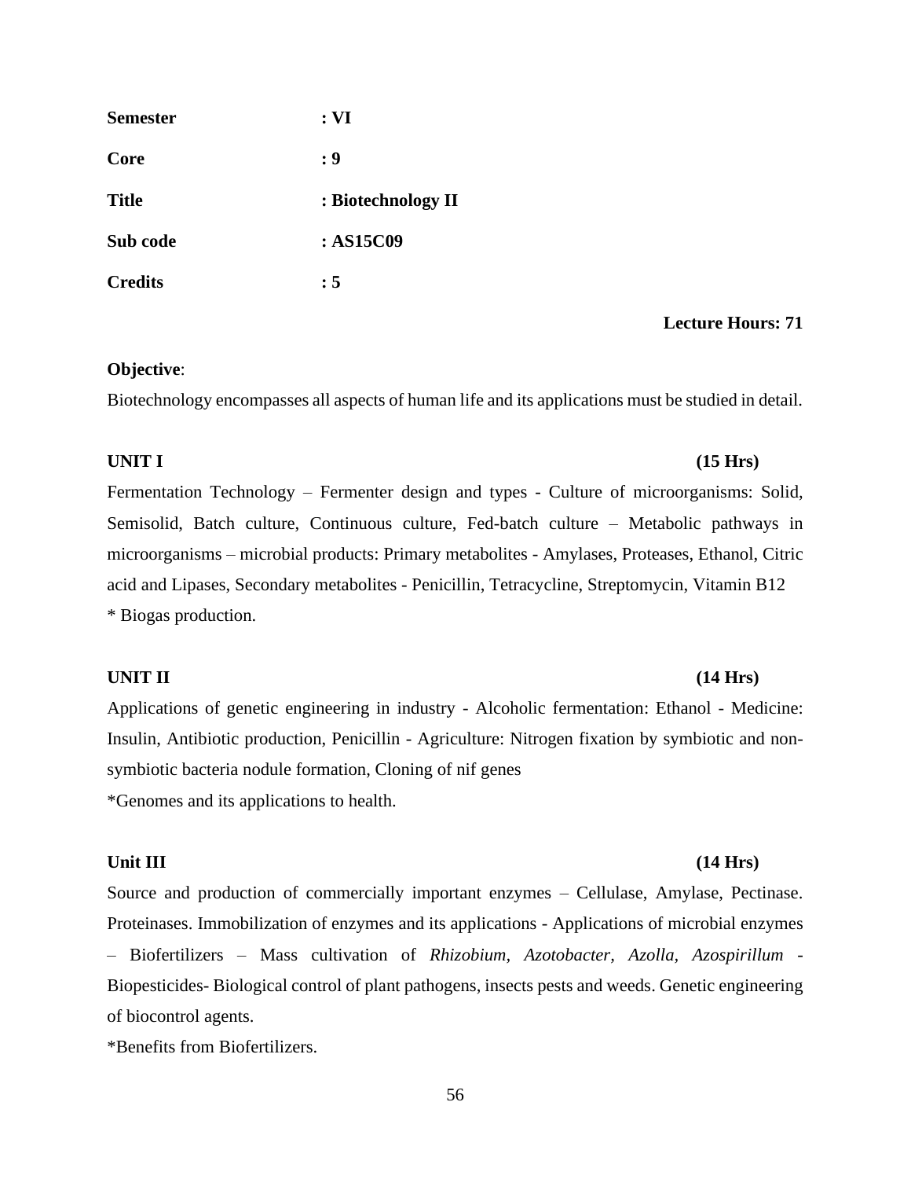**Semester** : VI

**Core** : 9

**Title** : Biotechnology II

**Sub code** : AS15C09

**Credits** : 5

**Lecture Hours: 71**

**Objective**:
Biotechnology encompasses all aspects of human life and its applications must be studied in detail.

**UNIT I (15 Hrs)**

Fermentation Technology – Fermenter design and types - Culture of microorganisms: Solid, Semisolid, Batch culture, Continuous culture, Fed-batch culture – Metabolic pathways in microorganisms – microbial products: Primary metabolites - Amylases, Proteases, Ethanol, Citric acid and Lipases, Secondary metabolites - Penicillin, Tetracycline, Streptomycin, Vitamin B12
* Biogas production.

**UNIT II (14 Hrs)**

Applications of genetic engineering in industry - Alcoholic fermentation: Ethanol - Medicine: Insulin, Antibiotic production, Penicillin - Agriculture: Nitrogen fixation by symbiotic and non-symbiotic bacteria nodule formation, Cloning of nif genes
*Genomes and its applications to health.

**Unit III (14 Hrs)**

Source and production of commercially important enzymes – Cellulase, Amylase, Pectinase. Proteinases. Immobilization of enzymes and its applications - Applications of microbial enzymes – Biofertilizers – Mass cultivation of *Rhizobium, Azotobacter, Azolla, Azospirillum* - Biopesticides- Biological control of plant pathogens, insects pests and weeds. Genetic engineering of biocontrol agents.
*Benefits from Biofertilizers.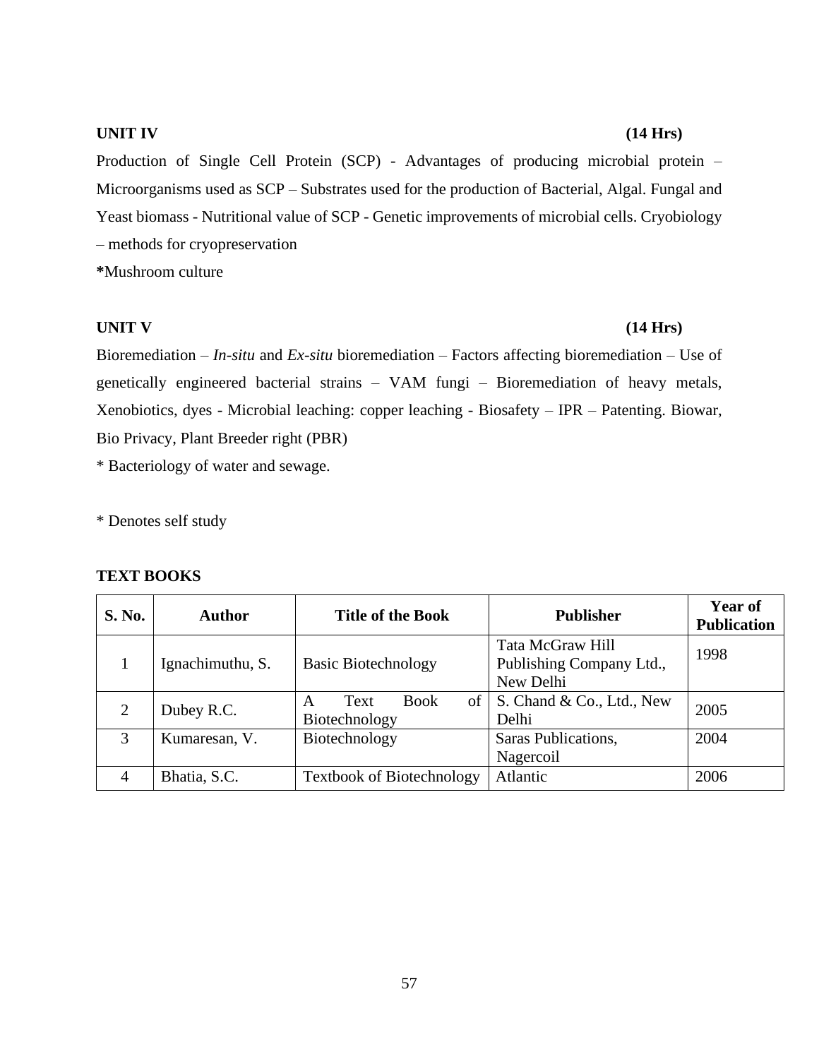**UNIT IV** **(14 Hrs)**

Production of Single Cell Protein (SCP) - Advantages of producing microbial protein – Microorganisms used as SCP – Substrates used for the production of Bacterial, Algal. Fungal and Yeast biomass - Nutritional value of SCP - Genetic improvements of microbial cells. Cryobiology – methods for cryopreservation

**\***Mushroom culture

**UNIT V** **(14 Hrs)**

Bioremediation – *In-situ* and *Ex-situ* bioremediation – Factors affecting bioremediation – Use of genetically engineered bacterial strains – VAM fungi – Bioremediation of heavy metals, Xenobiotics, dyes - Microbial leaching: copper leaching - Biosafety – IPR – Patenting. Biowar, Bio Privacy, Plant Breeder right (PBR)

\* Bacteriology of water and sewage.

\* Denotes self study

**TEXT BOOKS**

| S. No. | Author | Title of the Book | Publisher | Year of Publication |
|---|---|---|---|---|
| 1 | Ignachimuthu, S. | Basic Biotechnology | Tata McGraw Hill Publishing Company Ltd., New Delhi | 1998 |
| 2 | Dubey R.C. | A Text Book of Biotechnology | S. Chand & Co., Ltd., New Delhi | 2005 |
| 3 | Kumaresan, V. | Biotechnology | Saras Publications, Nagercoil | 2004 |
| 4 | Bhatia, S.C. | Textbook of Biotechnology | Atlantic | 2006 |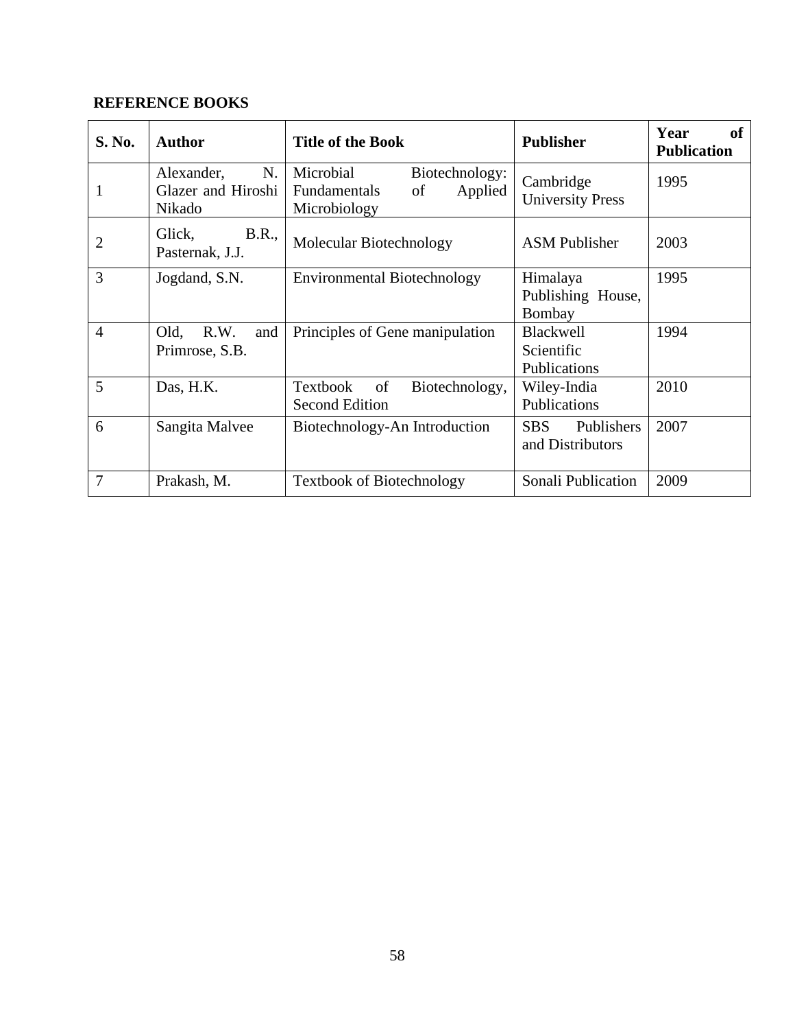**REFERENCE BOOKS**

| S. No. | Author | Title of the Book | Publisher | Year of Publication |
|---|---|---|---|---|
| 1 | Alexander, N. Glazer and Hiroshi Nikado | Microbial Biotechnology: Fundamentals of Applied Microbiology | Cambridge University Press | 1995 |
| 2 | Glick, B.R., Pasternak, J.J. | Molecular Biotechnology | ASM Publisher | 2003 |
| 3 | Jogdand, S.N. | Environmental Biotechnology | Himalaya Publishing House, Bombay | 1995 |
| 4 | Old, R.W. and Primrose, S.B. | Principles of Gene manipulation | Blackwell Scientific Publications | 1994 |
| 5 | Das, H.K. | Textbook of Biotechnology, Second Edition | Wiley-India Publications | 2010 |
| 6 | Sangita Malvee | Biotechnology-An Introduction | SBS Publishers and Distributors | 2007 |
| 7 | Prakash, M. | Textbook of Biotechnology | Sonali Publication | 2009 |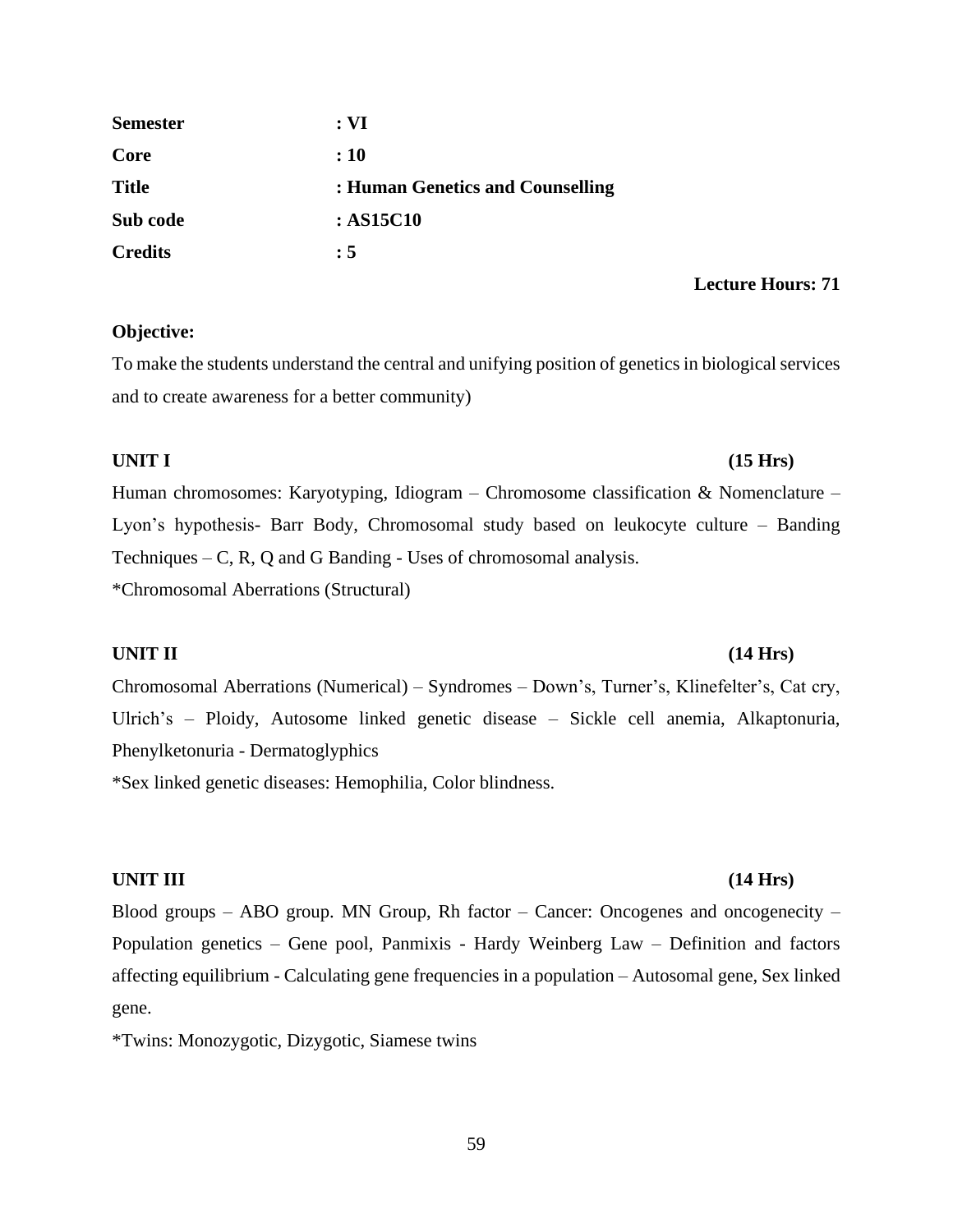| | |
|---|---|
| **Semester** | **: VI** |
| **Core** | **: 10** |
| **Title** | **: Human Genetics and Counselling** |
| **Sub code** | **: AS15C10** |
| **Credits** | **: 5** |

**Lecture Hours: 71**

**Objective:**

To make the students understand the central and unifying position of genetics in biological services and to create awareness for a better community)

**UNIT I (15 Hrs)**

Human chromosomes: Karyotyping, Idiogram – Chromosome classification & Nomenclature – Lyon's hypothesis- Barr Body, Chromosomal study based on leukocyte culture – Banding Techniques – C, R, Q and G Banding - Uses of chromosomal analysis.

*Chromosomal Aberrations (Structural)

**UNIT II (14 Hrs)**

Chromosomal Aberrations (Numerical) – Syndromes – Down's, Turner's, Klinefelter's, Cat cry, Ulrich's – Ploidy, Autosome linked genetic disease – Sickle cell anemia, Alkaptonuria, Phenylketonuria - Dermatoglyphics

*Sex linked genetic diseases: Hemophilia, Color blindness.

**UNIT III (14 Hrs)**

Blood groups – ABO group. MN Group, Rh factor – Cancer: Oncogenes and oncogenecity – Population genetics – Gene pool, Panmixis - Hardy Weinberg Law – Definition and factors affecting equilibrium - Calculating gene frequencies in a population – Autosomal gene, Sex linked gene.

*Twins: Monozygotic, Dizygotic, Siamese twins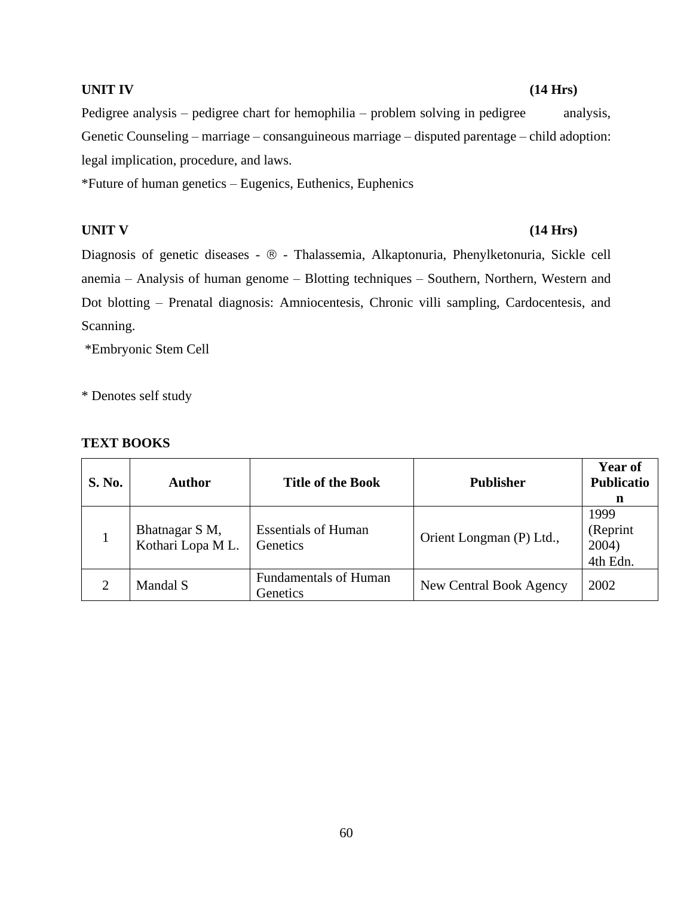**UNIT IV** **(14 Hrs)**

Pedigree analysis – pedigree chart for hemophilia – problem solving in pedigree analysis, Genetic Counseling – marriage – consanguineous marriage – disputed parentage – child adoption: legal implication, procedure, and laws.

*Future of human genetics – Eugenics, Euthenics, Euphenics

**UNIT V** **(14 Hrs)**

Diagnosis of genetic diseases - ® - Thalassemia, Alkaptonuria, Phenylketonuria, Sickle cell anemia – Analysis of human genome – Blotting techniques – Southern, Northern, Western and Dot blotting – Prenatal diagnosis: Amniocentesis, Chronic villi sampling, Cardocentesis, and Scanning.

*Embryonic Stem Cell

* Denotes self study

**TEXT BOOKS**

| S. No. | Author | Title of the Book | Publisher | Year of Publication |
|---|---|---|---|---|
| 1 | Bhatnagar S M, Kothari Lopa M L. | Essentials of Human Genetics | Orient Longman (P) Ltd., | 1999 (Reprint 2004) 4th Edn. |
| 2 | Mandal S | Fundamentals of Human Genetics | New Central Book Agency | 2002 |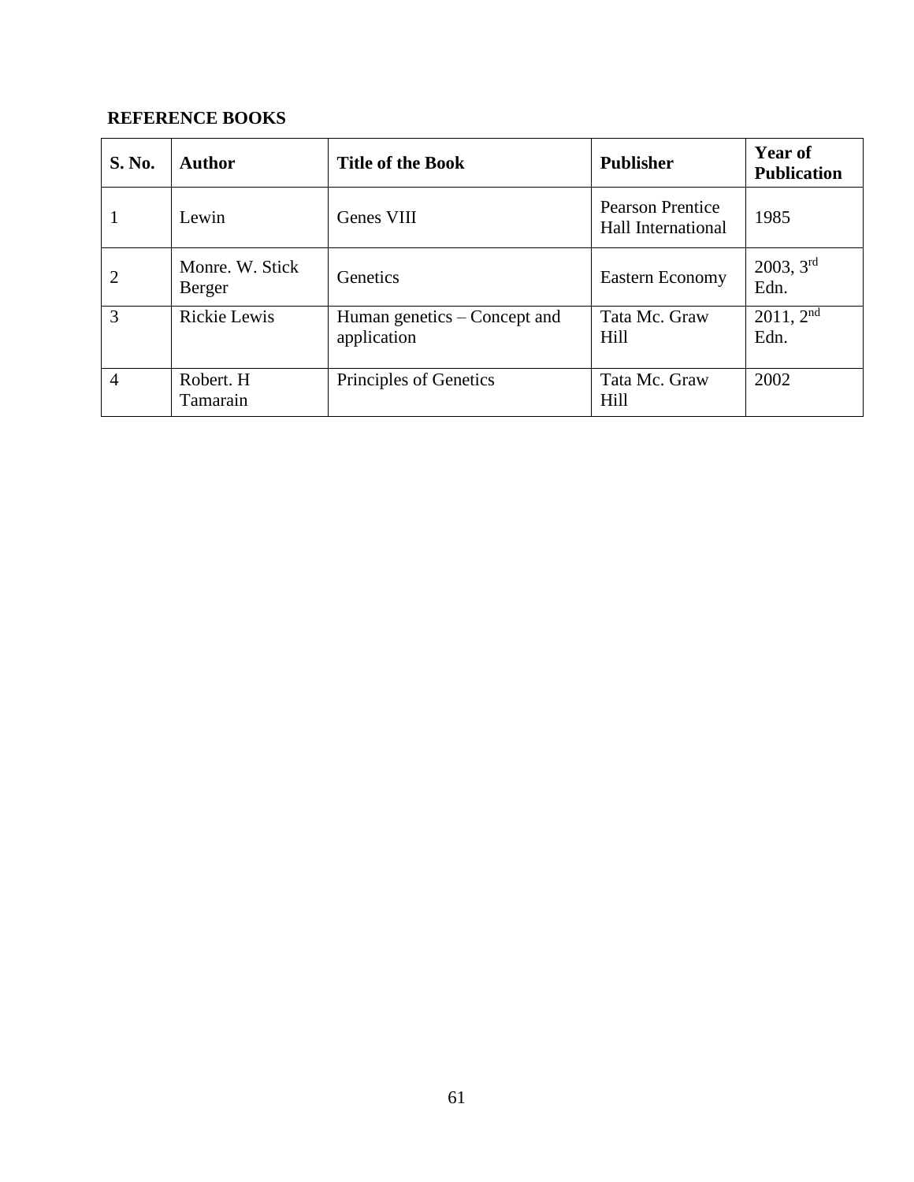**REFERENCE BOOKS**

| S. No. | Author | Title of the Book | Publisher | Year of Publication |
|---|---|---|---|---|
| 1 | Lewin | Genes VIII | Pearson Prentice Hall International | 1985 |
| 2 | Monre. W. Stick Berger | Genetics | Eastern Economy | 2003, 3rd Edn. |
| 3 | Rickie Lewis | Human genetics – Concept and application | Tata Mc. Graw Hill | 2011, 2nd Edn. |
| 4 | Robert. H Tamarain | Principles of Genetics | Tata Mc. Graw Hill | 2002 |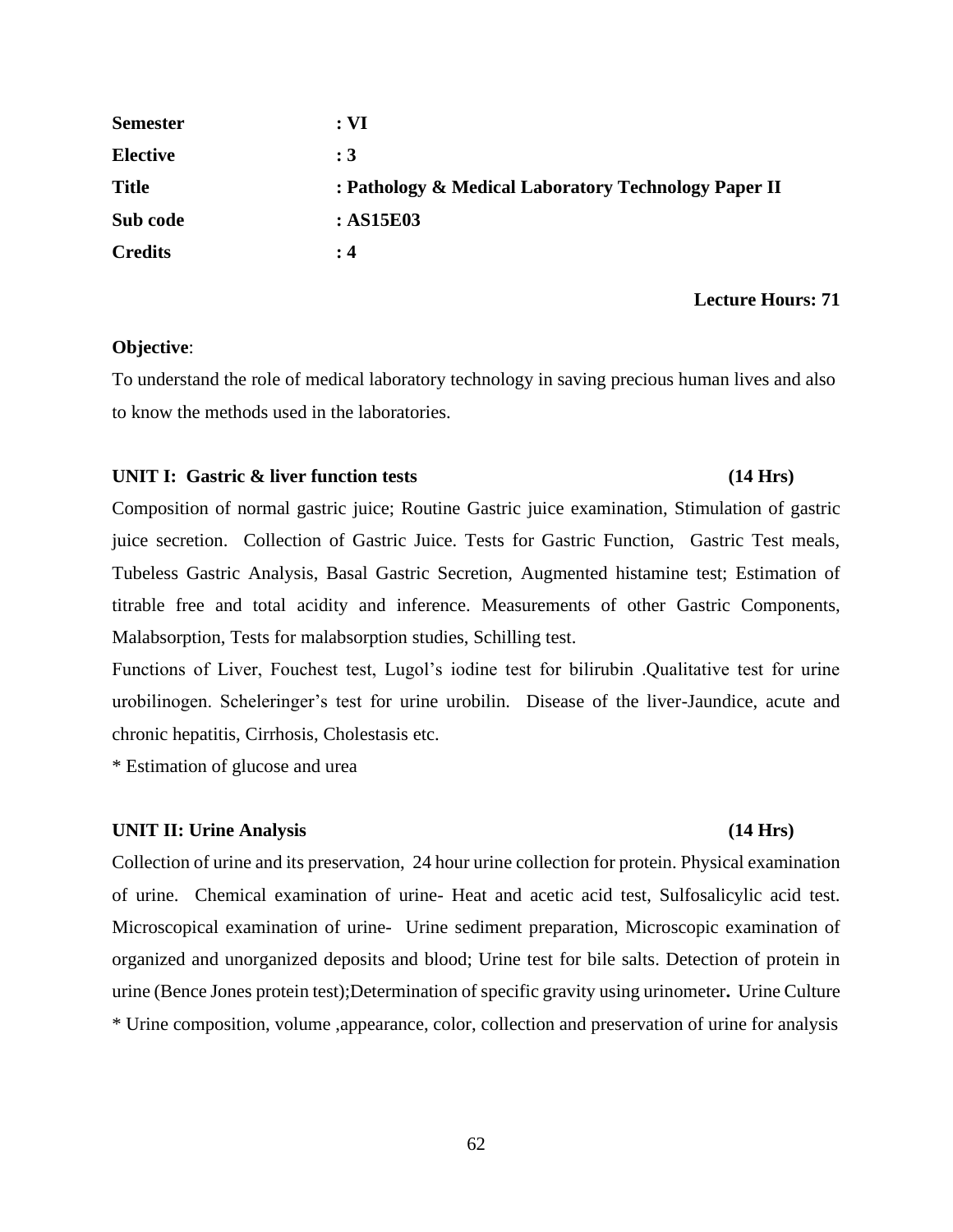| | |
|---|---|
| **Semester** | **: VI** |
| **Elective** | **: 3** |
| **Title** | **: Pathology & Medical Laboratory Technology Paper II** |
| **Sub code** | **: AS15E03** |
| **Credits** | **: 4** |

**Lecture Hours: 71**

**Objective**:

To understand the role of medical laboratory technology in saving precious human lives and also to know the methods used in the laboratories.

**UNIT I: Gastric & liver function tests (14 Hrs)**

Composition of normal gastric juice; Routine Gastric juice examination, Stimulation of gastric juice secretion. Collection of Gastric Juice. Tests for Gastric Function, Gastric Test meals, Tubeless Gastric Analysis, Basal Gastric Secretion, Augmented histamine test; Estimation of titrable free and total acidity and inference. Measurements of other Gastric Components, Malabsorption, Tests for malabsorption studies, Schilling test.

Functions of Liver, Fouchest test, Lugol's iodine test for bilirubin .Qualitative test for urine urobilinogen. Scheleringer's test for urine urobilin. Disease of the liver-Jaundice, acute and chronic hepatitis, Cirrhosis, Cholestasis etc.

* Estimation of glucose and urea

**UNIT II: Urine Analysis (14 Hrs)**

Collection of urine and its preservation, 24 hour urine collection for protein. Physical examination of urine. Chemical examination of urine- Heat and acetic acid test, Sulfosalicylic acid test. Microscopical examination of urine- Urine sediment preparation, Microscopic examination of organized and unorganized deposits and blood; Urine test for bile salts. Detection of protein in urine (Bence Jones protein test);Determination of specific gravity using urinometer**.** Urine Culture

* Urine composition, volume ,appearance, color, collection and preservation of urine for analysis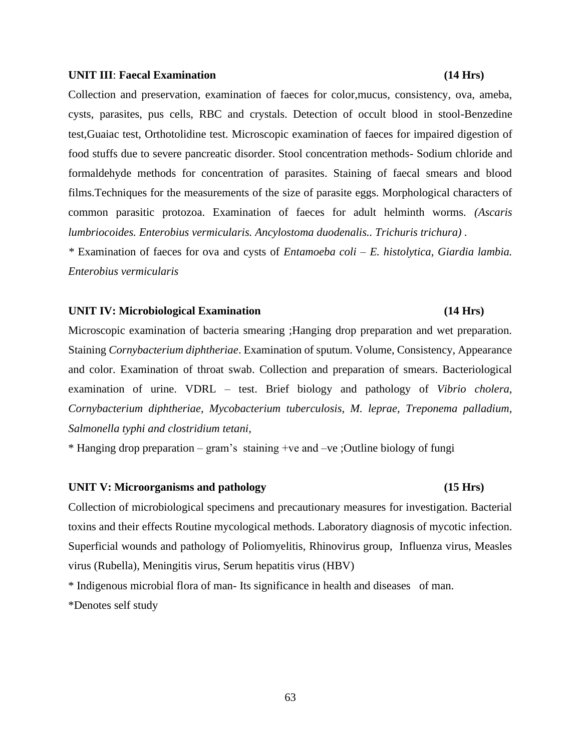**UNIT III**: **Faecal Examination** **(14 Hrs)**

Collection and preservation, examination of faeces for color,mucus, consistency, ova, ameba, cysts, parasites, pus cells, RBC and crystals. Detection of occult blood in stool-Benzedine test,Guaiac test, Orthotolidine test. Microscopic examination of faeces for impaired digestion of food stuffs due to severe pancreatic disorder. Stool concentration methods- Sodium chloride and formaldehyde methods for concentration of parasites. Staining of faecal smears and blood films.Techniques for the measurements of the size of parasite eggs. Morphological characters of common parasitic protozoa. Examination of faeces for adult helminth worms. *(Ascaris lumbriocoides. Enterobius vermicularis. Ancylostoma duodenalis.. Trichuris trichura)* .

* Examination of faeces for ova and cysts of *Entamoeba coli – E. histolytica, Giardia lambia. Enterobius vermicularis*

**UNIT IV: Microbiological Examination** **(14 Hrs)**

Microscopic examination of bacteria smearing ;Hanging drop preparation and wet preparation. Staining *Cornybacterium diphtheriae*. Examination of sputum. Volume, Consistency, Appearance and color. Examination of throat swab. Collection and preparation of smears. Bacteriological examination of urine. VDRL – test. Brief biology and pathology of *Vibrio cholera, Cornybacterium diphtheriae, Mycobacterium tuberculosis, M. leprae, Treponema palladium, Salmonella typhi and clostridium tetani,*

* Hanging drop preparation – gram's staining +ve and –ve ;Outline biology of fungi

**UNIT V: Microorganisms and pathology** **(15 Hrs)**

Collection of microbiological specimens and precautionary measures for investigation. Bacterial toxins and their effects Routine mycological methods. Laboratory diagnosis of mycotic infection. Superficial wounds and pathology of Poliomyelitis, Rhinovirus group, Influenza virus, Measles virus (Rubella), Meningitis virus, Serum hepatitis virus (HBV)

* Indigenous microbial flora of man- Its significance in health and diseases of man.

*Denotes self study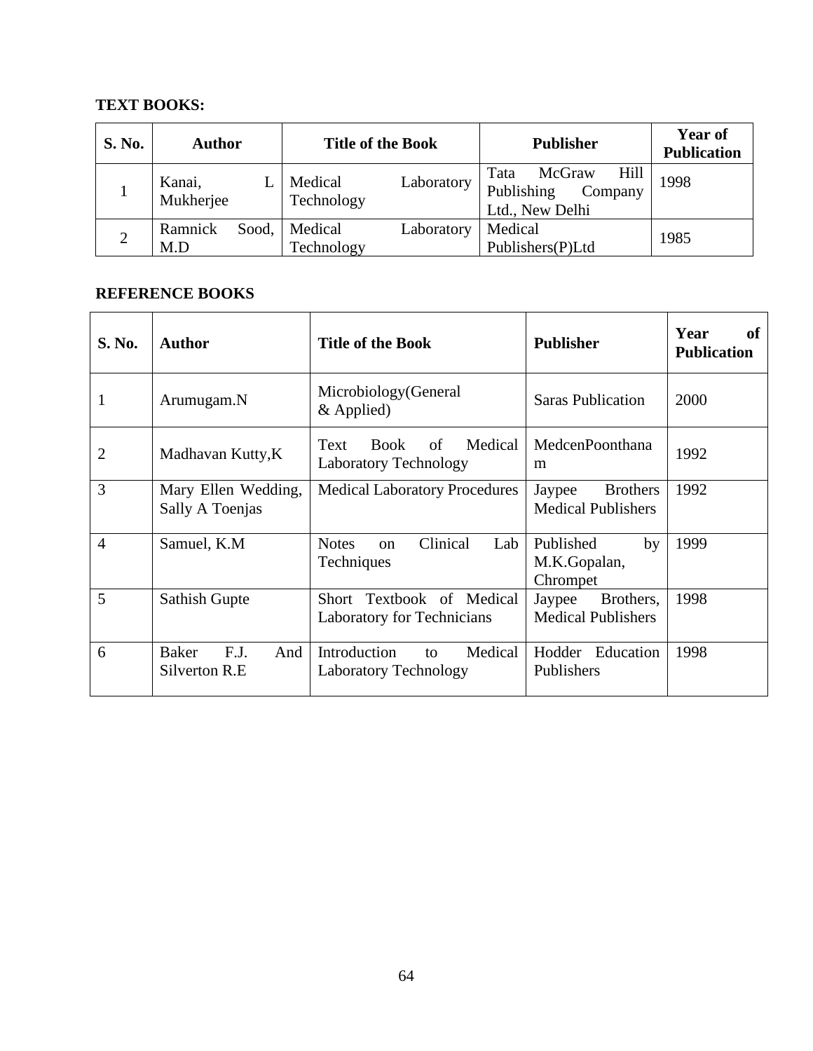**TEXT BOOKS:**

| S. No. | Author | Title of the Book | Publisher | Year of Publication |
|---|---|---|---|---|
| 1 | Kanai, L Mukherjee | Medical Laboratory Technology | Tata McGraw Hill Publishing Company Ltd., New Delhi | 1998 |
| 2 | Ramnick Sood, M.D | Medical Laboratory Technology | Medical Publishers(P)Ltd | 1985 |

**REFERENCE BOOKS**

| S. No. | Author | Title of the Book | Publisher | Year of Publication |
|---|---|---|---|---|
| 1 | Arumugam.N | Microbiology(General & Applied) | Saras Publication | 2000 |
| 2 | Madhavan Kutty,K | Text Book of Medical Laboratory Technology | MedcenPoonthanam | 1992 |
| 3 | Mary Ellen Wedding, Sally A Toenjas | Medical Laboratory Procedures | Jaypee Brothers Medical Publishers | 1992 |
| 4 | Samuel, K.M | Notes on Clinical Lab Techniques | Published by M.K.Gopalan, Chrompet | 1999 |
| 5 | Sathish Gupte | Short Textbook of Medical Laboratory for Technicians | Jaypee Brothers, Medical Publishers | 1998 |
| 6 | Baker F.J. And Silverton R.E | Introduction to Medical Laboratory Technology | Hodder Education Publishers | 1998 |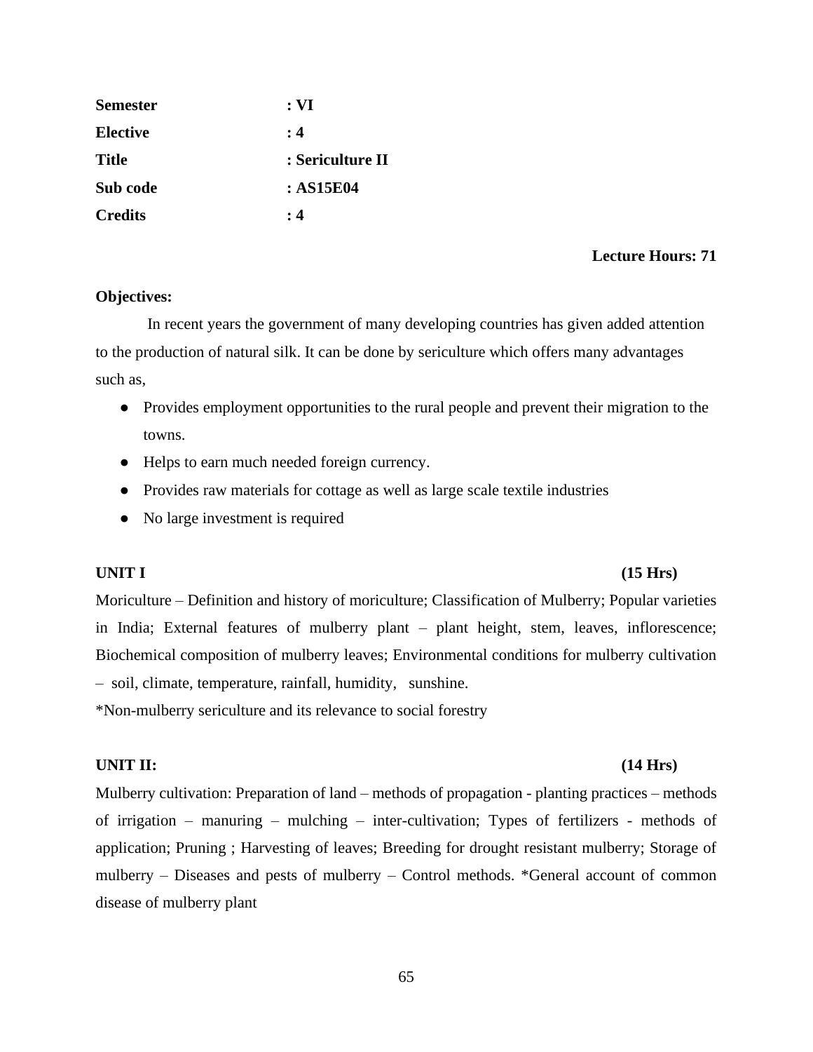| | |
|---|---|
| **Semester** | **: VI** |
| **Elective** | **: 4** |
| **Title** | **: Sericulture II** |
| **Sub code** | **: AS15E04** |
| **Credits** | **: 4** |

**Lecture Hours: 71**

**Objectives:**

In recent years the government of many developing countries has given added attention to the production of natural silk. It can be done by sericulture which offers many advantages such as,

- Provides employment opportunities to the rural people and prevent their migration to the towns.
- Helps to earn much needed foreign currency.
- Provides raw materials for cottage as well as large scale textile industries
- No large investment is required

**UNIT I (15 Hrs)**

Moriculture – Definition and history of moriculture; Classification of Mulberry; Popular varieties in India; External features of mulberry plant – plant height, stem, leaves, inflorescence; Biochemical composition of mulberry leaves; Environmental conditions for mulberry cultivation – soil, climate, temperature, rainfall, humidity, sunshine.

*Non-mulberry sericulture and its relevance to social forestry

**UNIT II: (14 Hrs)**

Mulberry cultivation: Preparation of land – methods of propagation - planting practices – methods of irrigation – manuring – mulching – inter-cultivation; Types of fertilizers - methods of application; Pruning ; Harvesting of leaves; Breeding for drought resistant mulberry; Storage of mulberry – Diseases and pests of mulberry – Control methods. *General account of common disease of mulberry plant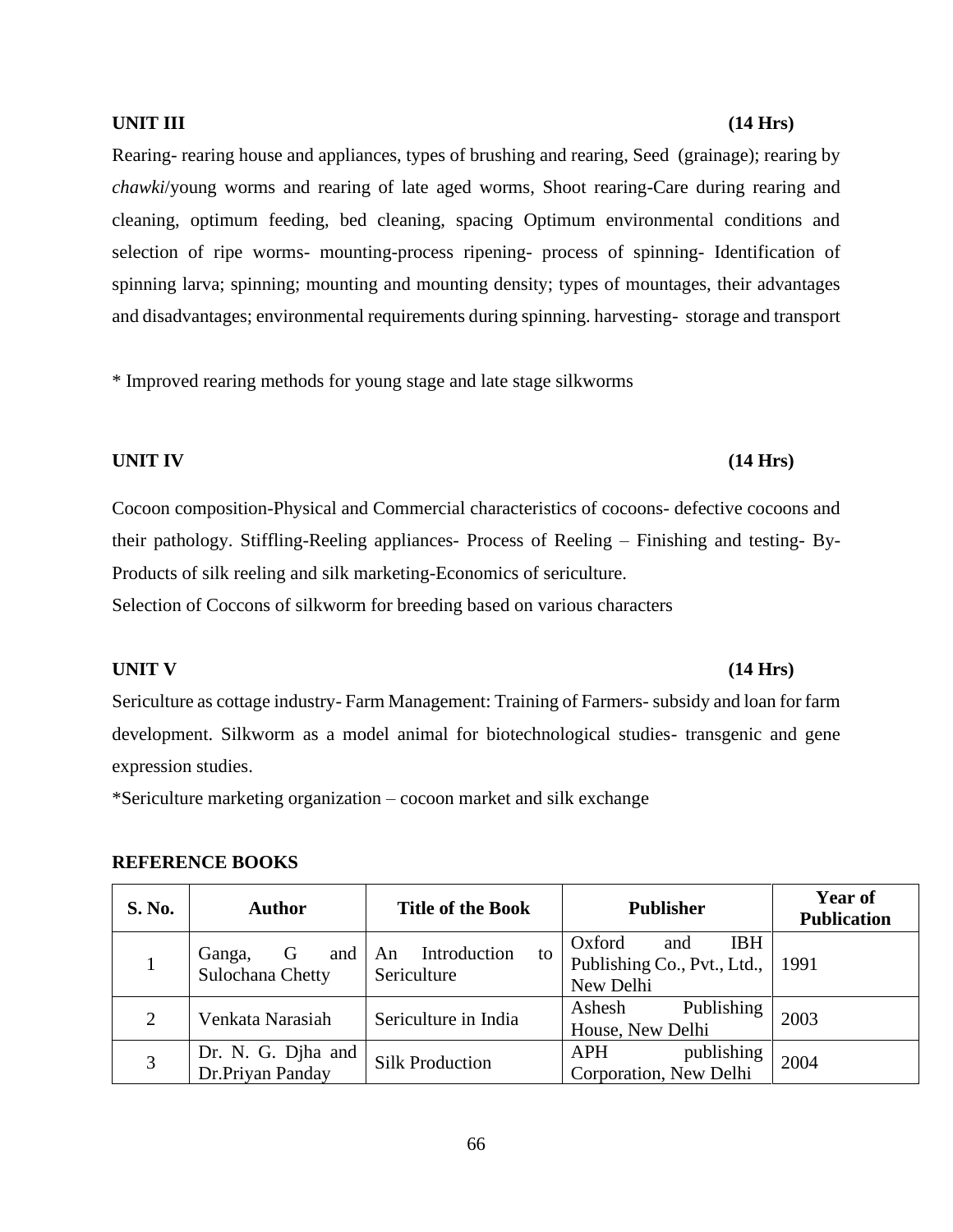**UNIT III** **(14 Hrs)**

Rearing- rearing house and appliances, types of brushing and rearing, Seed (grainage); rearing by *chawki*/young worms and rearing of late aged worms, Shoot rearing-Care during rearing and cleaning, optimum feeding, bed cleaning, spacing Optimum environmental conditions and selection of ripe worms- mounting-process ripening- process of spinning- Identification of spinning larva; spinning; mounting and mounting density; types of mountages, their advantages and disadvantages; environmental requirements during spinning. harvesting- storage and transport

* Improved rearing methods for young stage and late stage silkworms

**UNIT IV** **(14 Hrs)**

Cocoon composition-Physical and Commercial characteristics of cocoons- defective cocoons and their pathology. Stiffling-Reeling appliances- Process of Reeling – Finishing and testing- By-Products of silk reeling and silk marketing-Economics of sericulture.

Selection of Coccons of silkworm for breeding based on various characters

**UNIT V** **(14 Hrs)**

Sericulture as cottage industry- Farm Management: Training of Farmers- subsidy and loan for farm development. Silkworm as a model animal for biotechnological studies- transgenic and gene expression studies.

*Sericulture marketing organization – cocoon market and silk exchange

**REFERENCE BOOKS**

| S. No. | Author | Title of the Book | Publisher | Year of Publication |
|---|---|---|---|---|
| 1 | Ganga, G and Sulochana Chetty | An Introduction to Sericulture | Oxford and IBH Publishing Co., Pvt., Ltd., New Delhi | 1991 |
| 2 | Venkata Narasiah | Sericulture in India | Ashesh Publishing House, New Delhi | 2003 |
| 3 | Dr. N. G. Djha and Dr.Priyan Panday | Silk Production | APH publishing Corporation, New Delhi | 2004 |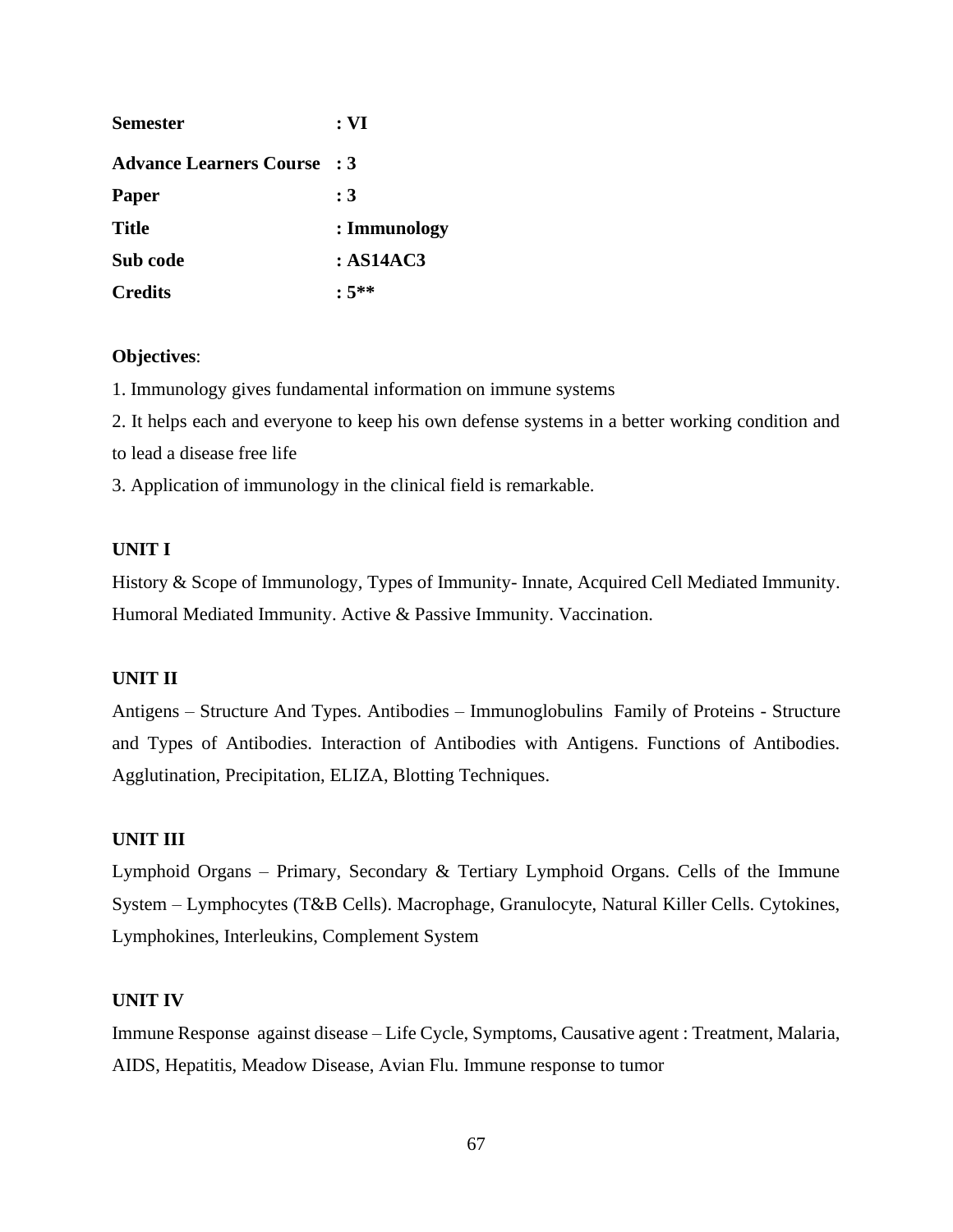**Semester** **: VI**

**Advance Learners Course** **: 3**

**Paper** **: 3**

**Title** **: Immunology**

**Sub code** **: AS14AC3**

**Credits** **: 5****

**Objectives**:

1. Immunology gives fundamental information on immune systems
2. It helps each and everyone to keep his own defense systems in a better working condition and to lead a disease free life
3. Application of immunology in the clinical field is remarkable.

**UNIT I**

History & Scope of Immunology, Types of Immunity- Innate, Acquired Cell Mediated Immunity. Humoral Mediated Immunity. Active & Passive Immunity. Vaccination.

**UNIT II**

Antigens – Structure And Types. Antibodies – Immunoglobulins Family of Proteins - Structure and Types of Antibodies. Interaction of Antibodies with Antigens. Functions of Antibodies. Agglutination, Precipitation, ELIZA, Blotting Techniques.

**UNIT III**

Lymphoid Organs – Primary, Secondary & Tertiary Lymphoid Organs. Cells of the Immune System – Lymphocytes (T&B Cells). Macrophage, Granulocyte, Natural Killer Cells. Cytokines, Lymphokines, Interleukins, Complement System

**UNIT IV**

Immune Response against disease – Life Cycle, Symptoms, Causative agent : Treatment, Malaria, AIDS, Hepatitis, Meadow Disease, Avian Flu. Immune response to tumor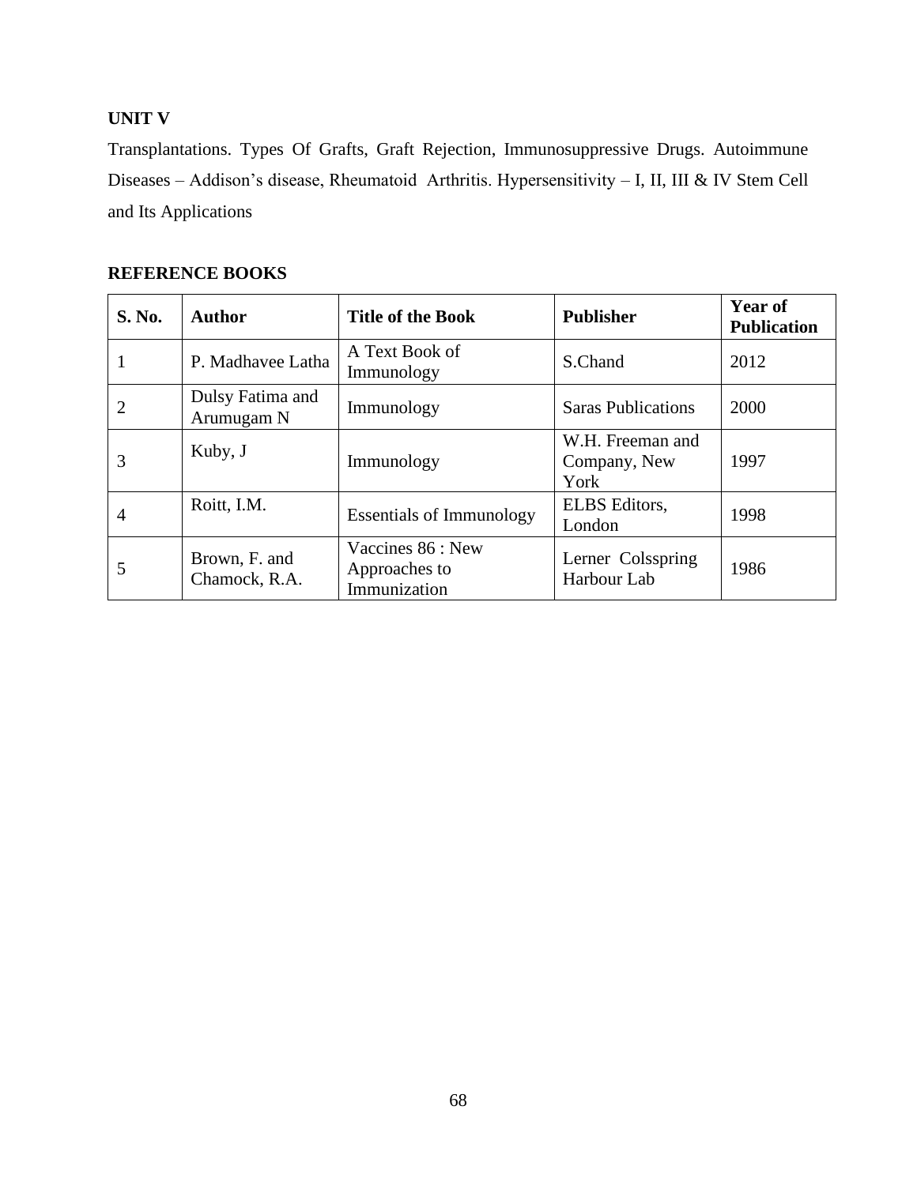**UNIT V**

Transplantations. Types Of Grafts, Graft Rejection, Immunosuppressive Drugs. Autoimmune Diseases – Addison's disease, Rheumatoid Arthritis. Hypersensitivity – I, II, III & IV Stem Cell and Its Applications

**REFERENCE BOOKS**

| S. No. | Author | Title of the Book | Publisher | Year of Publication |
|---|---|---|---|---|
| 1 | P. Madhavee Latha | A Text Book of Immunology | S.Chand | 2012 |
| 2 | Dulsy Fatima and Arumugam N | Immunology | Saras Publications | 2000 |
| 3 | Kuby, J | Immunology | W.H. Freeman and Company, New York | 1997 |
| 4 | Roitt, I.M. | Essentials of Immunology | ELBS Editors, London | 1998 |
| 5 | Brown, F. and Chamock, R.A. | Vaccines 86 : New Approaches to Immunization | Lerner Colsspring Harbour Lab | 1986 |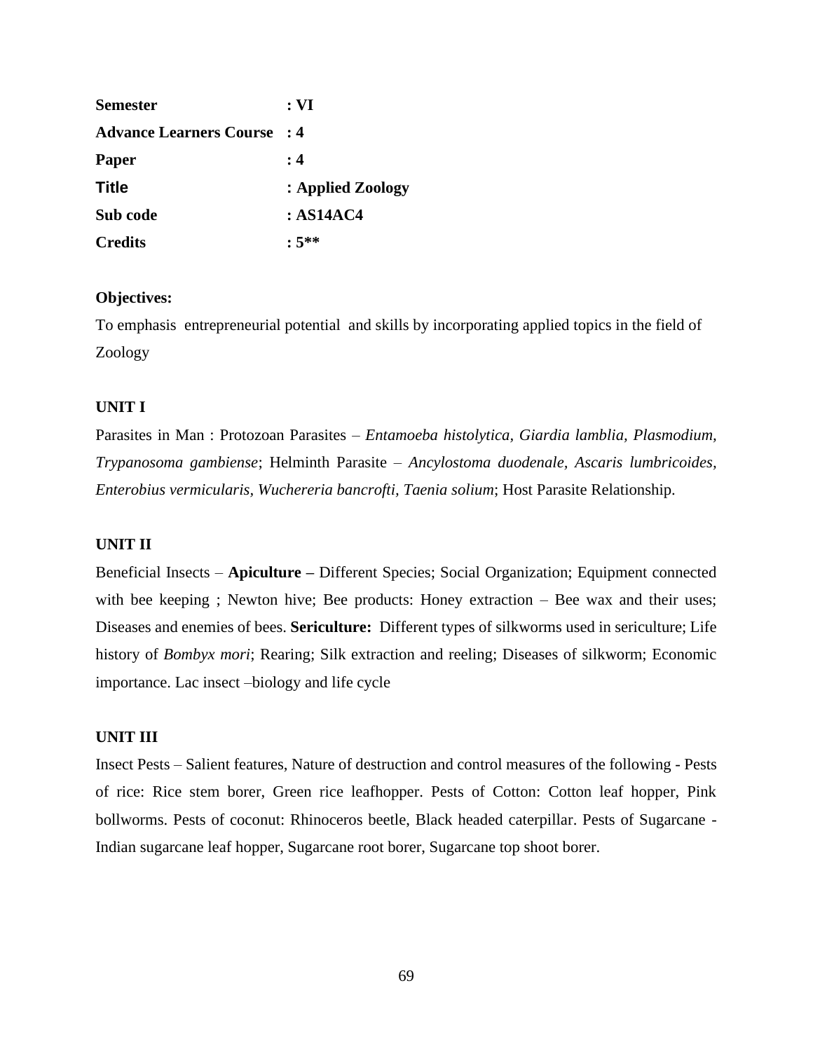**Semester** : VI

**Advance Learners Course** : 4

**Paper** : 4

**Title** : Applied Zoology

**Sub code** : AS14AC4

**Credits** : 5**

**Objectives:**

To emphasis entrepreneurial potential and skills by incorporating applied topics in the field of Zoology

**UNIT I**

Parasites in Man : Protozoan Parasites – *Entamoeba histolytica*, *Giardia lamblia, Plasmodium, Trypanosoma gambiense*; Helminth Parasite – *Ancylostoma duodenale, Ascaris lumbricoides, Enterobius vermicularis, Wuchereria bancrofti, Taenia solium*; Host Parasite Relationship.

**UNIT II**

Beneficial Insects – **Apiculture –** Different Species; Social Organization; Equipment connected with bee keeping ; Newton hive; Bee products: Honey extraction – Bee wax and their uses; Diseases and enemies of bees. **Sericulture:** Different types of silkworms used in sericulture; Life history of *Bombyx mori*; Rearing; Silk extraction and reeling; Diseases of silkworm; Economic importance. Lac insect –biology and life cycle

**UNIT III**

Insect Pests – Salient features, Nature of destruction and control measures of the following - Pests of rice: Rice stem borer, Green rice leafhopper. Pests of Cotton: Cotton leaf hopper, Pink bollworms. Pests of coconut: Rhinoceros beetle, Black headed caterpillar. Pests of Sugarcane - Indian sugarcane leaf hopper, Sugarcane root borer, Sugarcane top shoot borer.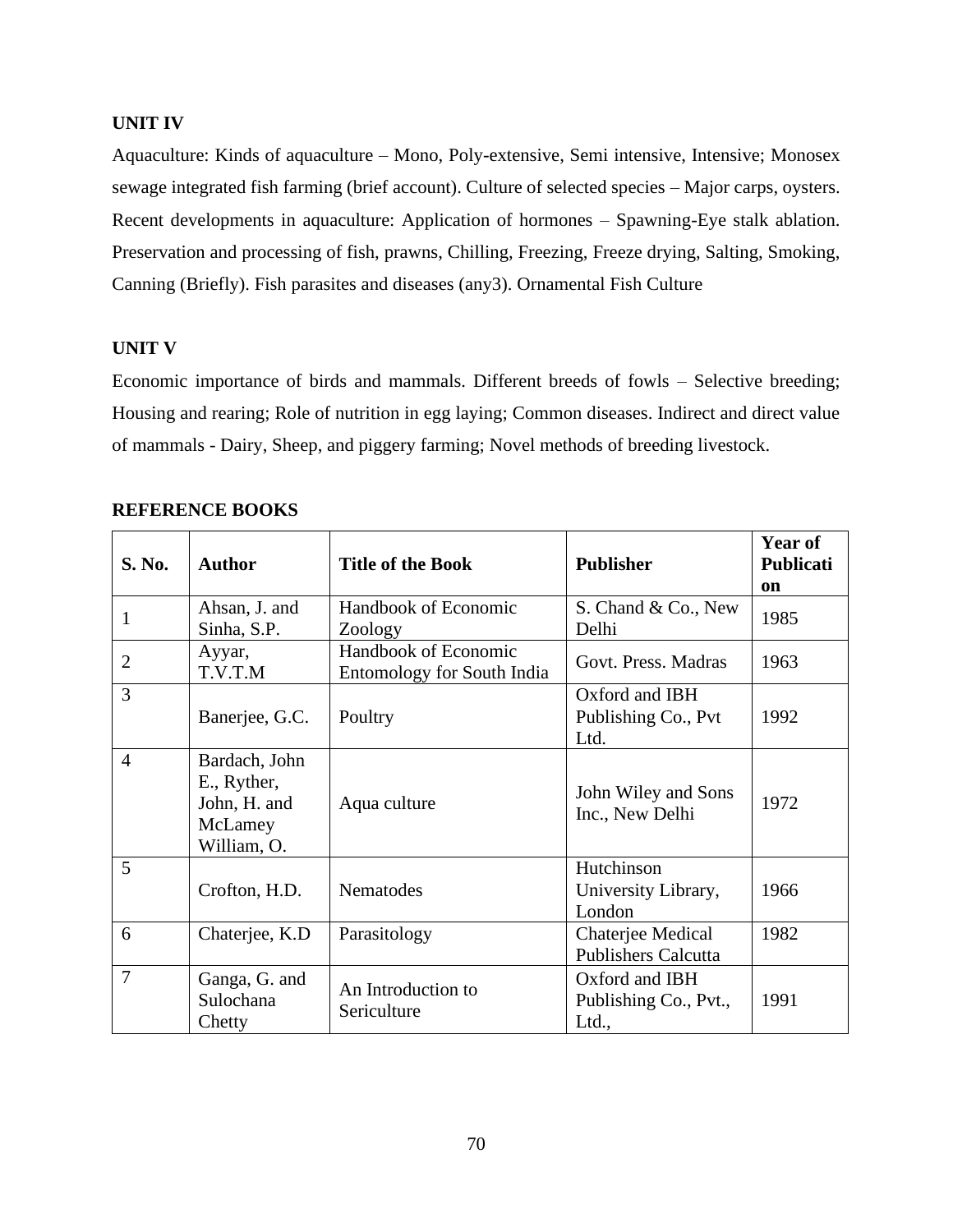**UNIT IV**

Aquaculture: Kinds of aquaculture – Mono, Poly-extensive, Semi intensive, Intensive; Monosex sewage integrated fish farming (brief account). Culture of selected species – Major carps, oysters. Recent developments in aquaculture: Application of hormones – Spawning-Eye stalk ablation. Preservation and processing of fish, prawns, Chilling, Freezing, Freeze drying, Salting, Smoking, Canning (Briefly). Fish parasites and diseases (any3). Ornamental Fish Culture

**UNIT V**

Economic importance of birds and mammals. Different breeds of fowls – Selective breeding; Housing and rearing; Role of nutrition in egg laying; Common diseases. Indirect and direct value of mammals - Dairy, Sheep, and piggery farming; Novel methods of breeding livestock.

**REFERENCE BOOKS**

| S. No. | Author | Title of the Book | Publisher | Year of Publication |
|---|---|---|---|---|
| 1 | Ahsan, J. and Sinha, S.P. | Handbook of Economic Zoology | S. Chand & Co., New Delhi | 1985 |
| 2 | Ayyar, T.V.T.M | Handbook of Economic Entomology for South India | Govt. Press. Madras | 1963 |
| 3 | Banerjee, G.C. | Poultry | Oxford and IBH Publishing Co., Pvt Ltd. | 1992 |
| 4 | Bardach, John E., Ryther, John, H. and McLamey William, O. | Aqua culture | John Wiley and Sons Inc., New Delhi | 1972 |
| 5 | Crofton, H.D. | Nematodes | Hutchinson University Library, London | 1966 |
| 6 | Chaterjee, K.D | Parasitology | Chaterjee Medical Publishers Calcutta | 1982 |
| 7 | Ganga, G. and Sulochana Chetty | An Introduction to Sericulture | Oxford and IBH Publishing Co., Pvt., Ltd., | 1991 |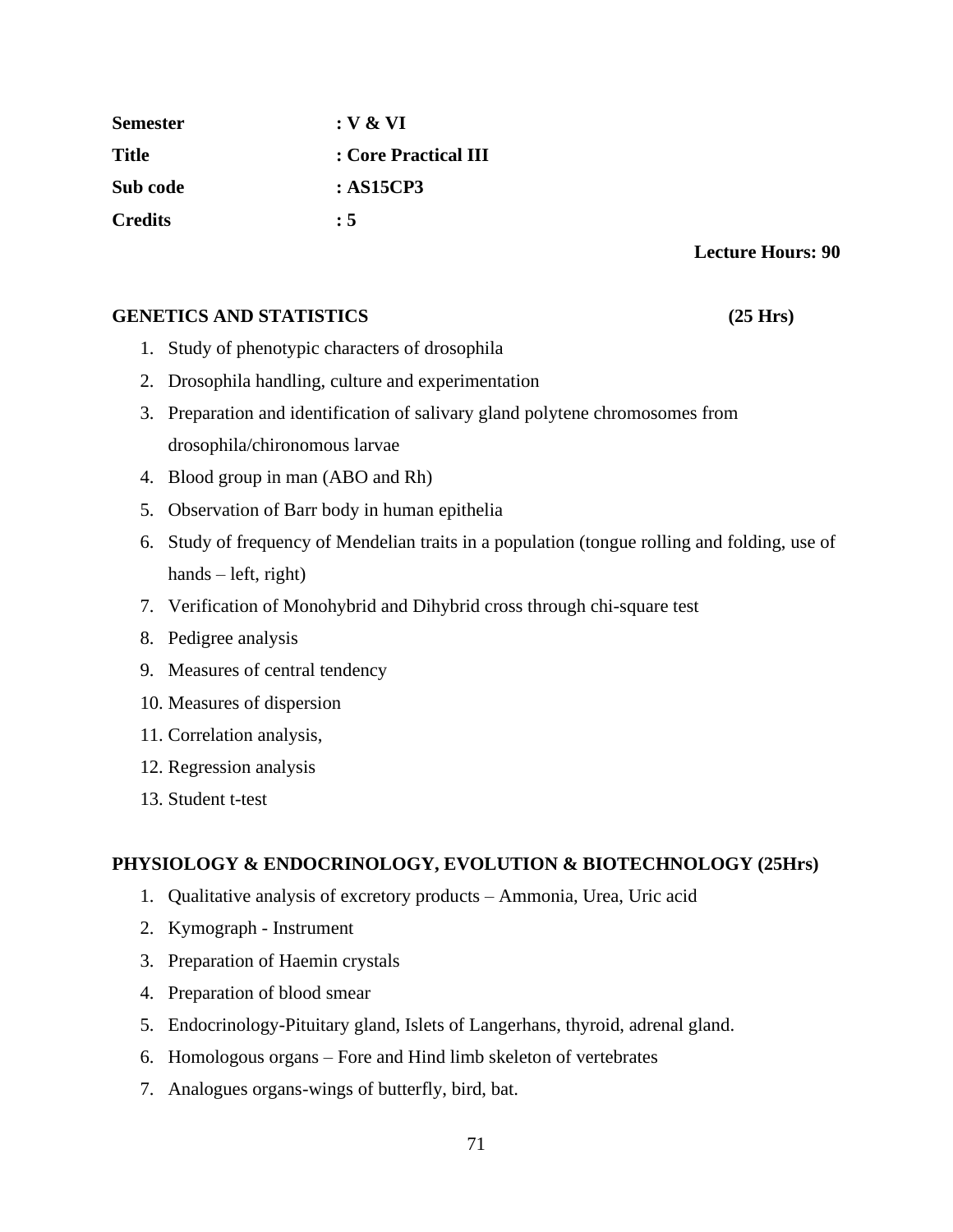| | |
|---|---|
| **Semester** | **: V & VI** |
| **Title** | **: Core Practical III** |
| **Sub code** | **: AS15CP3** |
| **Credits** | **: 5** |

**Lecture Hours: 90**

**GENETICS AND STATISTICS (25 Hrs)**

1. Study of phenotypic characters of drosophila
2. Drosophila handling, culture and experimentation
3. Preparation and identification of salivary gland polytene chromosomes from drosophila/chironomous larvae
4. Blood group in man (ABO and Rh)
5. Observation of Barr body in human epithelia
6. Study of frequency of Mendelian traits in a population (tongue rolling and folding, use of hands – left, right)
7. Verification of Monohybrid and Dihybrid cross through chi-square test
8. Pedigree analysis
9. Measures of central tendency
10. Measures of dispersion
11. Correlation analysis,
12. Regression analysis
13. Student t-test

**PHYSIOLOGY & ENDOCRINOLOGY, EVOLUTION & BIOTECHNOLOGY (25Hrs)**

1. Qualitative analysis of excretory products – Ammonia, Urea, Uric acid
2. Kymograph - Instrument
3. Preparation of Haemin crystals
4. Preparation of blood smear
5. Endocrinology-Pituitary gland, Islets of Langerhans, thyroid, adrenal gland.
6. Homologous organs – Fore and Hind limb skeleton of vertebrates
7. Analogues organs-wings of butterfly, bird, bat.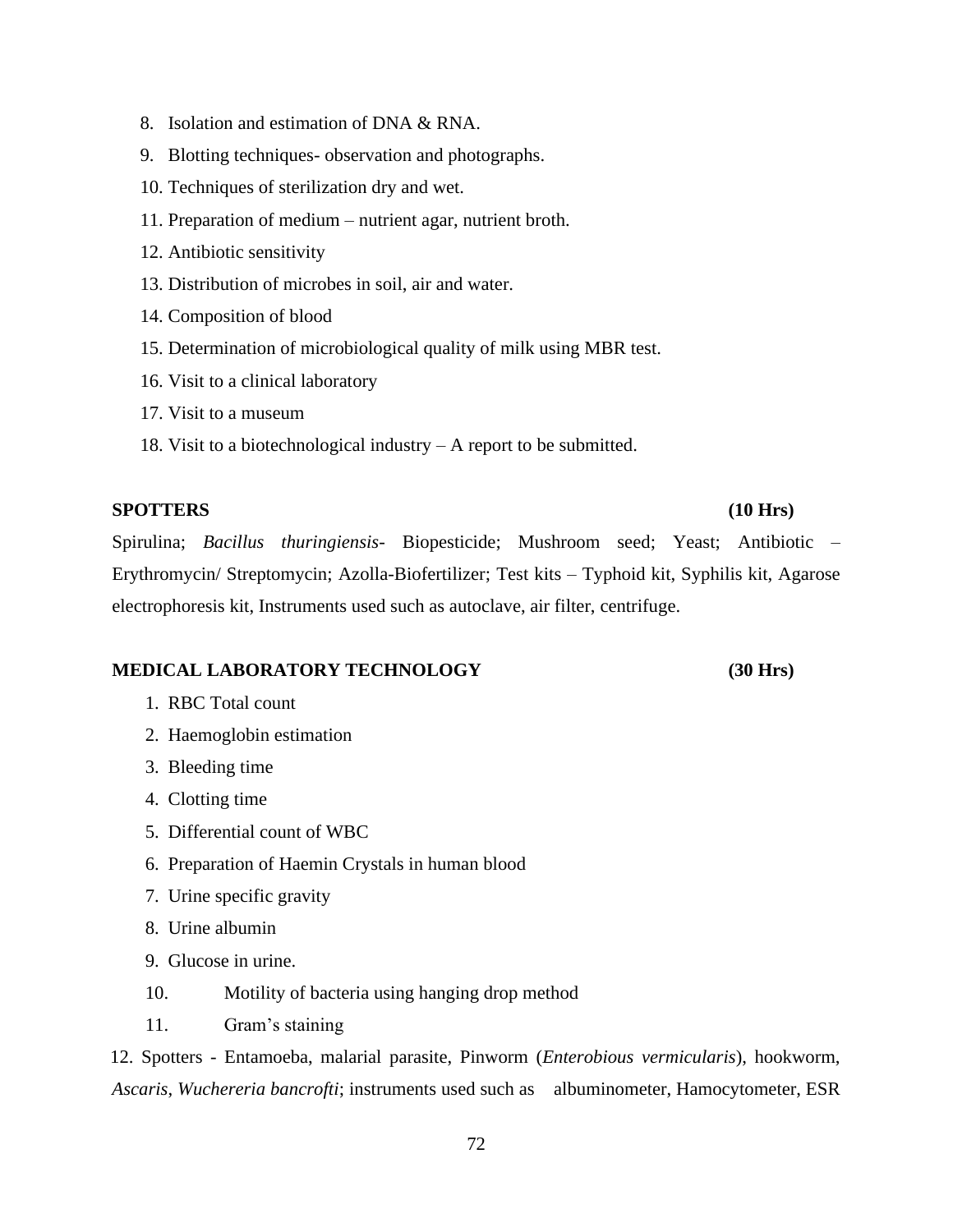8. Isolation and estimation of DNA & RNA.
9. Blotting techniques- observation and photographs.
10. Techniques of sterilization dry and wet.
11. Preparation of medium – nutrient agar, nutrient broth.
12. Antibiotic sensitivity
13. Distribution of microbes in soil, air and water.
14. Composition of blood
15. Determination of microbiological quality of milk using MBR test.
16. Visit to a clinical laboratory
17. Visit to a museum
18. Visit to a biotechnological industry – A report to be submitted.

**SPOTTERS (10 Hrs)**

Spirulina; *Bacillus thuringiensis*- Biopesticide; Mushroom seed; Yeast; Antibiotic – Erythromycin/ Streptomycin; Azolla-Biofertilizer; Test kits – Typhoid kit, Syphilis kit, Agarose electrophoresis kit, Instruments used such as autoclave, air filter, centrifuge.

**MEDICAL LABORATORY TECHNOLOGY (30 Hrs)**

1. RBC Total count
2. Haemoglobin estimation
3. Bleeding time
4. Clotting time
5. Differential count of WBC
6. Preparation of Haemin Crystals in human blood
7. Urine specific gravity
8. Urine albumin
9. Glucose in urine.
10. Motility of bacteria using hanging drop method
11. Gram's staining
12. Spotters - Entamoeba, malarial parasite, Pinworm (*Enterobious vermicularis*), hookworm, *Ascaris*, *Wuchereria bancrofti*; instruments used such as albuminometer, Hamocytometer, ESR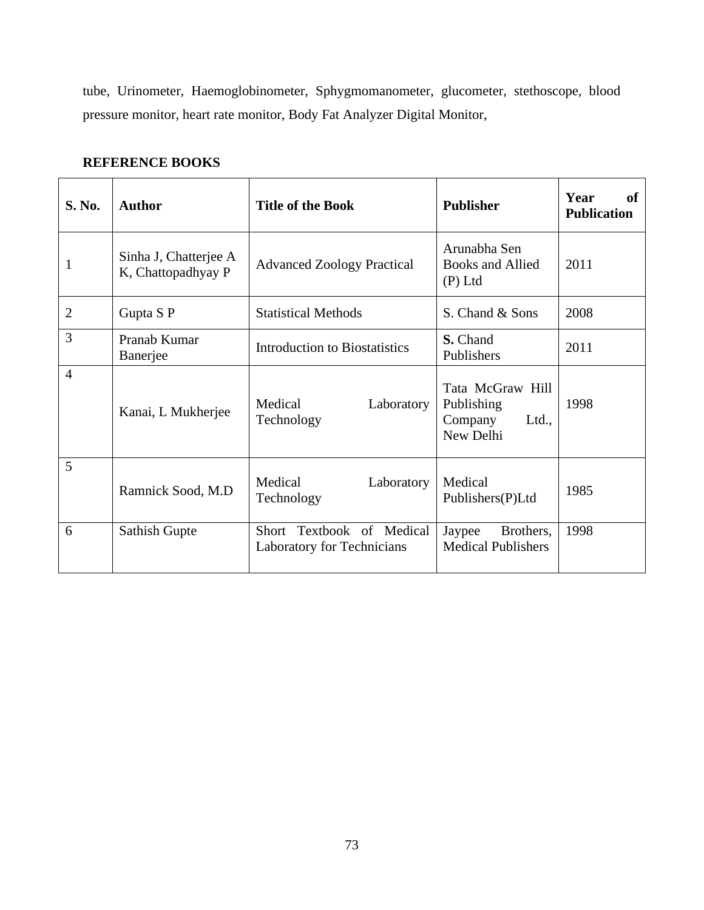tube, Urinometer, Haemoglobinometer, Sphygmomanometer, glucometer, stethoscope, blood pressure monitor, heart rate monitor, Body Fat Analyzer Digital Monitor,

**REFERENCE BOOKS**

| **S. No.** | **Author** | **Title of the Book** | **Publisher** | **Year of Publication** |
|---|---|---|---|---|
| 1 | Sinha J, Chatterjee A K, Chattopadhyay P | Advanced Zoology Practical | Arunabha Sen Books and Allied (P) Ltd | 2011 |
| 2 | Gupta S P | Statistical Methods | S. Chand & Sons | 2008 |
| 3 | Pranab Kumar Banerjee | Introduction to Biostatistics | **S.** Chand Publishers | 2011 |
| 4 | Kanai, L Mukherjee | Medical Laboratory Technology | Tata McGraw Hill Publishing Company Ltd., New Delhi | 1998 |
| 5 | Ramnick Sood, M.D | Medical Laboratory Technology | Medical Publishers(P)Ltd | 1985 |
| 6 | Sathish Gupte | Short Textbook of Medical Laboratory for Technicians | Jaypee Brothers, Medical Publishers | 1998 |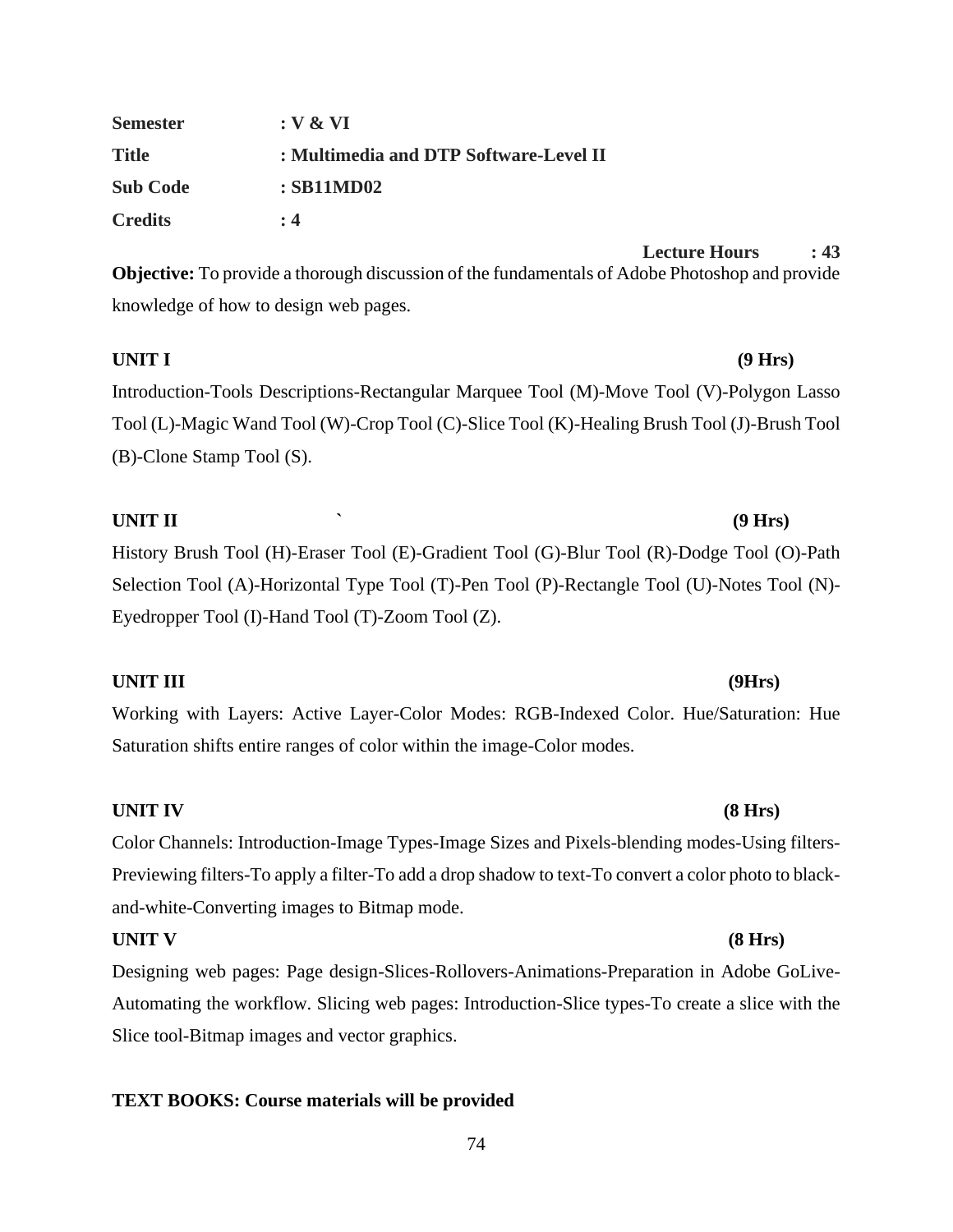**Semester** : V & VI

**Title** : Multimedia and DTP Software-Level II

**Sub Code** : SB11MD02

**Credits** : 4

**Lecture Hours : 43**

**Objective:** To provide a thorough discussion of the fundamentals of Adobe Photoshop and provide knowledge of how to design web pages.

**UNIT I (9 Hrs)**

Introduction-Tools Descriptions-Rectangular Marquee Tool (M)-Move Tool (V)-Polygon Lasso Tool (L)-Magic Wand Tool (W)-Crop Tool (C)-Slice Tool (K)-Healing Brush Tool (J)-Brush Tool (B)-Clone Stamp Tool (S).

**UNIT II ` (9 Hrs)**

History Brush Tool (H)-Eraser Tool (E)-Gradient Tool (G)-Blur Tool (R)-Dodge Tool (O)-Path Selection Tool (A)-Horizontal Type Tool (T)-Pen Tool (P)-Rectangle Tool (U)-Notes Tool (N)-Eyedropper Tool (I)-Hand Tool (T)-Zoom Tool (Z).

**UNIT III (9Hrs)**

Working with Layers: Active Layer-Color Modes: RGB-Indexed Color. Hue/Saturation: Hue Saturation shifts entire ranges of color within the image-Color modes.

**UNIT IV (8 Hrs)**

Color Channels: Introduction-Image Types-Image Sizes and Pixels-blending modes-Using filters-Previewing filters-To apply a filter-To add a drop shadow to text-To convert a color photo to black-and-white-Converting images to Bitmap mode.

**UNIT V (8 Hrs)**

Designing web pages: Page design-Slices-Rollovers-Animations-Preparation in Adobe GoLive-Automating the workflow. Slicing web pages: Introduction-Slice types-To create a slice with the Slice tool-Bitmap images and vector graphics.

**TEXT BOOKS: Course materials will be provided**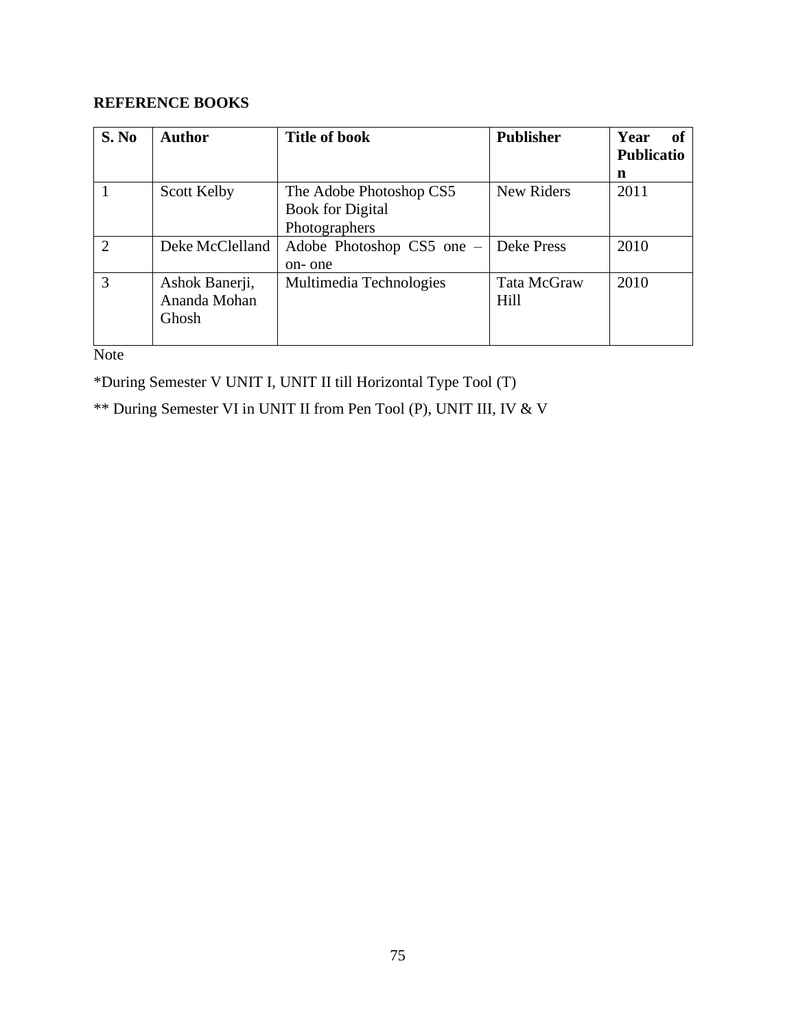## REFERENCE BOOKS

| S. No | Author | Title of book | Publisher | Year of Publication |
|---|---|---|---|---|
| 1 | Scott Kelby | The Adobe Photoshop CS5 Book for Digital Photographers | New Riders | 2011 |
| 2 | Deke McClelland | Adobe Photoshop CS5 one – on- one | Deke Press | 2010 |
| 3 | Ashok Banerji, Ananda Mohan Ghosh | Multimedia Technologies | Tata McGraw Hill | 2010 |

Note

*During Semester V UNIT I, UNIT II till Horizontal Type Tool (T)

** During Semester VI in UNIT II from Pen Tool (P), UNIT III, IV & V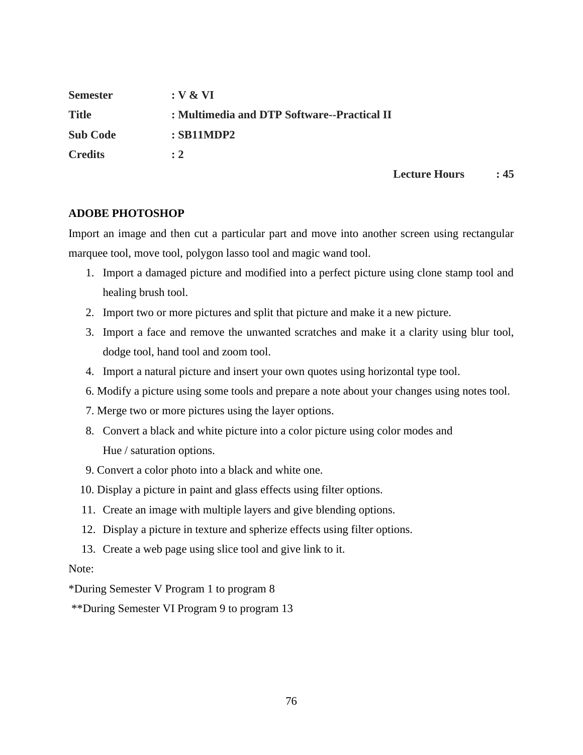**Semester** : **V & VI**

**Title** : **Multimedia and DTP Software--Practical II**

**Sub Code** : **SB11MDP2**

**Credits** : **2**

**Lecture Hours : 45**

**ADOBE PHOTOSHOP**

Import an image and then cut a particular part and move into another screen using rectangular marquee tool, move tool, polygon lasso tool and magic wand tool.

1. Import a damaged picture and modified into a perfect picture using clone stamp tool and healing brush tool.
2. Import two or more pictures and split that picture and make it a new picture.
3. Import a face and remove the unwanted scratches and make it a clarity using blur tool, dodge tool, hand tool and zoom tool.
4. Import a natural picture and insert your own quotes using horizontal type tool.
6. Modify a picture using some tools and prepare a note about your changes using notes tool.
7. Merge two or more pictures using the layer options.
8. Convert a black and white picture into a color picture using color modes and Hue / saturation options.
9. Convert a color photo into a black and white one.
10. Display a picture in paint and glass effects using filter options.
11. Create an image with multiple layers and give blending options.
12. Display a picture in texture and spherize effects using filter options.
13. Create a web page using slice tool and give link to it.

Note:

*During Semester V Program 1 to program 8

**During Semester VI Program 9 to program 13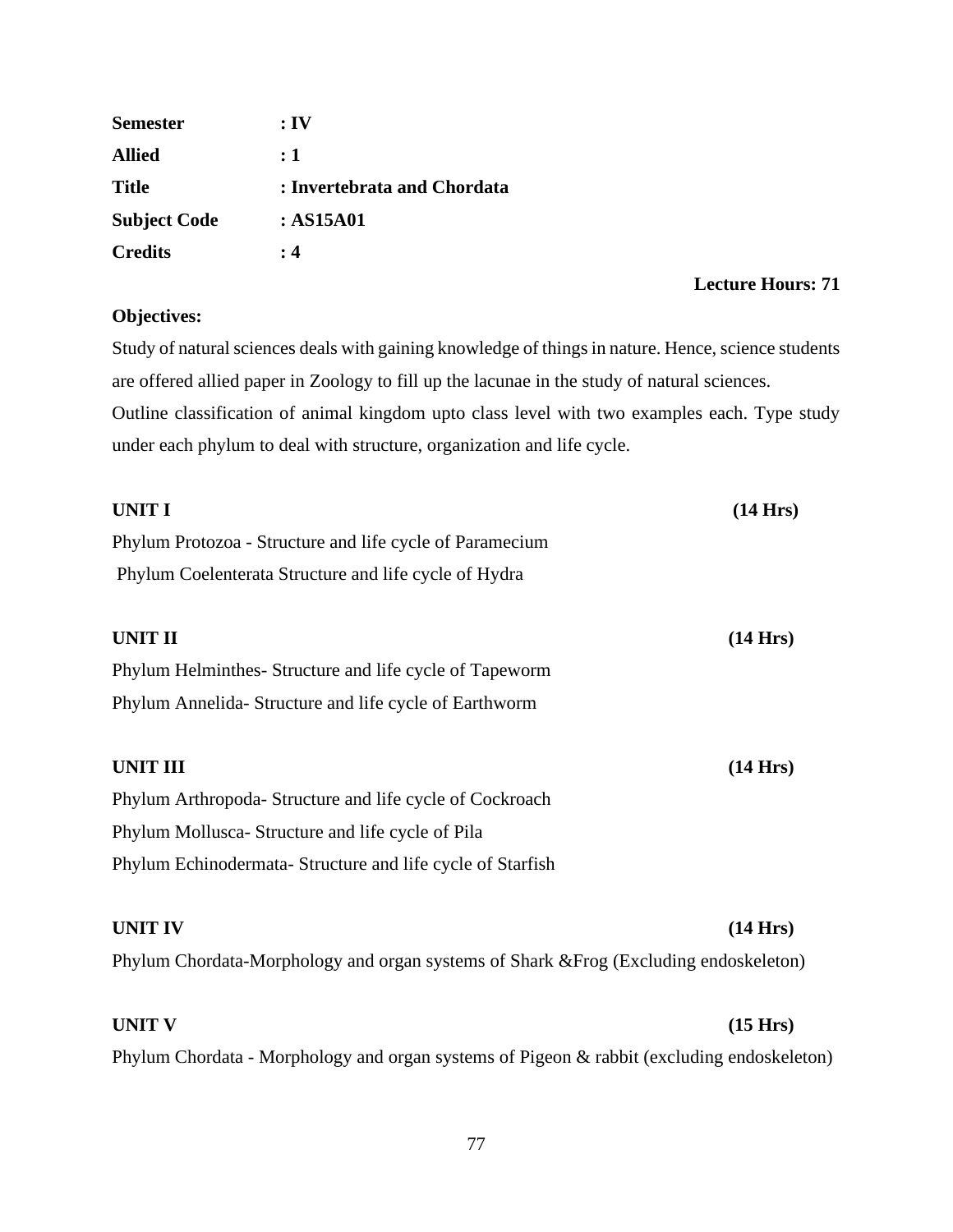**Semester** : IV

**Allied** : 1

**Title** : Invertebrata and Chordata

**Subject Code** : AS15A01

**Credits** : 4

**Lecture Hours: 71**

**Objectives:**

Study of natural sciences deals with gaining knowledge of things in nature. Hence, science students are offered allied paper in Zoology to fill up the lacunae in the study of natural sciences.
Outline classification of animal kingdom upto class level with two examples each. Type study under each phylum to deal with structure, organization and life cycle.

**UNIT I** **(14 Hrs)**

Phylum Protozoa - Structure and life cycle of Paramecium
Phylum Coelenterata Structure and life cycle of Hydra

**UNIT II** **(14 Hrs)**

Phylum Helminthes- Structure and life cycle of Tapeworm
Phylum Annelida- Structure and life cycle of Earthworm

**UNIT III** **(14 Hrs)**

Phylum Arthropoda- Structure and life cycle of Cockroach
Phylum Mollusca- Structure and life cycle of Pila
Phylum Echinodermata- Structure and life cycle of Starfish

**UNIT IV** **(14 Hrs)**

Phylum Chordata-Morphology and organ systems of Shark &Frog (Excluding endoskeleton)

**UNIT V** **(15 Hrs)**

Phylum Chordata - Morphology and organ systems of Pigeon & rabbit (excluding endoskeleton)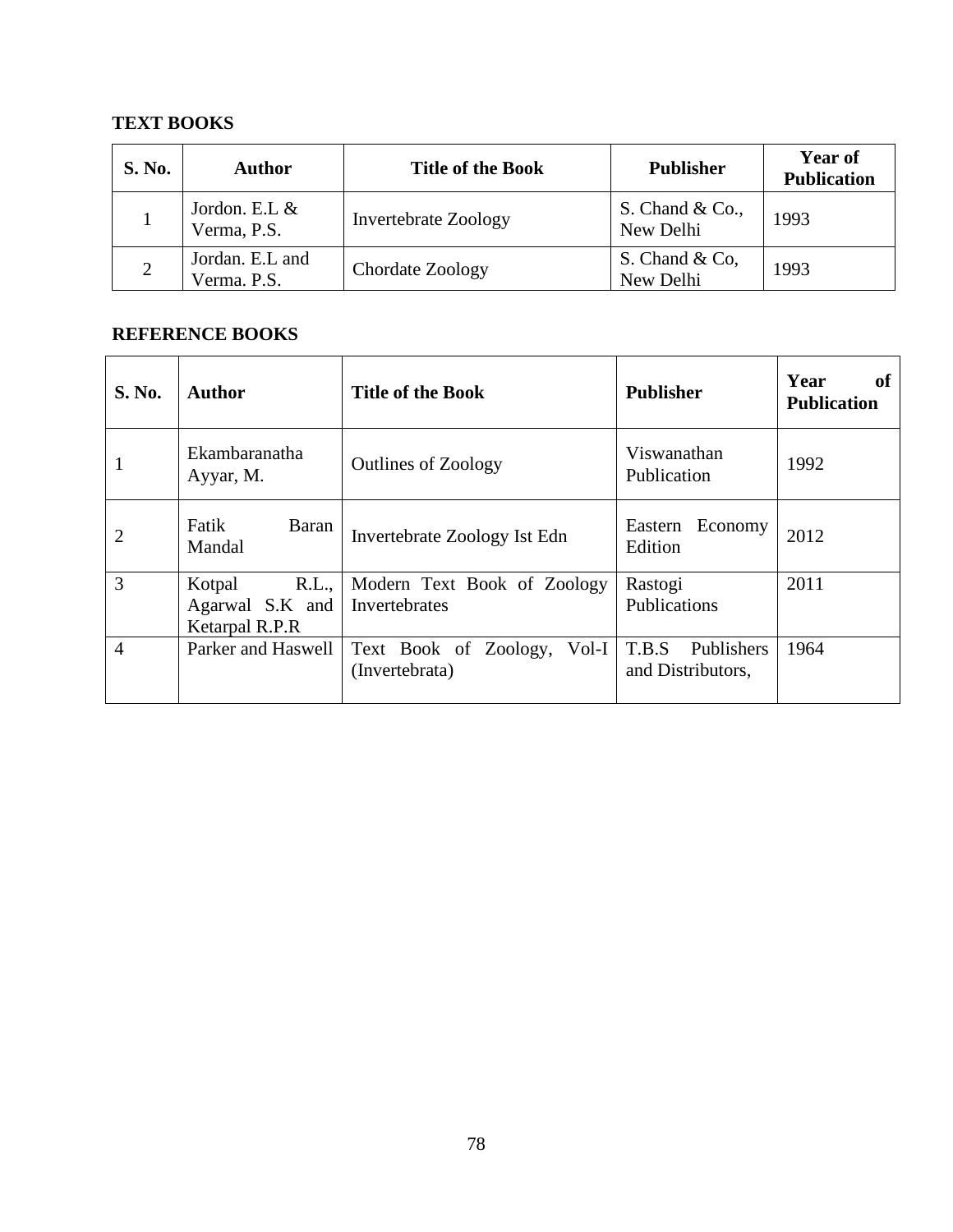**TEXT BOOKS**

| S. No. | Author | Title of the Book | Publisher | Year of Publication |
|---|---|---|---|---|
| 1 | Jordon. E.L & Verma, P.S. | Invertebrate Zoology | S. Chand & Co., New Delhi | 1993 |
| 2 | Jordan. E.L and Verma. P.S. | Chordate Zoology | S. Chand & Co, New Delhi | 1993 |

**REFERENCE BOOKS**

| S. No. | Author | Title of the Book | Publisher | Year of Publication |
|---|---|---|---|---|
| 1 | Ekambaranatha Ayyar, M. | Outlines of Zoology | Viswanathan Publication | 1992 |
| 2 | Fatik Baran Mandal | Invertebrate Zoology Ist Edn | Eastern Economy Edition | 2012 |
| 3 | Kotpal R.L., Agarwal S.K and Ketarpal R.P.R | Modern Text Book of Zoology Invertebrates | Rastogi Publications | 2011 |
| 4 | Parker and Haswell | Text Book of Zoology, Vol-I (Invertebrata) | T.B.S Publishers and Distributors, | 1964 |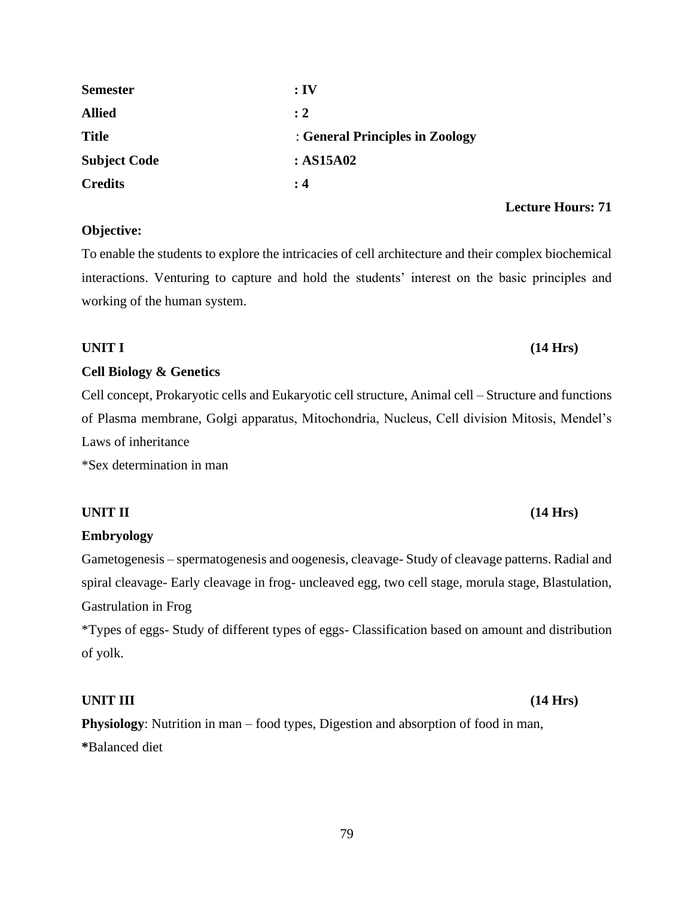| | |
|---|---|
| **Semester** | **: IV** |
| **Allied** | **: 2** |
| **Title** | : **General Principles in Zoology** |
| **Subject Code** | **: AS15A02** |
| **Credits** | **: 4** |

**Lecture Hours: 71**

**Objective:**

To enable the students to explore the intricacies of cell architecture and their complex biochemical interactions. Venturing to capture and hold the students' interest on the basic principles and working of the human system.

**UNIT I (14 Hrs)**

**Cell Biology & Genetics**

Cell concept, Prokaryotic cells and Eukaryotic cell structure, Animal cell – Structure and functions of Plasma membrane, Golgi apparatus, Mitochondria, Nucleus, Cell division Mitosis, Mendel's Laws of inheritance

*Sex determination in man

**UNIT II (14 Hrs)**

**Embryology**

Gametogenesis – spermatogenesis and oogenesis, cleavage- Study of cleavage patterns. Radial and spiral cleavage- Early cleavage in frog- uncleaved egg, two cell stage, morula stage, Blastulation, Gastrulation in Frog

*Types of eggs- Study of different types of eggs- Classification based on amount and distribution of yolk.

**UNIT III (14 Hrs)**

**Physiology**: Nutrition in man – food types, Digestion and absorption of food in man,

**\***Balanced diet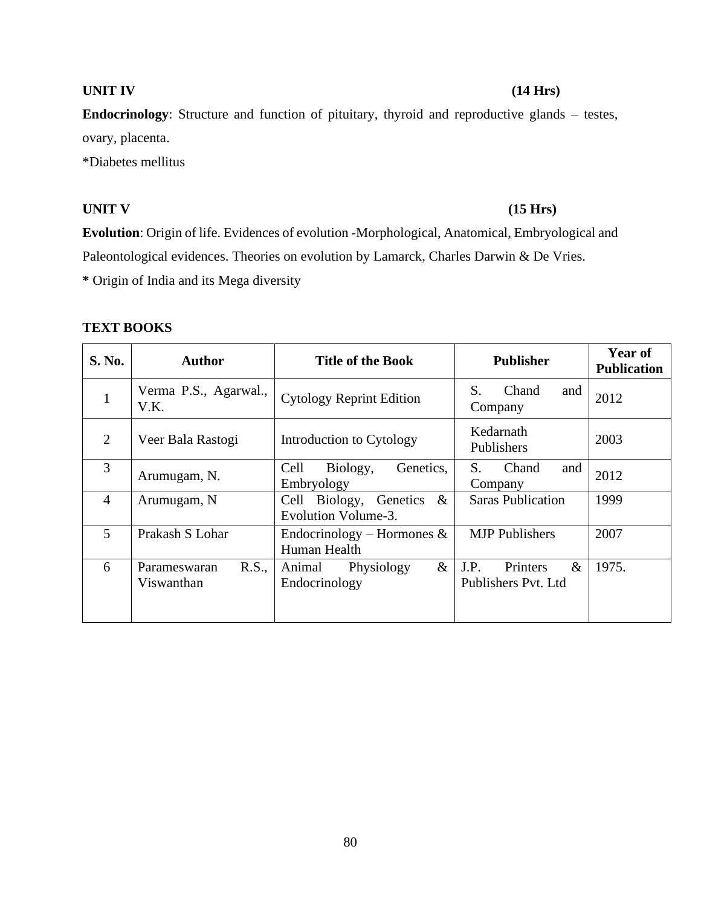**UNIT IV (14 Hrs)**

**Endocrinology**: Structure and function of pituitary, thyroid and reproductive glands – testes, ovary, placenta.

*Diabetes mellitus

**UNIT V (15 Hrs)**

**Evolution**: Origin of life. Evidences of evolution -Morphological, Anatomical, Embryological and Paleontological evidences. Theories on evolution by Lamarck, Charles Darwin & De Vries.

**\*** Origin of India and its Mega diversity

**TEXT BOOKS**

| S. No. | Author | Title of the Book | Publisher | Year of Publication |
|---|---|---|---|---|
| 1 | Verma P.S., Agarwal., V.K. | Cytology Reprint Edition | S. Chand and Company | 2012 |
| 2 | Veer Bala Rastogi | Introduction to Cytology | Kedarnath Publishers | 2003 |
| 3 | Arumugam, N. | Cell Biology, Genetics, Embryology | S. Chand and Company | 2012 |
| 4 | Arumugam, N | Cell Biology, Genetics & Evolution Volume-3. | Saras Publication | 1999 |
| 5 | Prakash S Lohar | Endocrinology – Hormones & Human Health | MJP Publishers | 2007 |
| 6 | Parameswaran R.S., Viswanthan | Animal Physiology & Endocrinology | J.P. Printers & Publishers Pvt. Ltd | 1975. |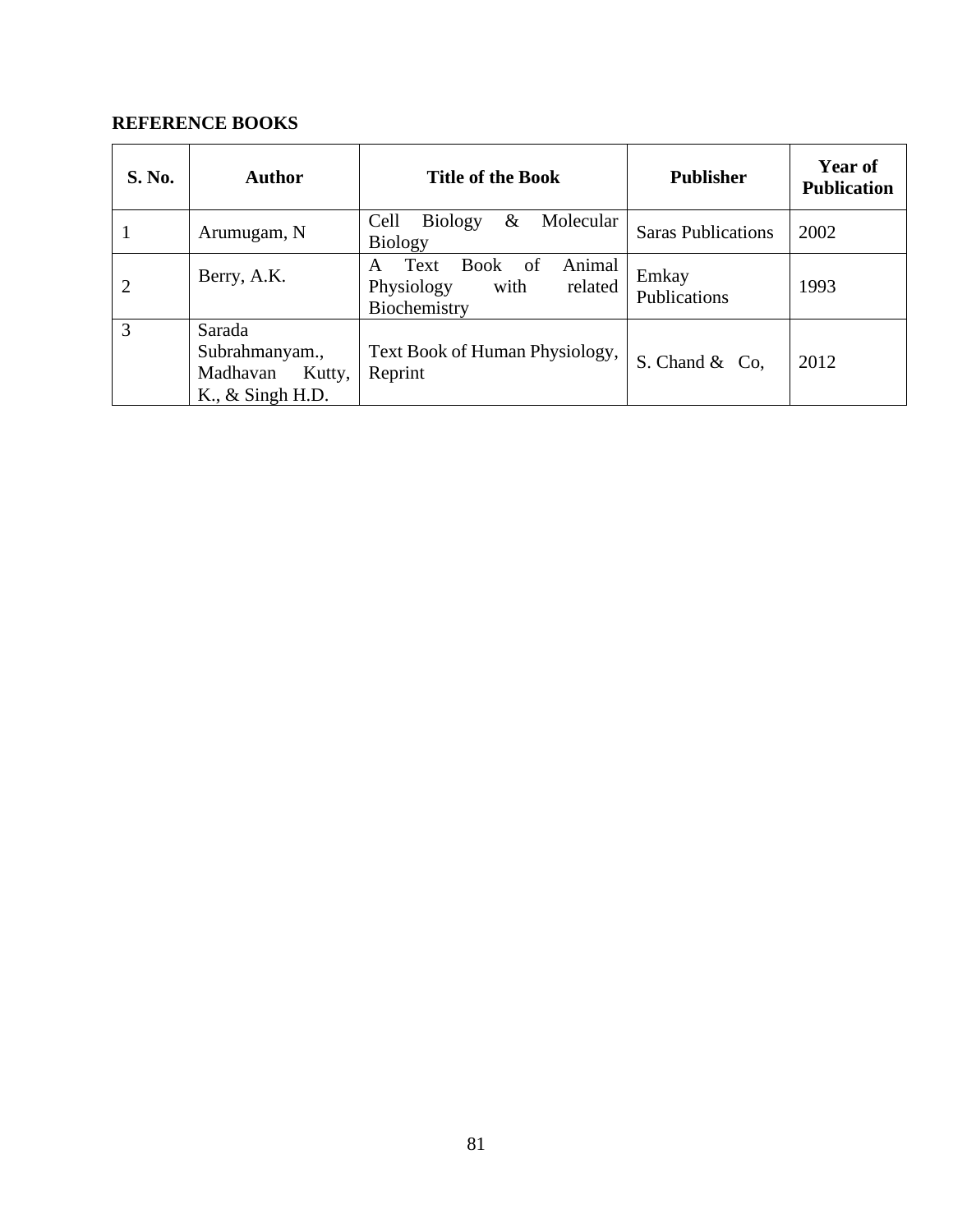**REFERENCE BOOKS**

| S. No. | Author | Title of the Book | Publisher | Year of Publication |
|---|---|---|---|---|
| 1 | Arumugam, N | Cell Biology & Molecular Biology | Saras Publications | 2002 |
| 2 | Berry, A.K. | A Text Book of Animal Physiology with related Biochemistry | Emkay Publications | 1993 |
| 3 | Sarada Subrahmanyam., Madhavan Kutty, K., & Singh H.D. | Text Book of Human Physiology, Reprint | S. Chand & Co, | 2012 |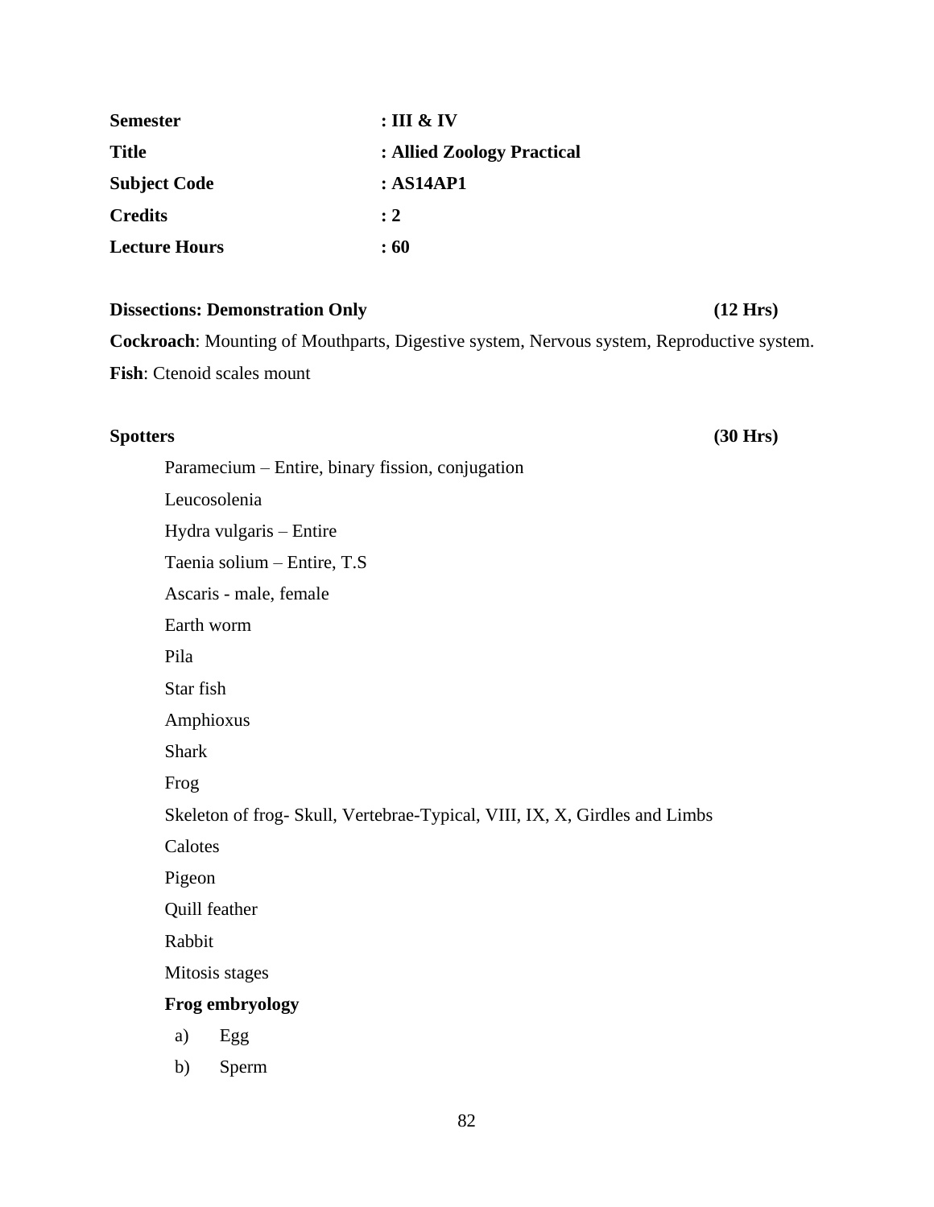| | |
|---|---|
| **Semester** | **: III & IV** |
| **Title** | **: Allied Zoology Practical** |
| **Subject Code** | **: AS14AP1** |
| **Credits** | **: 2** |
| **Lecture Hours** | **: 60** |

**Dissections: Demonstration Only** **(12 Hrs)**

**Cockroach**: Mounting of Mouthparts, Digestive system, Nervous system, Reproductive system.

**Fish**: Ctenoid scales mount

**Spotters** **(30 Hrs)**

Paramecium – Entire, binary fission, conjugation

Leucosolenia

Hydra vulgaris – Entire

Taenia solium – Entire, T.S

Ascaris - male, female

Earth worm

Pila

Star fish

Amphioxus

Shark

Frog

Skeleton of frog- Skull, Vertebrae-Typical, VIII, IX, X, Girdles and Limbs

Calotes

Pigeon

Quill feather

Rabbit

Mitosis stages

**Frog embryology**

a) Egg

b) Sperm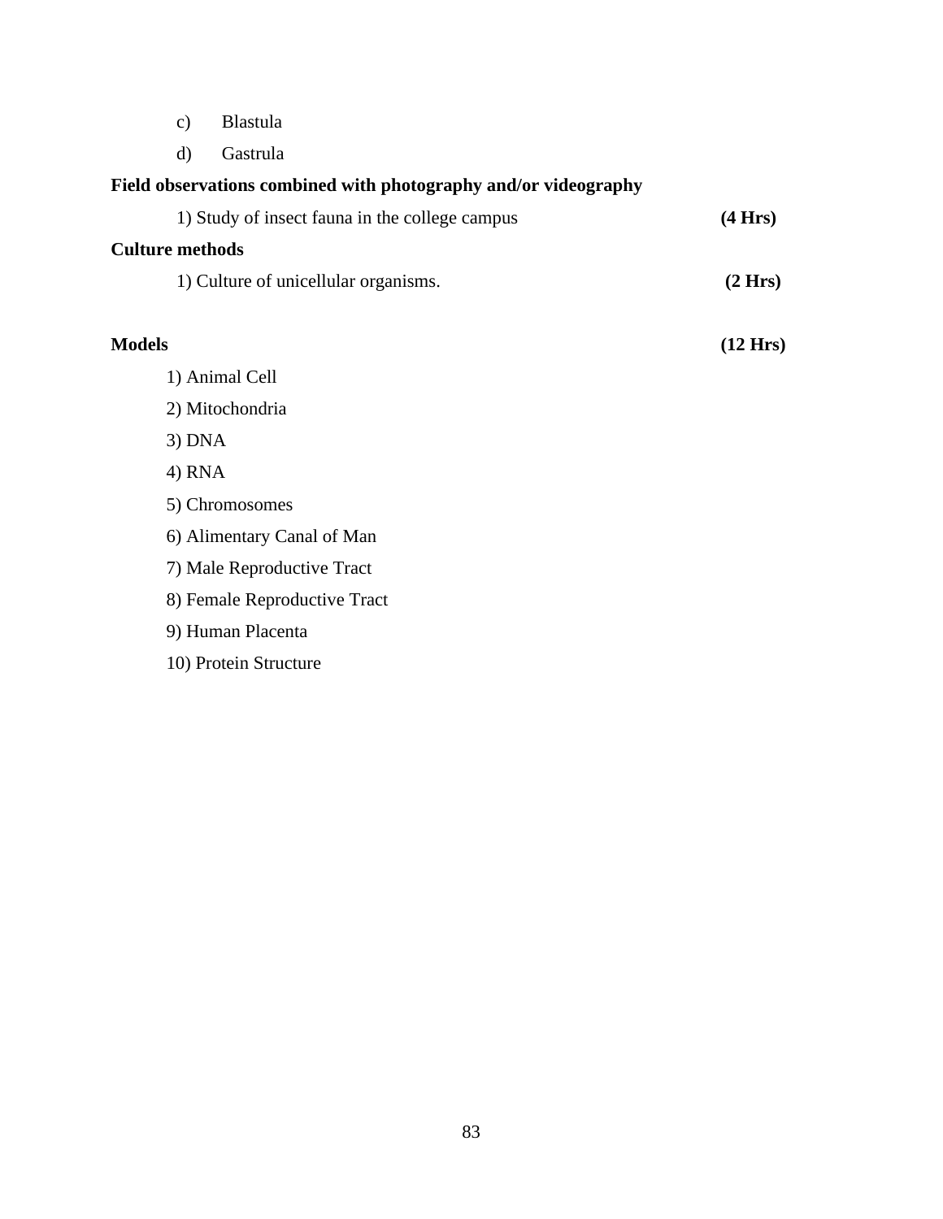c) Blastula

d) Gastrula

**Field observations combined with photography and/or videography**

1) Study of insect fauna in the college campus **(4 Hrs)**

**Culture methods**

1) Culture of unicellular organisms. **(2 Hrs)**

**Models** **(12 Hrs)**

1) Animal Cell

2) Mitochondria

3) DNA

4) RNA

5) Chromosomes

6) Alimentary Canal of Man

7) Male Reproductive Tract

8) Female Reproductive Tract

9) Human Placenta

10) Protein Structure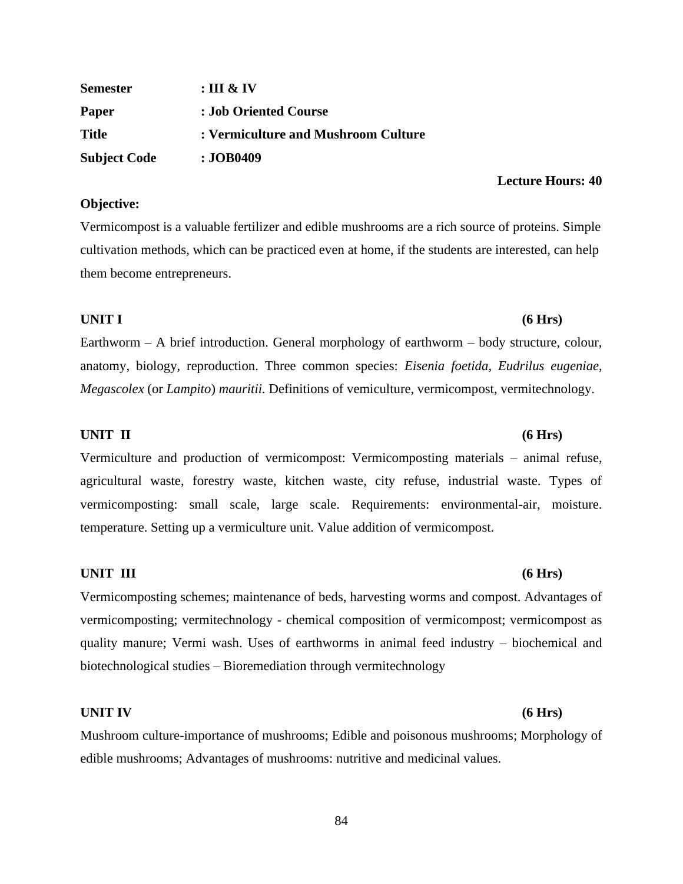**Semester** : **III & IV**

**Paper** : **Job Oriented Course**

**Title** : **Vermiculture and Mushroom Culture**

**Subject Code** : **JOB0409**

**Lecture Hours: 40**

**Objective:**

Vermicompost is a valuable fertilizer and edible mushrooms are a rich source of proteins. Simple cultivation methods, which can be practiced even at home, if the students are interested, can help them become entrepreneurs.

**UNIT I** **(6 Hrs)**

Earthworm – A brief introduction. General morphology of earthworm – body structure, colour, anatomy, biology, reproduction. Three common species: *Eisenia foetida*, *Eudrilus eugeniae, Megascolex* (or *Lampito*) *mauritii.* Definitions of vemiculture, vermicompost, vermitechnology.

**UNIT II** **(6 Hrs)**

Vermiculture and production of vermicompost: Vermicomposting materials – animal refuse, agricultural waste, forestry waste, kitchen waste, city refuse, industrial waste. Types of vermicomposting: small scale, large scale. Requirements: environmental-air, moisture. temperature. Setting up a vermiculture unit. Value addition of vermicompost.

**UNIT III** **(6 Hrs)**

Vermicomposting schemes; maintenance of beds, harvesting worms and compost. Advantages of vermicomposting; vermitechnology - chemical composition of vermicompost; vermicompost as quality manure; Vermi wash. Uses of earthworms in animal feed industry – biochemical and biotechnological studies – Bioremediation through vermitechnology

**UNIT IV** **(6 Hrs)**

Mushroom culture-importance of mushrooms; Edible and poisonous mushrooms; Morphology of edible mushrooms; Advantages of mushrooms: nutritive and medicinal values.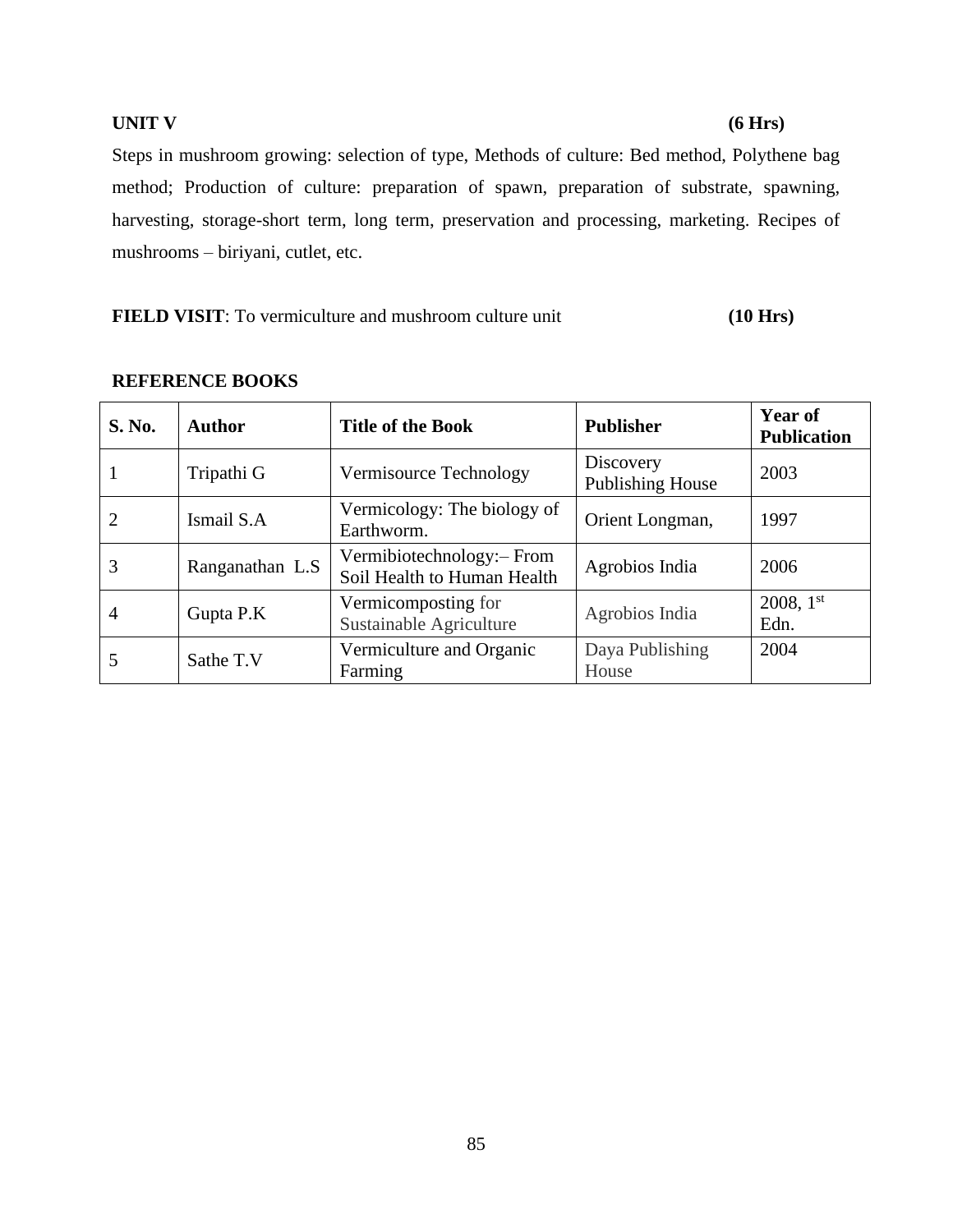**UNIT V** **(6 Hrs)**

Steps in mushroom growing: selection of type, Methods of culture: Bed method, Polythene bag method; Production of culture: preparation of spawn, preparation of substrate, spawning, harvesting, storage-short term, long term, preservation and processing, marketing. Recipes of mushrooms – biriyani, cutlet, etc.

**FIELD VISIT**: To vermiculture and mushroom culture unit **(10 Hrs)**

**REFERENCE BOOKS**

| S. No. | Author | Title of the Book | Publisher | Year of Publication |
|---|---|---|---|---|
| 1 | Tripathi G | Vermisource Technology | Discovery Publishing House | 2003 |
| 2 | Ismail S.A | Vermicology: The biology of Earthworm. | Orient Longman, | 1997 |
| 3 | Ranganathan L.S | Vermibiotechnology:– From Soil Health to Human Health | Agrobios India | 2006 |
| 4 | Gupta P.K | Vermicomposting for Sustainable Agriculture | Agrobios India | 2008, 1st Edn. |
| 5 | Sathe T.V | Vermiculture and Organic Farming | Daya Publishing House | 2004 |